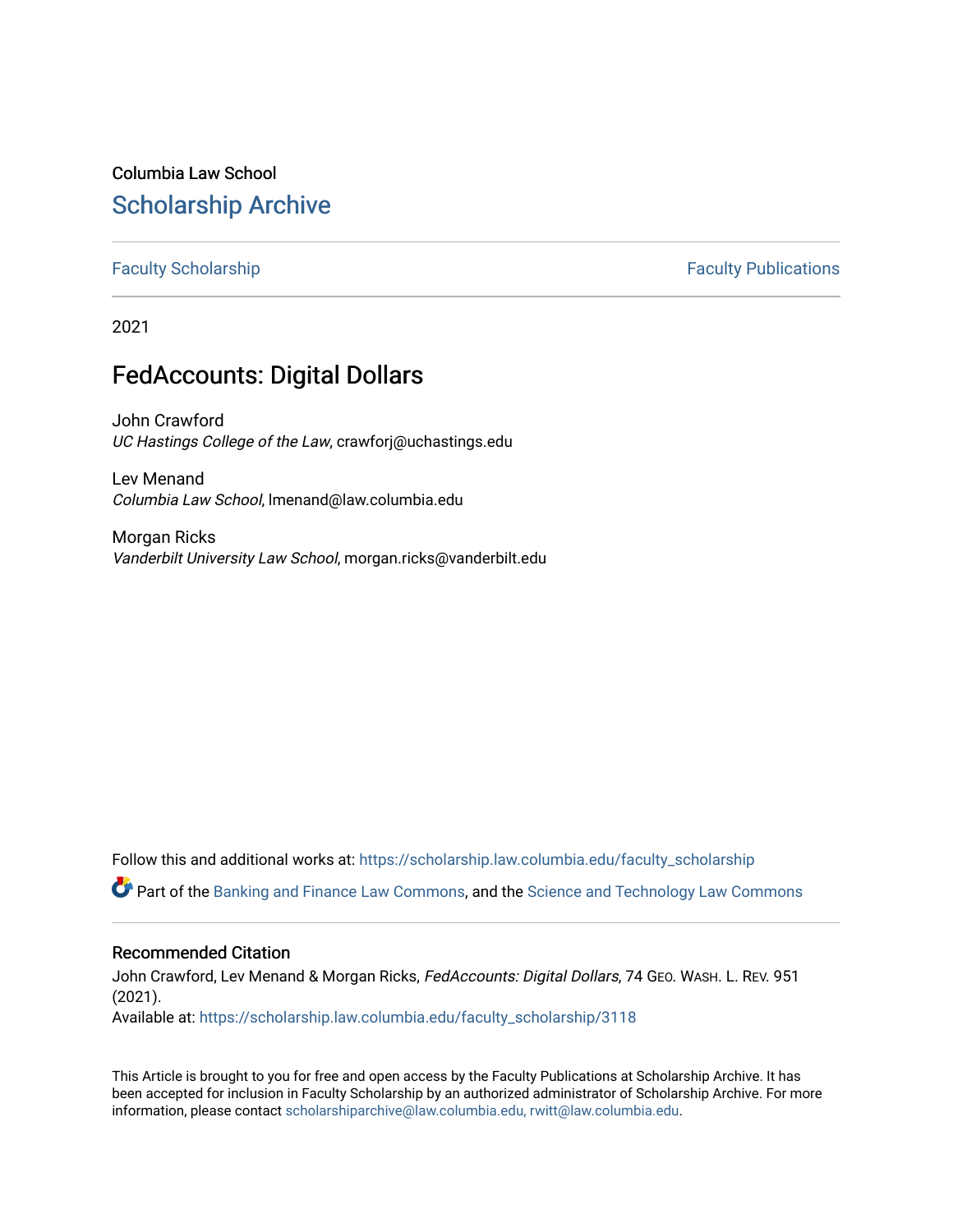Columbia Law School

# Scholarship Archive

Faculty Scholarship | Faculty Publications

2021

## FedAccounts: Digital Dollars

John Crawford
*UC Hastings College of the Law*, crawforj@uchastings.edu

Lev Menand
*Columbia Law School*, lmenand@law.columbia.edu

Morgan Ricks
*Vanderbilt University Law School*, morgan.ricks@vanderbilt.edu

Follow this and additional works at: https://scholarship.law.columbia.edu/faculty_scholarship

Part of the Banking and Finance Law Commons, and the Science and Technology Law Commons

### Recommended Citation

John Crawford, Lev Menand & Morgan Ricks, *FedAccounts: Digital Dollars*, 74 GEO. WASH. L. REV. 951 (2021).
Available at: https://scholarship.law.columbia.edu/faculty_scholarship/3118

This Article is brought to you for free and open access by the Faculty Publications at Scholarship Archive. It has been accepted for inclusion in Faculty Scholarship by an authorized administrator of Scholarship Archive. For more information, please contact scholarshiparchive@law.columbia.edu, rwitt@law.columbia.edu.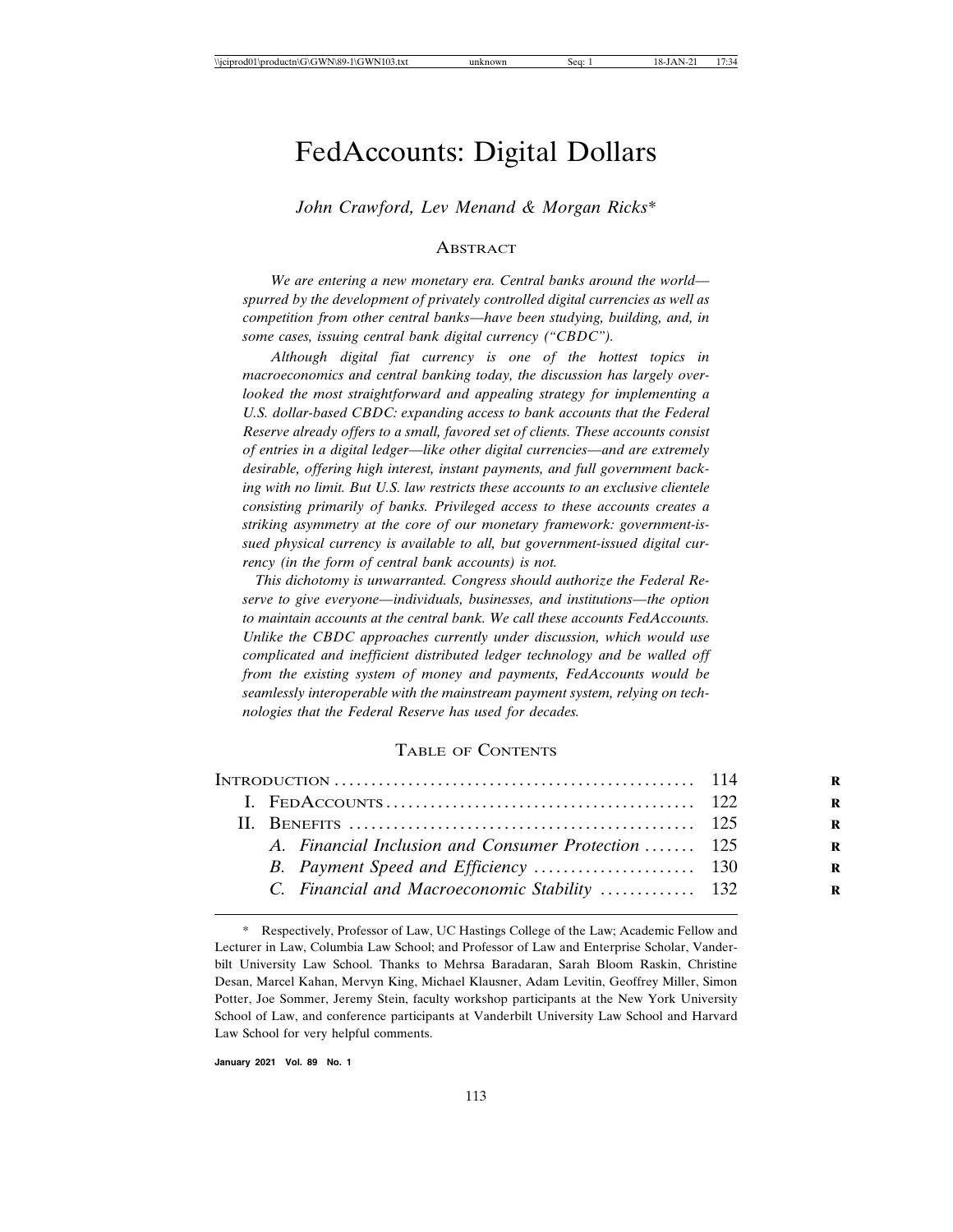# FedAccounts: Digital Dollars

*John Crawford, Lev Menand & Morgan Ricks**

## Abstract

*We are entering a new monetary era. Central banks around the world—spurred by the development of privately controlled digital currencies as well as competition from other central banks—have been studying, building, and, in some cases, issuing central bank digital currency ("CBDC").*

*Although digital fiat currency is one of the hottest topics in macroeconomics and central banking today, the discussion has largely overlooked the most straightforward and appealing strategy for implementing a U.S. dollar-based CBDC: expanding access to bank accounts that the Federal Reserve already offers to a small, favored set of clients. These accounts consist of entries in a digital ledger—like other digital currencies—and are extremely desirable, offering high interest, instant payments, and full government backing with no limit. But U.S. law restricts these accounts to an exclusive clientele consisting primarily of banks. Privileged access to these accounts creates a striking asymmetry at the core of our monetary framework: government-issued physical currency is available to all, but government-issued digital currency (in the form of central bank accounts) is not.*

*This dichotomy is unwarranted. Congress should authorize the Federal Reserve to give everyone—individuals, businesses, and institutions—the option to maintain accounts at the central bank. We call these accounts FedAccounts. Unlike the CBDC approaches currently under discussion, which would use complicated and inefficient distributed ledger technology and be walled off from the existing system of money and payments, FedAccounts would be seamlessly interoperable with the mainstream payment system, relying on technologies that the Federal Reserve has used for decades.*

## Table of Contents

| | |
|---|---|
| Introduction | 114 |
| I. FedAccounts | 122 |
| II. Benefits | 125 |
| *A. Financial Inclusion and Consumer Protection* | 125 |
| *B. Payment Speed and Efficiency* | 130 |
| *C. Financial and Macroeconomic Stability* | 132 |

\* Respectively, Professor of Law, UC Hastings College of the Law; Academic Fellow and Lecturer in Law, Columbia Law School; and Professor of Law and Enterprise Scholar, Vanderbilt University Law School. Thanks to Mehrsa Baradaran, Sarah Bloom Raskin, Christine Desan, Marcel Kahan, Mervyn King, Michael Klausner, Adam Levitin, Geoffrey Miller, Simon Potter, Joe Sommer, Jeremy Stein, faculty workshop participants at the New York University School of Law, and conference participants at Vanderbilt University Law School and Harvard Law School for very helpful comments.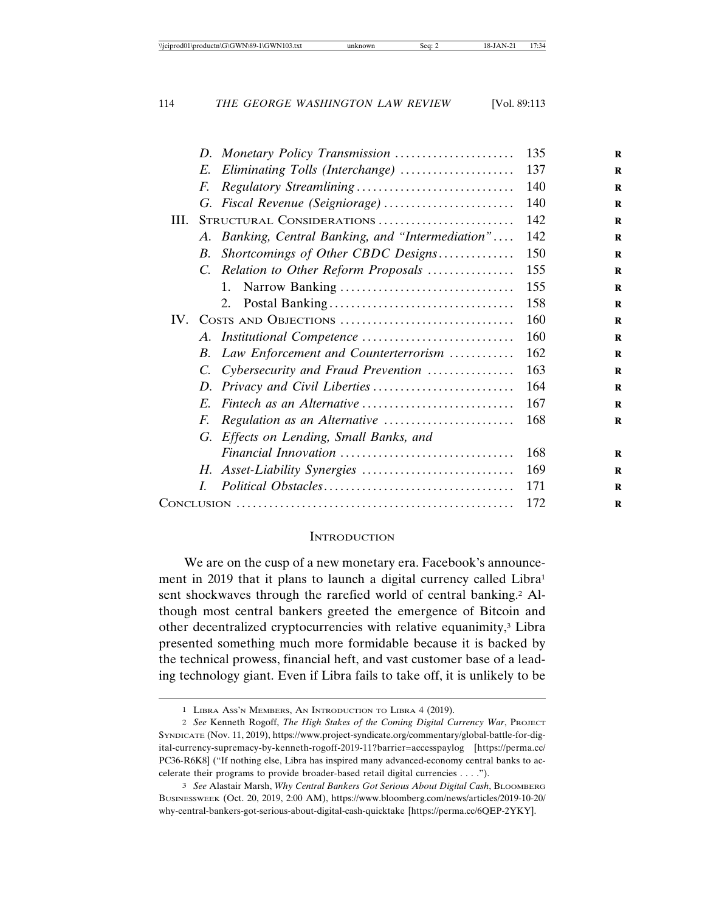D. *Monetary Policy Transmission* ...................... 135
E. *Eliminating Tolls (Interchange)* ..................... 137
F. *Regulatory Streamlining* ............................ 140
G. *Fiscal Revenue (Seigniorage)* ........................ 140

III. STRUCTURAL CONSIDERATIONS ......................... 142
A. *Banking, Central Banking, and "Intermediation"* .... 142
B. *Shortcomings of Other CBDC Designs* .............. 150
C. *Relation to Other Reform Proposals* ................ 155
1. Narrow Banking ................................ 155
2. Postal Banking .................................. 158

IV. COSTS AND OBJECTIONS ................................ 160
A. *Institutional Competence* ........................... 160
B. *Law Enforcement and Counterterrorism* ............ 162
C. *Cybersecurity and Fraud Prevention* ................ 163
D. *Privacy and Civil Liberties* .......................... 164
E. *Fintech as an Alternative* ............................ 167
F. *Regulation as an Alternative* ........................ 168
G. *Effects on Lending, Small Banks, and Financial Innovation* ................................ 168
H. *Asset-Liability Synergies* ............................ 169
I. *Political Obstacles* ................................... 171

CONCLUSION ................................................... 172

## INTRODUCTION

We are on the cusp of a new monetary era. Facebook's announcement in 2019 that it plans to launch a digital currency called Libra[1] sent shockwaves through the rarefied world of central banking.[2] Although most central bankers greeted the emergence of Bitcoin and other decentralized cryptocurrencies with relative equanimity,[3] Libra presented something much more formidable because it is backed by the technical prowess, financial heft, and vast customer base of a leading technology giant. Even if Libra fails to take off, it is unlikely to be

---

1 LIBRA ASS'N MEMBERS, AN INTRODUCTION TO LIBRA 4 (2019).

2 *See* Kenneth Rogoff, *The High Stakes of the Coming Digital Currency War*, PROJECT SYNDICATE (Nov. 11, 2019), https://www.project-syndicate.org/commentary/global-battle-for-digital-currency-supremacy-by-kenneth-rogoff-2019-11?barrier=accesspaylog [https://perma.cc/PC36-R6K8] ("If nothing else, Libra has inspired many advanced-economy central banks to accelerate their programs to provide broader-based retail digital currencies . . . .").

3 *See* Alastair Marsh, *Why Central Bankers Got Serious About Digital Cash*, BLOOMBERG BUSINESSWEEK (Oct. 20, 2019, 2:00 AM), https://www.bloomberg.com/news/articles/2019-10-20/why-central-bankers-got-serious-about-digital-cash-quicktake [https://perma.cc/6QEP-2YKY].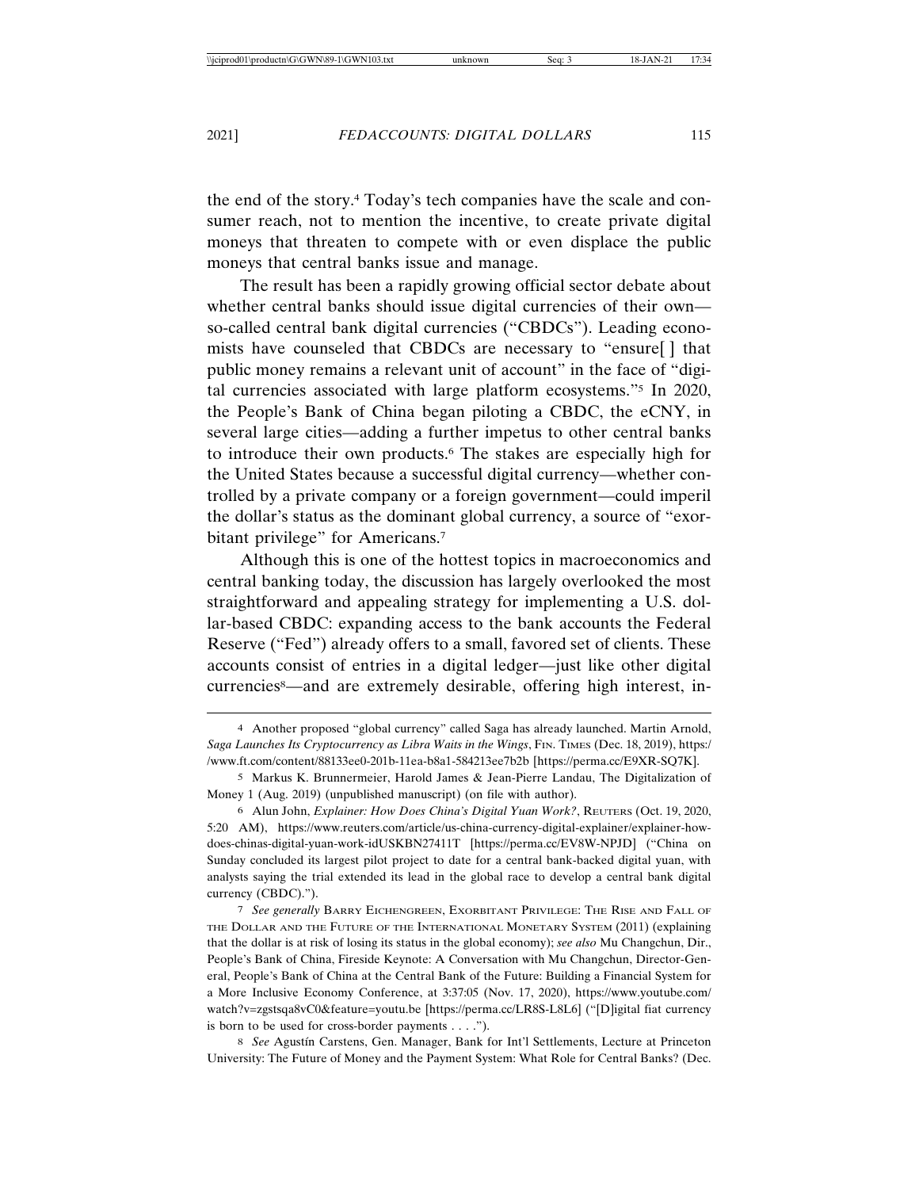the end of the story.[4] Today's tech companies have the scale and consumer reach, not to mention the incentive, to create private digital moneys that threaten to compete with or even displace the public moneys that central banks issue and manage.

The result has been a rapidly growing official sector debate about whether central banks should issue digital currencies of their own—so-called central bank digital currencies ("CBDCs"). Leading economists have counseled that CBDCs are necessary to "ensure[ ] that public money remains a relevant unit of account" in the face of "digital currencies associated with large platform ecosystems."[5] In 2020, the People's Bank of China began piloting a CBDC, the eCNY, in several large cities—adding a further impetus to other central banks to introduce their own products.[6] The stakes are especially high for the United States because a successful digital currency—whether controlled by a private company or a foreign government—could imperil the dollar's status as the dominant global currency, a source of "exorbitant privilege" for Americans.[7]

Although this is one of the hottest topics in macroeconomics and central banking today, the discussion has largely overlooked the most straightforward and appealing strategy for implementing a U.S. dollar-based CBDC: expanding access to the bank accounts the Federal Reserve ("Fed") already offers to a small, favored set of clients. These accounts consist of entries in a digital ledger—just like other digital currencies[8]—and are extremely desirable, offering high interest, in-

---

4 Another proposed "global currency" called Saga has already launched. Martin Arnold, *Saga Launches Its Cryptocurrency as Libra Waits in the Wings*, FIN. TIMES (Dec. 18, 2019), https://www.ft.com/content/88133ee0-201b-11ea-b8a1-584213ee7b2b [https://perma.cc/E9XR-SQ7K].

5 Markus K. Brunnermeier, Harold James & Jean-Pierre Landau, The Digitalization of Money 1 (Aug. 2019) (unpublished manuscript) (on file with author).

6 Alun John, *Explainer: How Does China's Digital Yuan Work?*, REUTERS (Oct. 19, 2020, 5:20 AM), https://www.reuters.com/article/us-china-currency-digital-explainer/explainer-how-does-chinas-digital-yuan-work-idUSKBN27411T [https://perma.cc/EV8W-NPJD] ("China on Sunday concluded its largest pilot project to date for a central bank-backed digital yuan, with analysts saying the trial extended its lead in the global race to develop a central bank digital currency (CBDC).").

7 *See generally* BARRY EICHENGREEN, EXORBITANT PRIVILEGE: THE RISE AND FALL OF THE DOLLAR AND THE FUTURE OF THE INTERNATIONAL MONETARY SYSTEM (2011) (explaining that the dollar is at risk of losing its status in the global economy); *see also* Mu Changchun, Dir., People's Bank of China, Fireside Keynote: A Conversation with Mu Changchun, Director-General, People's Bank of China at the Central Bank of the Future: Building a Financial System for a More Inclusive Economy Conference, at 3:37:05 (Nov. 17, 2020), https://www.youtube.com/watch?v=zgstsqa8vC0&feature=youtu.be [https://perma.cc/LR8S-L8L6] ("[D]igital fiat currency is born to be used for cross-border payments . . . .").

8 *See* Agustín Carstens, Gen. Manager, Bank for Int'l Settlements, Lecture at Princeton University: The Future of Money and the Payment System: What Role for Central Banks? (Dec.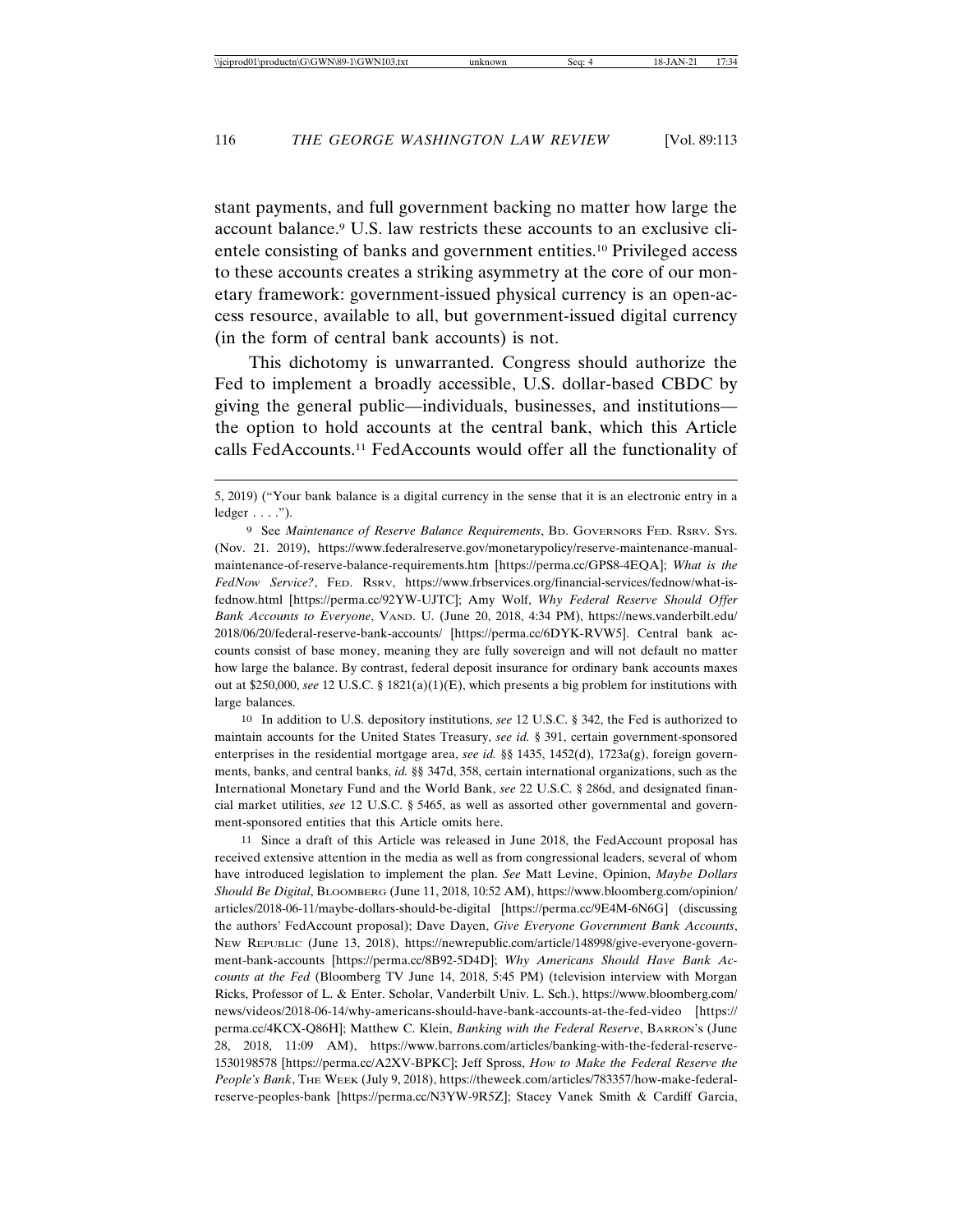stant payments, and full government backing no matter how large the account balance.[9] U.S. law restricts these accounts to an exclusive clientele consisting of banks and government entities.[10] Privileged access to these accounts creates a striking asymmetry at the core of our monetary framework: government-issued physical currency is an open-access resource, available to all, but government-issued digital currency (in the form of central bank accounts) is not.

This dichotomy is unwarranted. Congress should authorize the Fed to implement a broadly accessible, U.S. dollar-based CBDC by giving the general public—individuals, businesses, and institutions—the option to hold accounts at the central bank, which this Article calls FedAccounts.[11] FedAccounts would offer all the functionality of

---

5, 2019) ("Your bank balance is a digital currency in the sense that it is an electronic entry in a ledger . . . .").

9 See *Maintenance of Reserve Balance Requirements*, BD. GOVERNORS FED. RSRV. SYS. (Nov. 21. 2019), https://www.federalreserve.gov/monetarypolicy/reserve-maintenance-manual-maintenance-of-reserve-balance-requirements.htm [https://perma.cc/GPS8-4EQA]; *What is the FedNow Service?*, FED. RSRV, https://www.frbservices.org/financial-services/fednow/what-is-fednow.html [https://perma.cc/92YW-UJTC]; Amy Wolf, *Why Federal Reserve Should Offer Bank Accounts to Everyone*, VAND. U. (June 20, 2018, 4:34 PM), https://news.vanderbilt.edu/2018/06/20/federal-reserve-bank-accounts/ [https://perma.cc/6DYK-RVW5]. Central bank accounts consist of base money, meaning they are fully sovereign and will not default no matter how large the balance. By contrast, federal deposit insurance for ordinary bank accounts maxes out at $250,000, *see* 12 U.S.C. § 1821(a)(1)(E), which presents a big problem for institutions with large balances.

10 In addition to U.S. depository institutions, *see* 12 U.S.C. § 342, the Fed is authorized to maintain accounts for the United States Treasury, *see id.* § 391, certain government-sponsored enterprises in the residential mortgage area, *see id.* §§ 1435, 1452(d), 1723a(g), foreign governments, banks, and central banks, *id.* §§ 347d, 358, certain international organizations, such as the International Monetary Fund and the World Bank, *see* 22 U.S.C. § 286d, and designated financial market utilities, *see* 12 U.S.C. § 5465, as well as assorted other governmental and government-sponsored entities that this Article omits here.

11 Since a draft of this Article was released in June 2018, the FedAccount proposal has received extensive attention in the media as well as from congressional leaders, several of whom have introduced legislation to implement the plan. *See* Matt Levine, Opinion, *Maybe Dollars Should Be Digital*, BLOOMBERG (June 11, 2018, 10:52 AM), https://www.bloomberg.com/opinion/articles/2018-06-11/maybe-dollars-should-be-digital [https://perma.cc/9E4M-6N6G] (discussing the authors' FedAccount proposal); Dave Dayen, *Give Everyone Government Bank Accounts*, NEW REPUBLIC (June 13, 2018), https://newrepublic.com/article/148998/give-everyone-government-bank-accounts [https://perma.cc/8B92-5D4D]; *Why Americans Should Have Bank Accounts at the Fed* (Bloomberg TV June 14, 2018, 5:45 PM) (television interview with Morgan Ricks, Professor of L. & Enter. Scholar, Vanderbilt Univ. L. Sch.), https://www.bloomberg.com/news/videos/2018-06-14/why-americans-should-have-bank-accounts-at-the-fed-video [https://perma.cc/4KCX-Q86H]; Matthew C. Klein, *Banking with the Federal Reserve*, BARRON'S (June 28, 2018, 11:09 AM), https://www.barrons.com/articles/banking-with-the-federal-reserve-1530198578 [https://perma.cc/A2XV-BPKC]; Jeff Spross, *How to Make the Federal Reserve the People's Bank*, THE WEEK (July 9, 2018), https://theweek.com/articles/783357/how-make-federal-reserve-peoples-bank [https://perma.cc/N3YW-9R5Z]; Stacey Vanek Smith & Cardiff Garcia,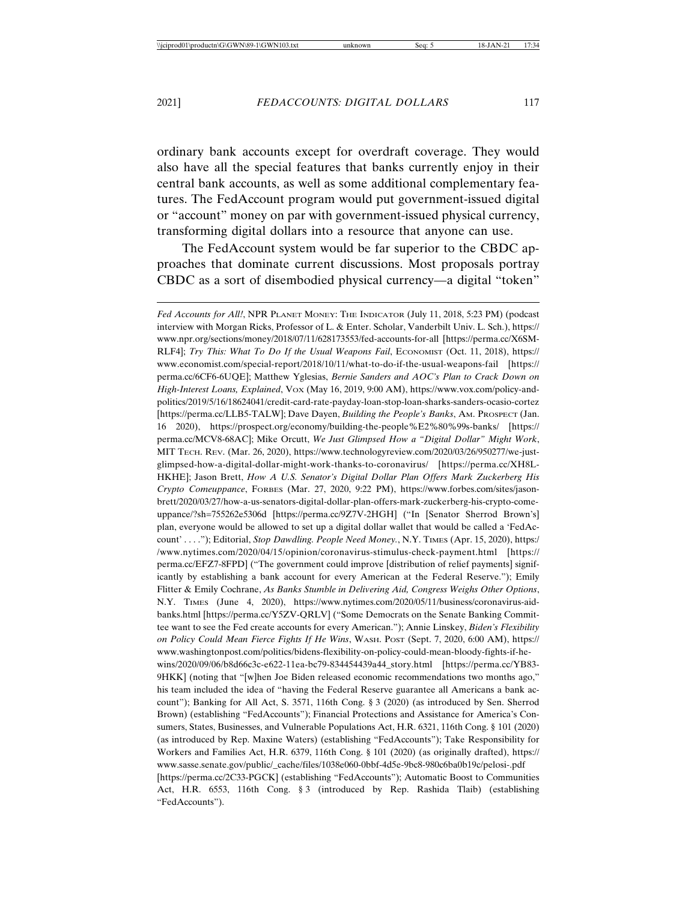ordinary bank accounts except for overdraft coverage. They would also have all the special features that banks currently enjoy in their central bank accounts, as well as some additional complementary features. The FedAccount program would put government-issued digital or "account" money on par with government-issued physical currency, transforming digital dollars into a resource that anyone can use.

The FedAccount system would be far superior to the CBDC approaches that dominate current discussions. Most proposals portray CBDC as a sort of disembodied physical currency—a digital "token"

---

*Fed Accounts for All!*, NPR PLANET MONEY: THE INDICATOR (July 11, 2018, 5:23 PM) (podcast interview with Morgan Ricks, Professor of L. & Enter. Scholar, Vanderbilt Univ. L. Sch.), https://www.npr.org/sections/money/2018/07/11/628173553/fed-accounts-for-all [https://perma.cc/X6SM-RLF4]; *Try This: What To Do If the Usual Weapons Fail*, ECONOMIST (Oct. 11, 2018), https://www.economist.com/special-report/2018/10/11/what-to-do-if-the-usual-weapons-fail [https://perma.cc/6CF6-6UQE]; Matthew Yglesias, *Bernie Sanders and AOC's Plan to Crack Down on High-Interest Loans, Explained*, VOX (May 16, 2019, 9:00 AM), https://www.vox.com/policy-and-politics/2019/5/16/18624041/credit-card-rate-payday-loan-stop-loan-sharks-sanders-ocasio-cortez [https://perma.cc/LLB5-TALW]; Dave Dayen, *Building the People's Banks*, AM. PROSPECT (Jan. 16 2020), https://prospect.org/economy/building-the-people%E2%80%99s-banks/ [https://perma.cc/MCV8-68AC]; Mike Orcutt, *We Just Glimpsed How a "Digital Dollar" Might Work*, MIT TECH. REV. (Mar. 26, 2020), https://www.technologyreview.com/2020/03/26/950277/we-just-glimpsed-how-a-digital-dollar-might-work-thanks-to-coronavirus/ [https://perma.cc/XH8L-HKHE]; Jason Brett, *How A U.S. Senator's Digital Dollar Plan Offers Mark Zuckerberg His Crypto Comeuppance*, FORBES (Mar. 27, 2020, 9:22 PM), https://www.forbes.com/sites/jasonbrett/2020/03/27/how-a-us-senators-digital-dollar-plan-offers-mark-zuckerberg-his-crypto-comeuppance/?sh=755262e5306d [https://perma.cc/9Z7V-2HGH] ("In [Senator Sherrod Brown's] plan, everyone would be allowed to set up a digital dollar wallet that would be called a 'FedAccount' . . . ."); Editorial, *Stop Dawdling. People Need Money.*, N.Y. TIMES (Apr. 15, 2020), https://www.nytimes.com/2020/04/15/opinion/coronavirus-stimulus-check-payment.html [https://perma.cc/EFZ7-8FPD] ("The government could improve [distribution of relief payments] significantly by establishing a bank account for every American at the Federal Reserve."); Emily Flitter & Emily Cochrane, *As Banks Stumble in Delivering Aid, Congress Weighs Other Options*, N.Y. TIMES (June 4, 2020), https://www.nytimes.com/2020/05/11/business/coronavirus-aid-banks.html [https://perma.cc/Y5ZV-QRLV] ("Some Democrats on the Senate Banking Committee want to see the Fed create accounts for every American."); Annie Linskey, *Biden's Flexibility on Policy Could Mean Fierce Fights If He Wins*, WASH. POST (Sept. 7, 2020, 6:00 AM), https://www.washingtonpost.com/politics/bidens-flexibility-on-policy-could-mean-bloody-fights-if-he-wins/2020/09/06/b8d66c3c-e622-11ea-bc79-834454439a44_story.html [https://perma.cc/YB83-9HKK] (noting that "[w]hen Joe Biden released economic recommendations two months ago," his team included the idea of "having the Federal Reserve guarantee all Americans a bank account"); Banking for All Act, S. 3571, 116th Cong. § 3 (2020) (as introduced by Sen. Sherrod Brown) (establishing "FedAccounts"); Financial Protections and Assistance for America's Consumers, States, Businesses, and Vulnerable Populations Act, H.R. 6321, 116th Cong. § 101 (2020) (as introduced by Rep. Maxine Waters) (establishing "FedAccounts"); Take Responsibility for Workers and Families Act, H.R. 6379, 116th Cong. § 101 (2020) (as originally drafted), https://www.sasse.senate.gov/public/_cache/files/1038e060-0bbf-4d5e-9bc8-980c6ba0b19c/pelosi-.pdf [https://perma.cc/2C33-PGCK] (establishing "FedAccounts"); Automatic Boost to Communities Act, H.R. 6553, 116th Cong. § 3 (introduced by Rep. Rashida Tlaib) (establishing "FedAccounts").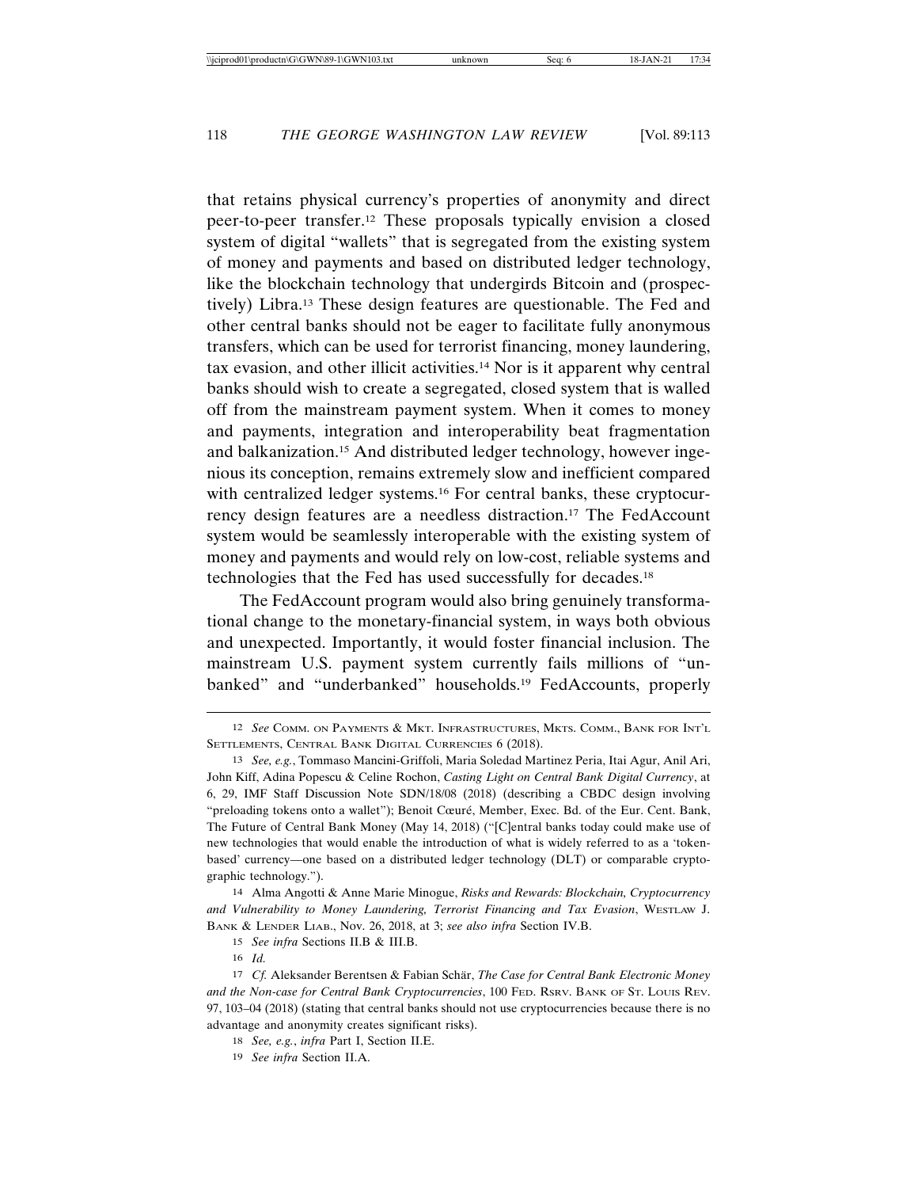that retains physical currency's properties of anonymity and direct peer-to-peer transfer.[12] These proposals typically envision a closed system of digital "wallets" that is segregated from the existing system of money and payments and based on distributed ledger technology, like the blockchain technology that undergirds Bitcoin and (prospectively) Libra.[13] These design features are questionable. The Fed and other central banks should not be eager to facilitate fully anonymous transfers, which can be used for terrorist financing, money laundering, tax evasion, and other illicit activities.[14] Nor is it apparent why central banks should wish to create a segregated, closed system that is walled off from the mainstream payment system. When it comes to money and payments, integration and interoperability beat fragmentation and balkanization.[15] And distributed ledger technology, however ingenious its conception, remains extremely slow and inefficient compared with centralized ledger systems.[16] For central banks, these cryptocurrency design features are a needless distraction.[17] The FedAccount system would be seamlessly interoperable with the existing system of money and payments and would rely on low-cost, reliable systems and technologies that the Fed has used successfully for decades.[18]

The FedAccount program would also bring genuinely transformational change to the monetary-financial system, in ways both obvious and unexpected. Importantly, it would foster financial inclusion. The mainstream U.S. payment system currently fails millions of "unbanked" and "underbanked" households.[19] FedAccounts, properly

---

12 *See* Comm. on Payments & Mkt. Infrastructures, Mkts. Comm., Bank for Int'l Settlements, Central Bank Digital Currencies 6 (2018).

13 *See, e.g.*, Tommaso Mancini-Griffoli, Maria Soledad Martinez Peria, Itai Agur, Anil Ari, John Kiff, Adina Popescu & Celine Rochon, *Casting Light on Central Bank Digital Currency*, at 6, 29, IMF Staff Discussion Note SDN/18/08 (2018) (describing a CBDC design involving "preloading tokens onto a wallet"); Benoit Cœuré, Member, Exec. Bd. of the Eur. Cent. Bank, The Future of Central Bank Money (May 14, 2018) ("[C]entral banks today could make use of new technologies that would enable the introduction of what is widely referred to as a 'token-based' currency—one based on a distributed ledger technology (DLT) or comparable cryptographic technology.").

14 Alma Angotti & Anne Marie Minogue, *Risks and Rewards: Blockchain, Cryptocurrency and Vulnerability to Money Laundering, Terrorist Financing and Tax Evasion*, Westlaw J. Bank & Lender Liab., Nov. 26, 2018, at 3; *see also infra* Section IV.B.

15 *See infra* Sections II.B & III.B.

16 *Id.*

17 *Cf.* Aleksander Berentsen & Fabian Schär, *The Case for Central Bank Electronic Money and the Non-case for Central Bank Cryptocurrencies*, 100 Fed. Rsrv. Bank of St. Louis Rev. 97, 103–04 (2018) (stating that central banks should not use cryptocurrencies because there is no advantage and anonymity creates significant risks).

18 *See, e.g.*, *infra* Part I, Section II.E.

19 *See infra* Section II.A.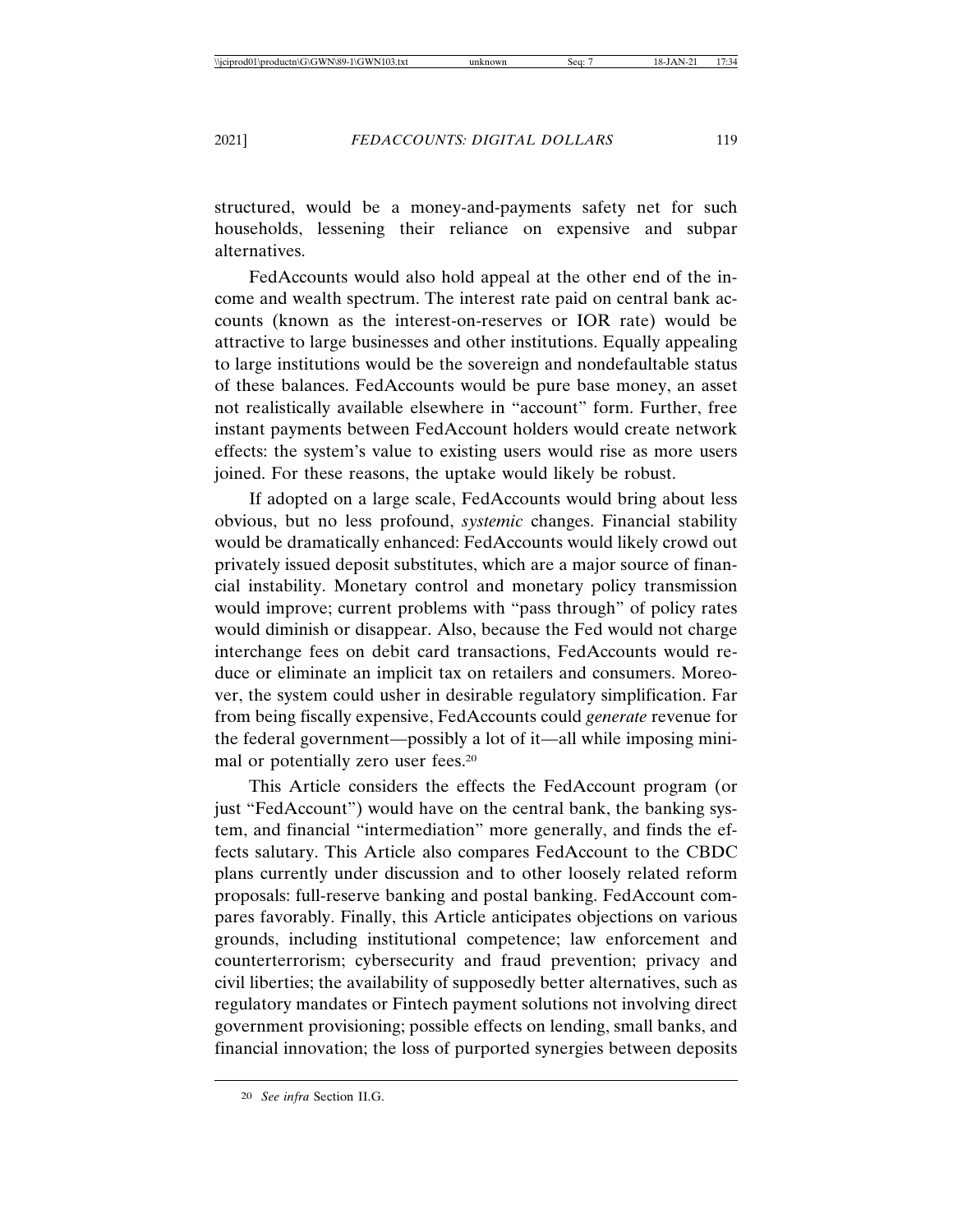structured, would be a money-and-payments safety net for such households, lessening their reliance on expensive and subpar alternatives.

FedAccounts would also hold appeal at the other end of the income and wealth spectrum. The interest rate paid on central bank accounts (known as the interest-on-reserves or IOR rate) would be attractive to large businesses and other institutions. Equally appealing to large institutions would be the sovereign and nondefaultable status of these balances. FedAccounts would be pure base money, an asset not realistically available elsewhere in "account" form. Further, free instant payments between FedAccount holders would create network effects: the system's value to existing users would rise as more users joined. For these reasons, the uptake would likely be robust.

If adopted on a large scale, FedAccounts would bring about less obvious, but no less profound, *systemic* changes. Financial stability would be dramatically enhanced: FedAccounts would likely crowd out privately issued deposit substitutes, which are a major source of financial instability. Monetary control and monetary policy transmission would improve; current problems with "pass through" of policy rates would diminish or disappear. Also, because the Fed would not charge interchange fees on debit card transactions, FedAccounts would reduce or eliminate an implicit tax on retailers and consumers. Moreover, the system could usher in desirable regulatory simplification. Far from being fiscally expensive, FedAccounts could *generate* revenue for the federal government—possibly a lot of it—all while imposing minimal or potentially zero user fees.[20]

This Article considers the effects the FedAccount program (or just "FedAccount") would have on the central bank, the banking system, and financial "intermediation" more generally, and finds the effects salutary. This Article also compares FedAccount to the CBDC plans currently under discussion and to other loosely related reform proposals: full-reserve banking and postal banking. FedAccount compares favorably. Finally, this Article anticipates objections on various grounds, including institutional competence; law enforcement and counterterrorism; cybersecurity and fraud prevention; privacy and civil liberties; the availability of supposedly better alternatives, such as regulatory mandates or Fintech payment solutions not involving direct government provisioning; possible effects on lending, small banks, and financial innovation; the loss of purported synergies between deposits

[20] *See infra* Section II.G.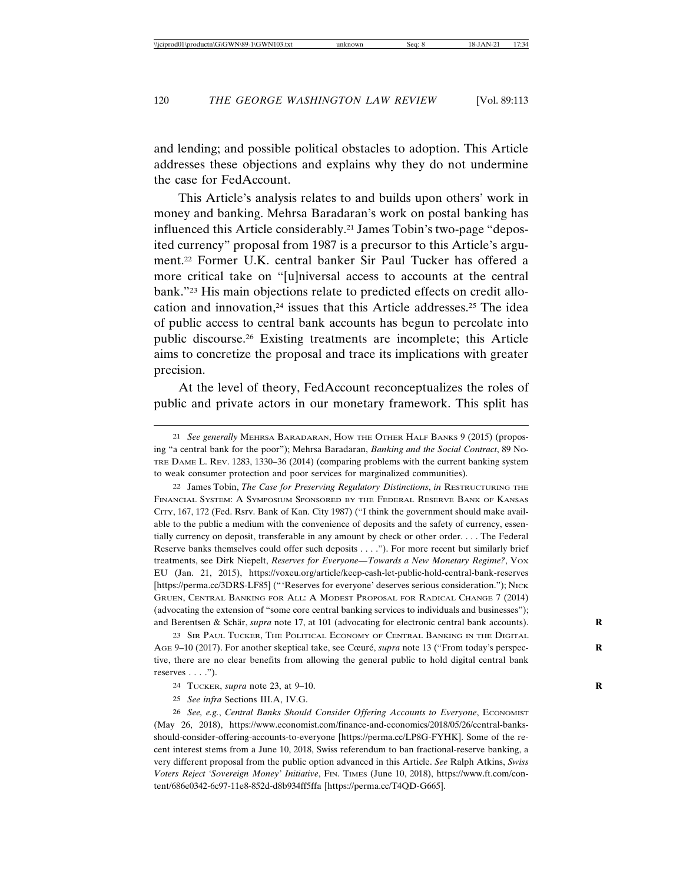and lending; and possible political obstacles to adoption. This Article addresses these objections and explains why they do not undermine the case for FedAccount.

This Article's analysis relates to and builds upon others' work in money and banking. Mehrsa Baradaran's work on postal banking has influenced this Article considerably.[21] James Tobin's two-page "deposited currency" proposal from 1987 is a precursor to this Article's argument.[22] Former U.K. central banker Sir Paul Tucker has offered a more critical take on "[u]niversal access to accounts at the central bank."[23] His main objections relate to predicted effects on credit allocation and innovation,[24] issues that this Article addresses.[25] The idea of public access to central bank accounts has begun to percolate into public discourse.[26] Existing treatments are incomplete; this Article aims to concretize the proposal and trace its implications with greater precision.

At the level of theory, FedAccount reconceptualizes the roles of public and private actors in our monetary framework. This split has

---

21 *See generally* Mehrsa Baradaran, How the Other Half Banks 9 (2015) (proposing "a central bank for the poor"); Mehrsa Baradaran, *Banking and the Social Contract*, 89 Notre Dame L. Rev. 1283, 1330–36 (2014) (comparing problems with the current banking system to weak consumer protection and poor services for marginalized communities).

22 James Tobin, *The Case for Preserving Regulatory Distinctions*, *in* Restructuring the Financial System: A Symposium Sponsored by the Federal Reserve Bank of Kansas City, 167, 172 (Fed. Rsrv. Bank of Kan. City 1987) ("I think the government should make available to the public a medium with the convenience of deposits and the safety of currency, essentially currency on deposit, transferable in any amount by check or other order. . . . The Federal Reserve banks themselves could offer such deposits . . . ."). For more recent but similarly brief treatments, see Dirk Niepelt, *Reserves for Everyone—Towards a New Monetary Regime?*, Vox EU (Jan. 21, 2015), https://voxeu.org/article/keep-cash-let-public-hold-central-bank-reserves [https://perma.cc/3DRS-LF85] ("'Reserves for everyone' deserves serious consideration."); Nick Gruen, Central Banking for All: A Modest Proposal for Radical Change 7 (2014) (advocating the extension of "some core central banking services to individuals and businesses"); and Berentsen & Schär, *supra* note 17, at 101 (advocating for electronic central bank accounts).

23 Sir Paul Tucker, The Political Economy of Central Banking in the Digital Age 9–10 (2017). For another skeptical take, see Cœuré, *supra* note 13 ("From today's perspective, there are no clear benefits from allowing the general public to hold digital central bank reserves . . . .").

24 Tucker, *supra* note 23, at 9–10.

25 *See infra* Sections III.A, IV.G.

26 *See, e.g.*, *Central Banks Should Consider Offering Accounts to Everyone*, Economist (May 26, 2018), https://www.economist.com/finance-and-economics/2018/05/26/central-banks-should-consider-offering-accounts-to-everyone [https://perma.cc/LP8G-FYHK]. Some of the recent interest stems from a June 10, 2018, Swiss referendum to ban fractional-reserve banking, a very different proposal from the public option advanced in this Article. *See* Ralph Atkins, *Swiss Voters Reject 'Sovereign Money' Initiative*, Fin. Times (June 10, 2018), https://www.ft.com/content/686e0342-6c97-11e8-852d-d8b934ff5ffa [https://perma.cc/T4QD-G665].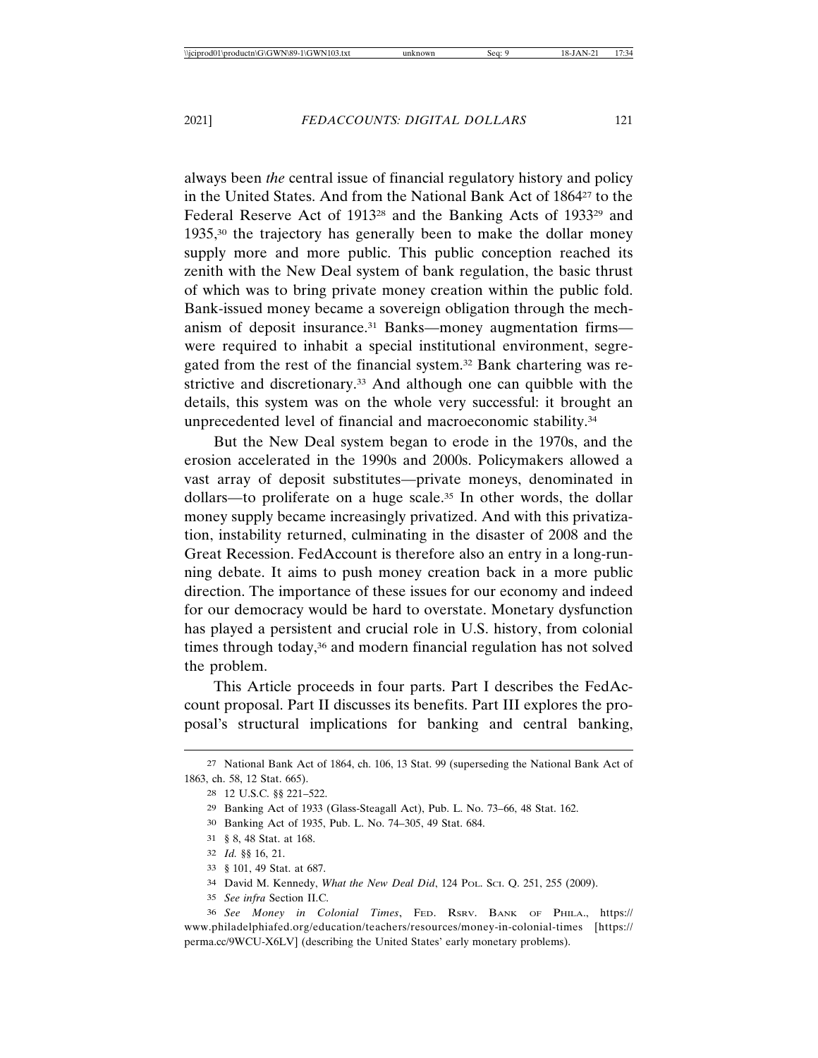always been *the* central issue of financial regulatory history and policy in the United States. And from the National Bank Act of 1864[27] to the Federal Reserve Act of 1913[28] and the Banking Acts of 1933[29] and 1935,[30] the trajectory has generally been to make the dollar money supply more and more public. This public conception reached its zenith with the New Deal system of bank regulation, the basic thrust of which was to bring private money creation within the public fold. Bank-issued money became a sovereign obligation through the mechanism of deposit insurance.[31] Banks—money augmentation firms—were required to inhabit a special institutional environment, segregated from the rest of the financial system.[32] Bank chartering was restrictive and discretionary.[33] And although one can quibble with the details, this system was on the whole very successful: it brought an unprecedented level of financial and macroeconomic stability.[34]

But the New Deal system began to erode in the 1970s, and the erosion accelerated in the 1990s and 2000s. Policymakers allowed a vast array of deposit substitutes—private moneys, denominated in dollars—to proliferate on a huge scale.[35] In other words, the dollar money supply became increasingly privatized. And with this privatization, instability returned, culminating in the disaster of 2008 and the Great Recession. FedAccount is therefore also an entry in a long-running debate. It aims to push money creation back in a more public direction. The importance of these issues for our economy and indeed for our democracy would be hard to overstate. Monetary dysfunction has played a persistent and crucial role in U.S. history, from colonial times through today,[36] and modern financial regulation has not solved the problem.

This Article proceeds in four parts. Part I describes the FedAccount proposal. Part II discusses its benefits. Part III explores the proposal's structural implications for banking and central banking,

---

27 National Bank Act of 1864, ch. 106, 13 Stat. 99 (superseding the National Bank Act of 1863, ch. 58, 12 Stat. 665).

28 12 U.S.C. §§ 221–522.

29 Banking Act of 1933 (Glass-Steagall Act), Pub. L. No. 73–66, 48 Stat. 162.

30 Banking Act of 1935, Pub. L. No. 74–305, 49 Stat. 684.

31 § 8, 48 Stat. at 168.

32 *Id.* §§ 16, 21.

33 § 101, 49 Stat. at 687.

34 David M. Kennedy, *What the New Deal Did*, 124 POL. SCI. Q. 251, 255 (2009).

35 *See infra* Section II.C.

36 *See Money in Colonial Times*, FED. RSRV. BANK OF PHILA., https://www.philadelphiafed.org/education/teachers/resources/money-in-colonial-times [https://perma.cc/9WCU-X6LV] (describing the United States' early monetary problems).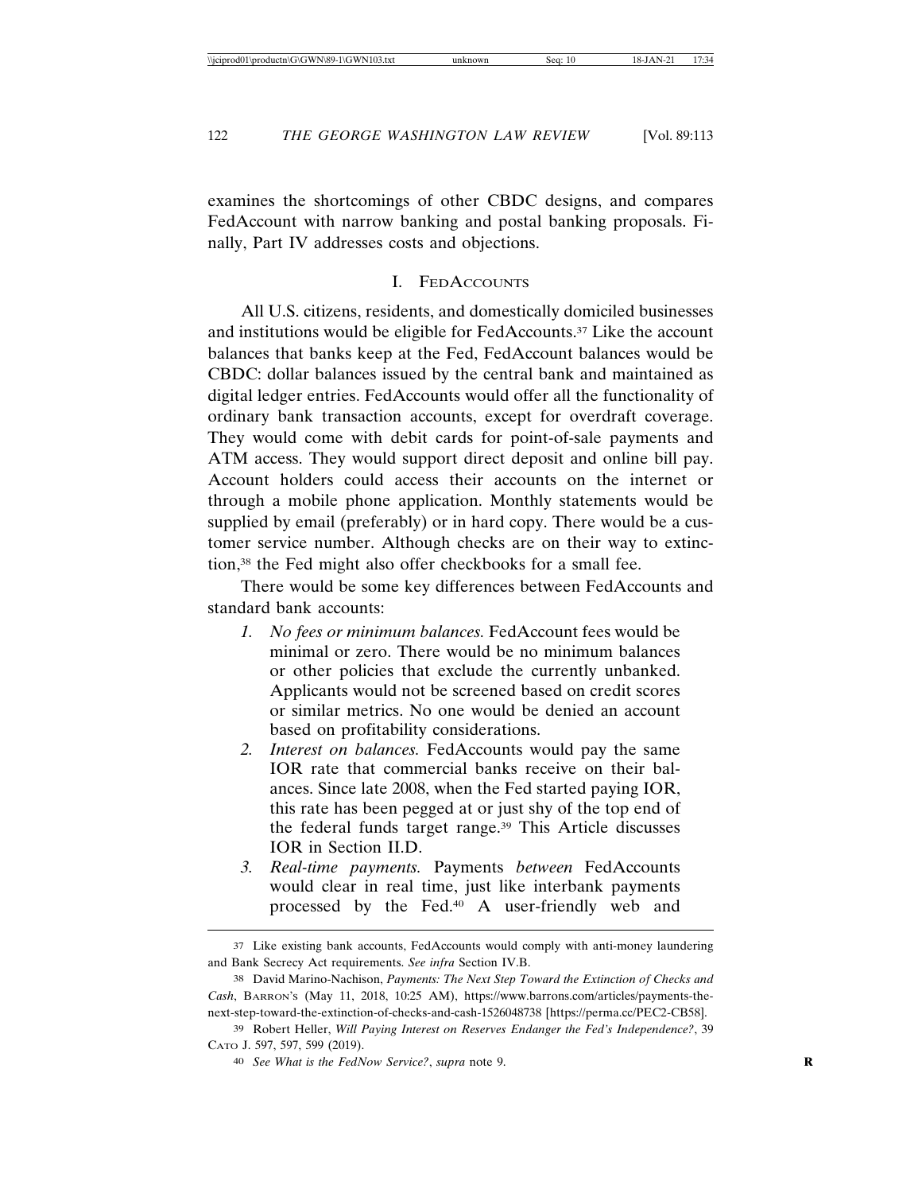examines the shortcomings of other CBDC designs, and compares FedAccount with narrow banking and postal banking proposals. Finally, Part IV addresses costs and objections.

## I. FedAccounts

All U.S. citizens, residents, and domestically domiciled businesses and institutions would be eligible for FedAccounts.[37] Like the account balances that banks keep at the Fed, FedAccount balances would be CBDC: dollar balances issued by the central bank and maintained as digital ledger entries. FedAccounts would offer all the functionality of ordinary bank transaction accounts, except for overdraft coverage. They would come with debit cards for point-of-sale payments and ATM access. They would support direct deposit and online bill pay. Account holders could access their accounts on the internet or through a mobile phone application. Monthly statements would be supplied by email (preferably) or in hard copy. There would be a customer service number. Although checks are on their way to extinction,[38] the Fed might also offer checkbooks for a small fee.

There would be some key differences between FedAccounts and standard bank accounts:

1. *No fees or minimum balances.* FedAccount fees would be minimal or zero. There would be no minimum balances or other policies that exclude the currently unbanked. Applicants would not be screened based on credit scores or similar metrics. No one would be denied an account based on profitability considerations.
2. *Interest on balances.* FedAccounts would pay the same IOR rate that commercial banks receive on their balances. Since late 2008, when the Fed started paying IOR, this rate has been pegged at or just shy of the top end of the federal funds target range.[39] This Article discusses IOR in Section II.D.
3. *Real-time payments.* Payments *between* FedAccounts would clear in real time, just like interbank payments processed by the Fed.[40] A user-friendly web and

---

37 Like existing bank accounts, FedAccounts would comply with anti-money laundering and Bank Secrecy Act requirements. *See infra* Section IV.B.

38 David Marino-Nachison, *Payments: The Next Step Toward the Extinction of Checks and Cash*, Barron's (May 11, 2018, 10:25 AM), https://www.barrons.com/articles/payments-the-next-step-toward-the-extinction-of-checks-and-cash-1526048738 [https://perma.cc/PEC2-CB58].

39 Robert Heller, *Will Paying Interest on Reserves Endanger the Fed's Independence?*, 39 Cato J. 597, 597, 599 (2019).

40 *See What is the FedNow Service?*, *supra* note 9.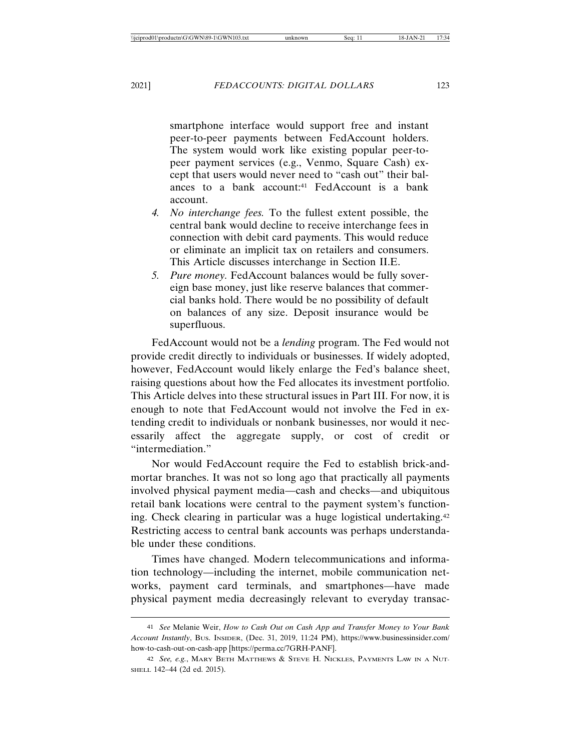smartphone interface would support free and instant peer-to-peer payments between FedAccount holders. The system would work like existing popular peer-to-peer payment services (e.g., Venmo, Square Cash) except that users would never need to "cash out" their balances to a bank account:[41] FedAccount is a bank account.

4. *No interchange fees.* To the fullest extent possible, the central bank would decline to receive interchange fees in connection with debit card payments. This would reduce or eliminate an implicit tax on retailers and consumers. This Article discusses interchange in Section II.E.
5. *Pure money.* FedAccount balances would be fully sovereign base money, just like reserve balances that commercial banks hold. There would be no possibility of default on balances of any size. Deposit insurance would be superfluous.

FedAccount would not be a *lending* program. The Fed would not provide credit directly to individuals or businesses. If widely adopted, however, FedAccount would likely enlarge the Fed's balance sheet, raising questions about how the Fed allocates its investment portfolio. This Article delves into these structural issues in Part III. For now, it is enough to note that FedAccount would not involve the Fed in extending credit to individuals or nonbank businesses, nor would it necessarily affect the aggregate supply, or cost of credit or "intermediation."

Nor would FedAccount require the Fed to establish brick-and-mortar branches. It was not so long ago that practically all payments involved physical payment media—cash and checks—and ubiquitous retail bank locations were central to the payment system's functioning. Check clearing in particular was a huge logistical undertaking.[42] Restricting access to central bank accounts was perhaps understandable under these conditions.

Times have changed. Modern telecommunications and information technology—including the internet, mobile communication networks, payment card terminals, and smartphones—have made physical payment media decreasingly relevant to everyday transac-

---

[41] *See* Melanie Weir, *How to Cash Out on Cash App and Transfer Money to Your Bank Account Instantly*, Bus. Insider, (Dec. 31, 2019, 11:24 PM), https://www.businessinsider.com/how-to-cash-out-on-cash-app [https://perma.cc/7GRH-PANF].

[42] *See, e.g.*, Mary Beth Matthews & Steve H. Nickles, Payments Law in a Nutshell 142–44 (2d ed. 2015).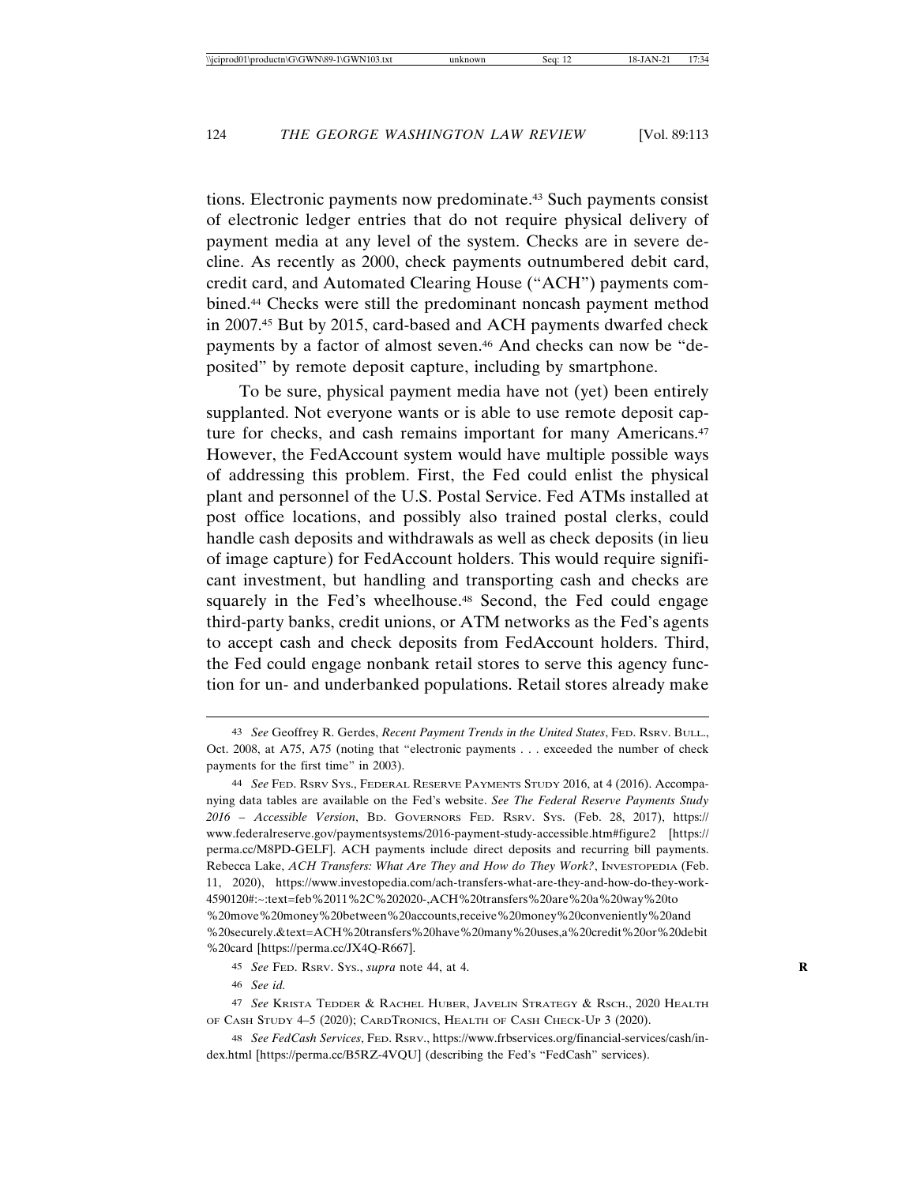tions. Electronic payments now predominate.[43] Such payments consist of electronic ledger entries that do not require physical delivery of payment media at any level of the system. Checks are in severe decline. As recently as 2000, check payments outnumbered debit card, credit card, and Automated Clearing House ("ACH") payments combined.[44] Checks were still the predominant noncash payment method in 2007.[45] But by 2015, card-based and ACH payments dwarfed check payments by a factor of almost seven.[46] And checks can now be "deposited" by remote deposit capture, including by smartphone.

To be sure, physical payment media have not (yet) been entirely supplanted. Not everyone wants or is able to use remote deposit capture for checks, and cash remains important for many Americans.[47] However, the FedAccount system would have multiple possible ways of addressing this problem. First, the Fed could enlist the physical plant and personnel of the U.S. Postal Service. Fed ATMs installed at post office locations, and possibly also trained postal clerks, could handle cash deposits and withdrawals as well as check deposits (in lieu of image capture) for FedAccount holders. This would require significant investment, but handling and transporting cash and checks are squarely in the Fed's wheelhouse.[48] Second, the Fed could engage third-party banks, credit unions, or ATM networks as the Fed's agents to accept cash and check deposits from FedAccount holders. Third, the Fed could engage nonbank retail stores to serve this agency function for un- and underbanked populations. Retail stores already make

---

[43] *See* Geoffrey R. Gerdes, *Recent Payment Trends in the United States*, FED. RSRV. BULL., Oct. 2008, at A75, A75 (noting that "electronic payments . . . exceeded the number of check payments for the first time" in 2003).

[44] *See* FED. RSRV SYS., FEDERAL RESERVE PAYMENTS STUDY 2016, at 4 (2016). Accompanying data tables are available on the Fed's website. *See The Federal Reserve Payments Study 2016 – Accessible Version*, BD. GOVERNORS FED. RSRV. SYS. (Feb. 28, 2017), https://www.federalreserve.gov/paymentsystems/2016-payment-study-accessible.htm#figure2 [https://perma.cc/M8PD-GELF]. ACH payments include direct deposits and recurring bill payments. Rebecca Lake, *ACH Transfers: What Are They and How do They Work?*, INVESTOPEDIA (Feb. 11, 2020), https://www.investopedia.com/ach-transfers-what-are-they-and-how-do-they-work-4590120#:~:text=feb%2011%2C%202020-,ACH%20transfers%20are%20a%20way%20to%20move%20money%20between%20accounts,receive%20money%20conveniently%20and%20securely.&text=ACH%20transfers%20have%20many%20uses,a%20credit%20or%20debit%20card [https://perma.cc/JX4Q-R667].

[45] *See* FED. RSRV. SYS., *supra* note 44, at 4.

[46] *See id.*

[47] *See* KRISTA TEDDER & RACHEL HUBER, JAVELIN STRATEGY & RSCH., 2020 HEALTH OF CASH STUDY 4–5 (2020); CARDTRONICS, HEALTH OF CASH CHECK-UP 3 (2020).

[48] *See FedCash Services*, FED. RSRV., https://www.frbservices.org/financial-services/cash/index.html [https://perma.cc/B5RZ-4VQU] (describing the Fed's "FedCash" services).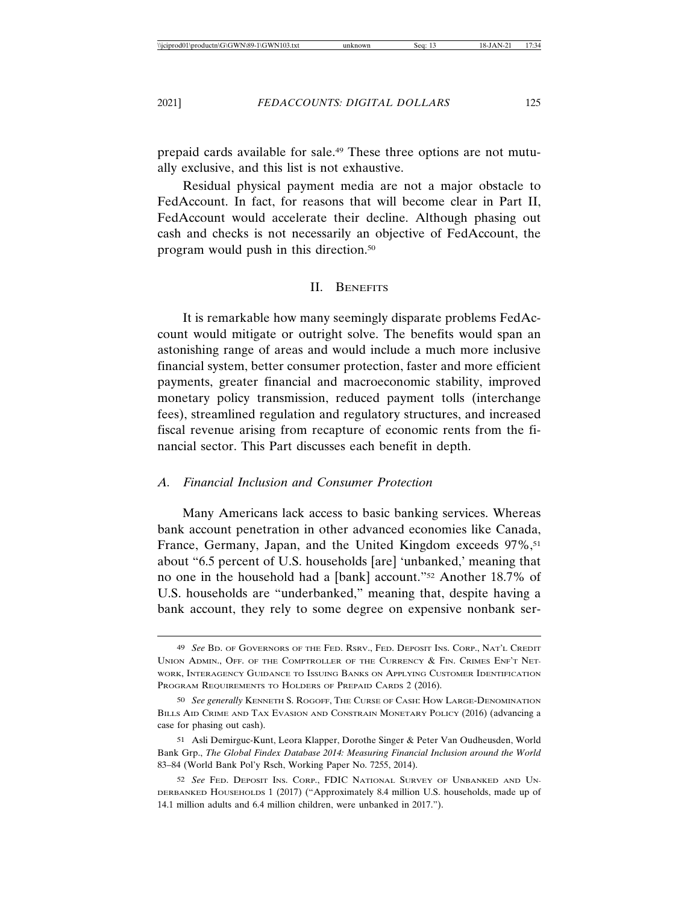prepaid cards available for sale.[49] These three options are not mutually exclusive, and this list is not exhaustive.

Residual physical payment media are not a major obstacle to FedAccount. In fact, for reasons that will become clear in Part II, FedAccount would accelerate their decline. Although phasing out cash and checks is not necessarily an objective of FedAccount, the program would push in this direction.[50]

## II. Benefits

It is remarkable how many seemingly disparate problems FedAccount would mitigate or outright solve. The benefits would span an astonishing range of areas and would include a much more inclusive financial system, better consumer protection, faster and more efficient payments, greater financial and macroeconomic stability, improved monetary policy transmission, reduced payment tolls (interchange fees), streamlined regulation and regulatory structures, and increased fiscal revenue arising from recapture of economic rents from the financial sector. This Part discusses each benefit in depth.

### *A. Financial Inclusion and Consumer Protection*

Many Americans lack access to basic banking services. Whereas bank account penetration in other advanced economies like Canada, France, Germany, Japan, and the United Kingdom exceeds 97%,[51] about "6.5 percent of U.S. households [are] 'unbanked,' meaning that no one in the household had a [bank] account."[52] Another 18.7% of U.S. households are "underbanked," meaning that, despite having a bank account, they rely to some degree on expensive nonbank ser-

---

49 *See* Bd. of Governors of the Fed. Rsrv., Fed. Deposit Ins. Corp., Nat'l Credit Union Admin., Off. of the Comptroller of the Currency & Fin. Crimes Enf't Network, Interagency Guidance to Issuing Banks on Applying Customer Identification Program Requirements to Holders of Prepaid Cards 2 (2016).

50 *See generally* Kenneth S. Rogoff, The Curse of Cash: How Large-Denomination Bills Aid Crime and Tax Evasion and Constrain Monetary Policy (2016) (advancing a case for phasing out cash).

51 Asli Demirguc-Kunt, Leora Klapper, Dorothe Singer & Peter Van Oudheusden, World Bank Grp., *The Global Findex Database 2014: Measuring Financial Inclusion around the World* 83–84 (World Bank Pol'y Rsch, Working Paper No. 7255, 2014).

52 *See* Fed. Deposit Ins. Corp., FDIC National Survey of Unbanked and Underbanked Households 1 (2017) ("Approximately 8.4 million U.S. households, made up of 14.1 million adults and 6.4 million children, were unbanked in 2017.").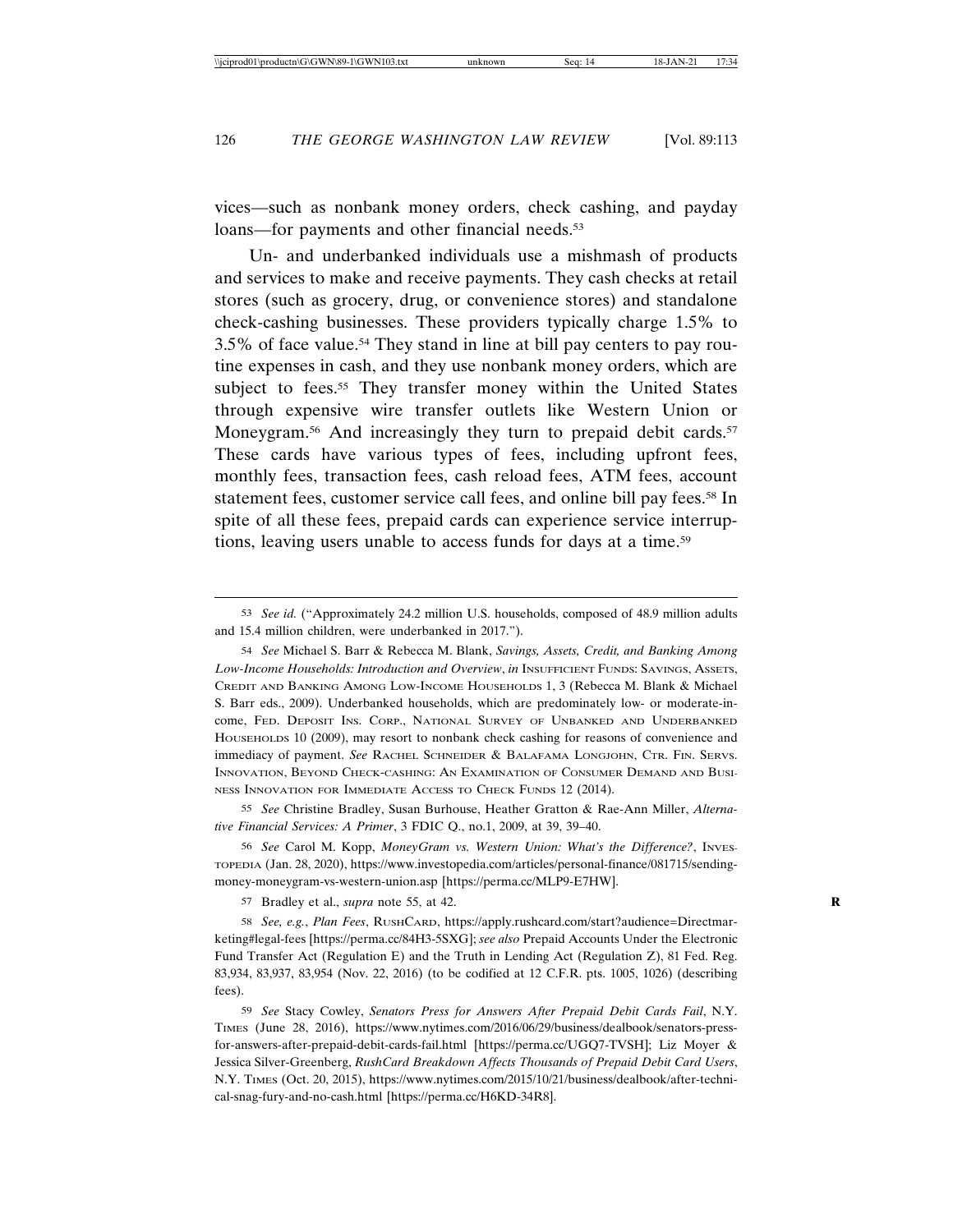vices—such as nonbank money orders, check cashing, and payday loans—for payments and other financial needs.[53]

Un- and underbanked individuals use a mishmash of products and services to make and receive payments. They cash checks at retail stores (such as grocery, drug, or convenience stores) and standalone check-cashing businesses. These providers typically charge 1.5% to 3.5% of face value.[54] They stand in line at bill pay centers to pay routine expenses in cash, and they use nonbank money orders, which are subject to fees.[55] They transfer money within the United States through expensive wire transfer outlets like Western Union or Moneygram.[56] And increasingly they turn to prepaid debit cards.[57] These cards have various types of fees, including upfront fees, monthly fees, transaction fees, cash reload fees, ATM fees, account statement fees, customer service call fees, and online bill pay fees.[58] In spite of all these fees, prepaid cards can experience service interruptions, leaving users unable to access funds for days at a time.[59]

---

53 *See id.* ("Approximately 24.2 million U.S. households, composed of 48.9 million adults and 15.4 million children, were underbanked in 2017.").

54 *See* Michael S. Barr & Rebecca M. Blank, *Savings, Assets, Credit, and Banking Among Low-Income Households: Introduction and Overview*, *in* INSUFFICIENT FUNDS: SAVINGS, ASSETS, CREDIT AND BANKING AMONG LOW-INCOME HOUSEHOLDS 1, 3 (Rebecca M. Blank & Michael S. Barr eds., 2009). Underbanked households, which are predominately low- or moderate-income, FED. DEPOSIT INS. CORP., NATIONAL SURVEY OF UNBANKED AND UNDERBANKED HOUSEHOLDS 10 (2009), may resort to nonbank check cashing for reasons of convenience and immediacy of payment. *See* RACHEL SCHNEIDER & BALAFAMA LONGJOHN, CTR. FIN. SERVS. INNOVATION, BEYOND CHECK-CASHING: AN EXAMINATION OF CONSUMER DEMAND AND BUSINESS INNOVATION FOR IMMEDIATE ACCESS TO CHECK FUNDS 12 (2014).

55 *See* Christine Bradley, Susan Burhouse, Heather Gratton & Rae-Ann Miller, *Alternative Financial Services: A Primer*, 3 FDIC Q., no.1, 2009, at 39, 39–40.

56 *See* Carol M. Kopp, *MoneyGram vs. Western Union: What's the Difference?*, INVESTOPEDIA (Jan. 28, 2020), https://www.investopedia.com/articles/personal-finance/081715/sending-money-moneygram-vs-western-union.asp [https://perma.cc/MLP9-E7HW].

57 Bradley et al., *supra* note 55, at 42.

58 *See, e.g.*, *Plan Fees*, RUSHCARD, https://apply.rushcard.com/start?audience=Directmarketing#legal-fees [https://perma.cc/84H3-5SXG]; *see also* Prepaid Accounts Under the Electronic Fund Transfer Act (Regulation E) and the Truth in Lending Act (Regulation Z), 81 Fed. Reg. 83,934, 83,937, 83,954 (Nov. 22, 2016) (to be codified at 12 C.F.R. pts. 1005, 1026) (describing fees).

59 *See* Stacy Cowley, *Senators Press for Answers After Prepaid Debit Cards Fail*, N.Y. TIMES (June 28, 2016), https://www.nytimes.com/2016/06/29/business/dealbook/senators-press-for-answers-after-prepaid-debit-cards-fail.html [https://perma.cc/UGQ7-TVSH]; Liz Moyer & Jessica Silver-Greenberg, *RushCard Breakdown Affects Thousands of Prepaid Debit Card Users*, N.Y. TIMES (Oct. 20, 2015), https://www.nytimes.com/2015/10/21/business/dealbook/after-technical-snag-fury-and-no-cash.html [https://perma.cc/H6KD-34R8].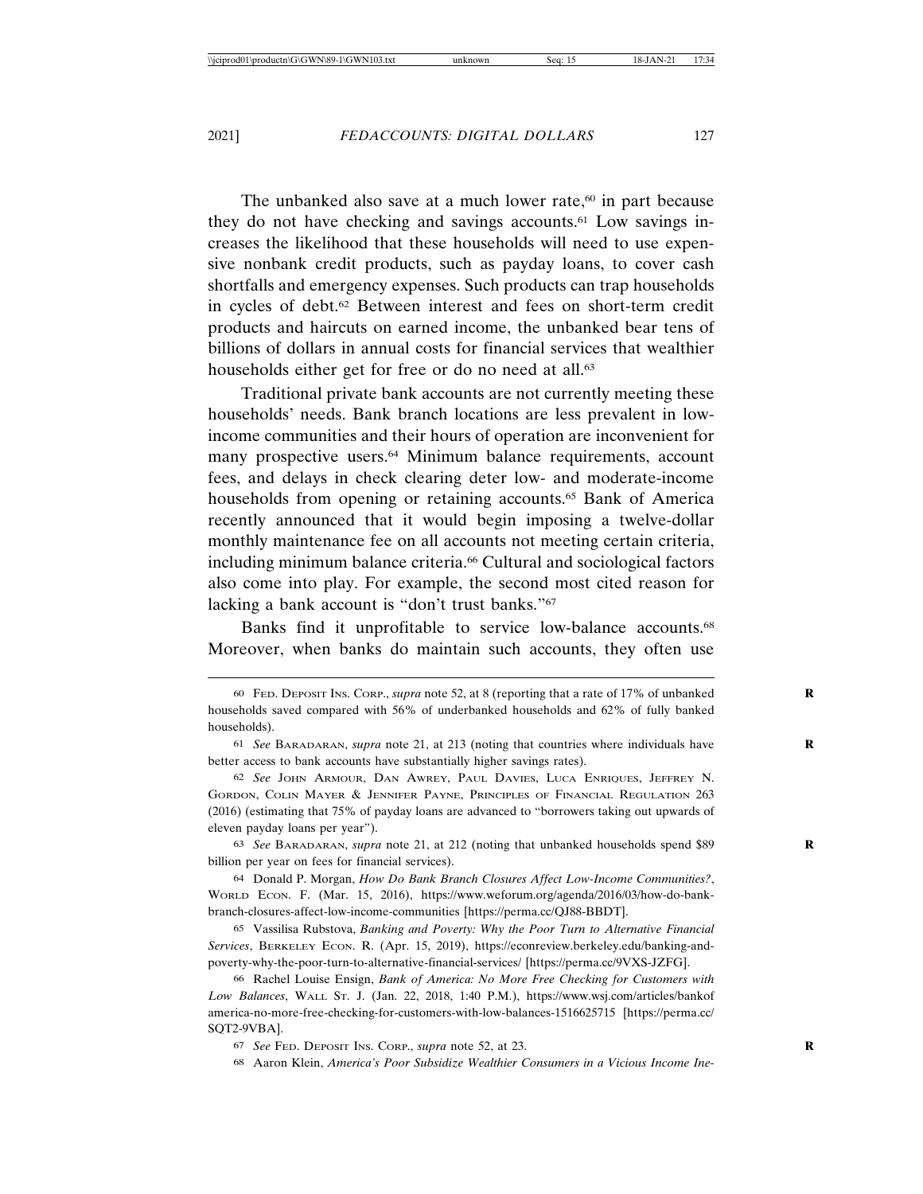The unbanked also save at a much lower rate,[60] in part because they do not have checking and savings accounts.[61] Low savings increases the likelihood that these households will need to use expensive nonbank credit products, such as payday loans, to cover cash shortfalls and emergency expenses. Such products can trap households in cycles of debt.[62] Between interest and fees on short-term credit products and haircuts on earned income, the unbanked bear tens of billions of dollars in annual costs for financial services that wealthier households either get for free or do no need at all.[63]

Traditional private bank accounts are not currently meeting these households' needs. Bank branch locations are less prevalent in low-income communities and their hours of operation are inconvenient for many prospective users.[64] Minimum balance requirements, account fees, and delays in check clearing deter low- and moderate-income households from opening or retaining accounts.[65] Bank of America recently announced that it would begin imposing a twelve-dollar monthly maintenance fee on all accounts not meeting certain criteria, including minimum balance criteria.[66] Cultural and sociological factors also come into play. For example, the second most cited reason for lacking a bank account is "don't trust banks."[67]

Banks find it unprofitable to service low-balance accounts.[68] Moreover, when banks do maintain such accounts, they often use

---

60 FED. DEPOSIT INS. CORP., *supra* note 52, at 8 (reporting that a rate of 17% of unbanked households saved compared with 56% of underbanked households and 62% of fully banked households).

61 *See* BARADARAN, *supra* note 21, at 213 (noting that countries where individuals have better access to bank accounts have substantially higher savings rates).

62 *See* JOHN ARMOUR, DAN AWREY, PAUL DAVIES, LUCA ENRIQUES, JEFFREY N. GORDON, COLIN MAYER & JENNIFER PAYNE, PRINCIPLES OF FINANCIAL REGULATION 263 (2016) (estimating that 75% of payday loans are advanced to "borrowers taking out upwards of eleven payday loans per year").

63 *See* BARADARAN, *supra* note 21, at 212 (noting that unbanked households spend $89 billion per year on fees for financial services).

64 Donald P. Morgan, *How Do Bank Branch Closures Affect Low-Income Communities?*, WORLD ECON. F. (Mar. 15, 2016), https://www.weforum.org/agenda/2016/03/how-do-bank-branch-closures-affect-low-income-communities [https://perma.cc/QJ88-BBDT].

65 Vassilisa Rubstova, *Banking and Poverty: Why the Poor Turn to Alternative Financial Services*, BERKELEY ECON. R. (Apr. 15, 2019), https://econreview.berkeley.edu/banking-and-poverty-why-the-poor-turn-to-alternative-financial-services/ [https://perma.cc/9VXS-JZFG].

66 Rachel Louise Ensign, *Bank of America: No More Free Checking for Customers with Low Balances*, WALL ST. J. (Jan. 22, 2018, 1:40 P.M.), https://www.wsj.com/articles/bankofamerica-no-more-free-checking-for-customers-with-low-balances-1516625715 [https://perma.cc/SQT2-9VBA].

67 *See* FED. DEPOSIT INS. CORP., *supra* note 52, at 23.

68 Aaron Klein, *America's Poor Subsidize Wealthier Consumers in a Vicious Income Ine-*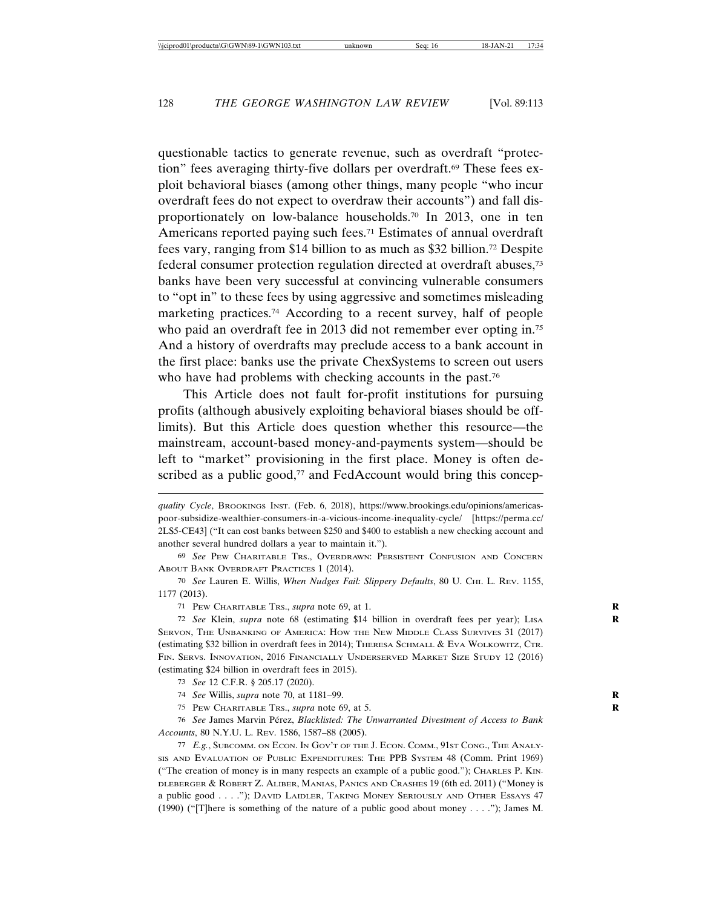questionable tactics to generate revenue, such as overdraft "protection" fees averaging thirty-five dollars per overdraft.[69] These fees exploit behavioral biases (among other things, many people "who incur overdraft fees do not expect to overdraw their accounts") and fall disproportionately on low-balance households.[70] In 2013, one in ten Americans reported paying such fees.[71] Estimates of annual overdraft fees vary, ranging from $14 billion to as much as $32 billion.[72] Despite federal consumer protection regulation directed at overdraft abuses,[73] banks have been very successful at convincing vulnerable consumers to "opt in" to these fees by using aggressive and sometimes misleading marketing practices.[74] According to a recent survey, half of people who paid an overdraft fee in 2013 did not remember ever opting in.[75] And a history of overdrafts may preclude access to a bank account in the first place: banks use the private ChexSystems to screen out users who have had problems with checking accounts in the past.[76]

This Article does not fault for-profit institutions for pursuing profits (although abusively exploiting behavioral biases should be off-limits). But this Article does question whether this resource—the mainstream, account-based money-and-payments system—should be left to "market" provisioning in the first place. Money is often described as a public good,[77] and FedAccount would bring this concep-

---

*quality Cycle*, BROOKINGS INST. (Feb. 6, 2018), https://www.brookings.edu/opinions/americas-poor-subsidize-wealthier-consumers-in-a-vicious-income-inequality-cycle/ [https://perma.cc/2LS5-CE43] ("It can cost banks between $250 and $400 to establish a new checking account and another several hundred dollars a year to maintain it.").

69 *See* PEW CHARITABLE TRS., OVERDRAWN: PERSISTENT CONFUSION AND CONCERN ABOUT BANK OVERDRAFT PRACTICES 1 (2014).

70 *See* Lauren E. Willis, *When Nudges Fail: Slippery Defaults*, 80 U. CHI. L. REV. 1155, 1177 (2013).

71 PEW CHARITABLE TRS., *supra* note 69, at 1.

72 *See* Klein, *supra* note 68 (estimating $14 billion in overdraft fees per year); LISA SERVON, THE UNBANKING OF AMERICA: HOW THE NEW MIDDLE CLASS SURVIVES 31 (2017) (estimating $32 billion in overdraft fees in 2014); THERESA SCHMALL & EVA WOLKOWITZ, CTR. FIN. SERVS. INNOVATION, 2016 FINANCIALLY UNDERSERVED MARKET SIZE STUDY 12 (2016) (estimating $24 billion in overdraft fees in 2015).

73 *See* 12 C.F.R. § 205.17 (2020).

74 *See* Willis, *supra* note 70, at 1181–99.

75 PEW CHARITABLE TRS., *supra* note 69, at 5.

76 *See* James Marvin Pérez, *Blacklisted: The Unwarranted Divestment of Access to Bank Accounts*, 80 N.Y.U. L. REV. 1586, 1587–88 (2005).

77 *E.g.*, SUBCOMM. ON ECON. IN GOV'T OF THE J. ECON. COMM., 91ST CONG., THE ANALYSIS AND EVALUATION OF PUBLIC EXPENDITURES: THE PPB SYSTEM 48 (Comm. Print 1969) ("The creation of money is in many respects an example of a public good."); CHARLES P. KINDLEBERGER & ROBERT Z. ALIBER, MANIAS, PANICS AND CRASHES 19 (6th ed. 2011) ("Money is a public good . . . ."); DAVID LAIDLER, TAKING MONEY SERIOUSLY AND OTHER ESSAYS 47 (1990) ("[T]here is something of the nature of a public good about money . . . ."); James M.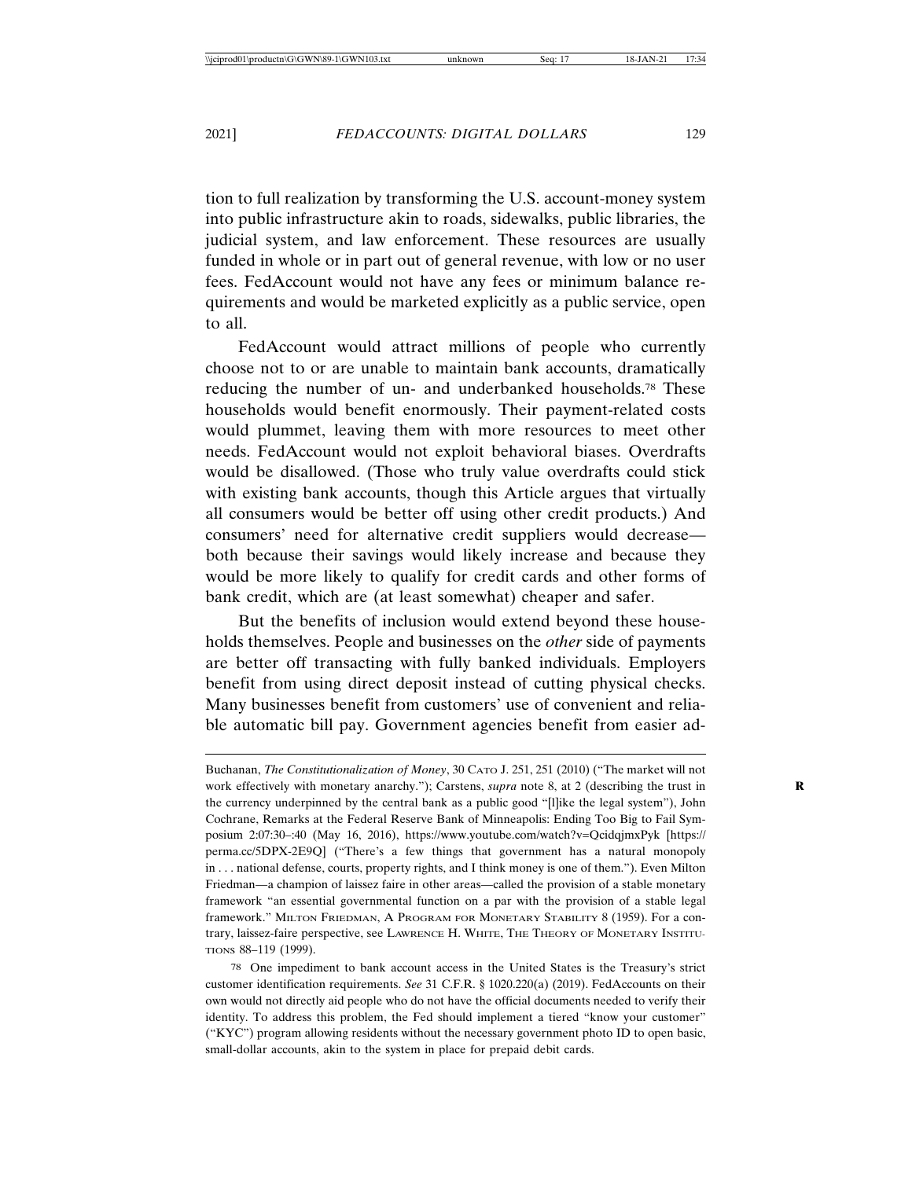tion to full realization by transforming the U.S. account-money system into public infrastructure akin to roads, sidewalks, public libraries, the judicial system, and law enforcement. These resources are usually funded in whole or in part out of general revenue, with low or no user fees. FedAccount would not have any fees or minimum balance requirements and would be marketed explicitly as a public service, open to all.

FedAccount would attract millions of people who currently choose not to or are unable to maintain bank accounts, dramatically reducing the number of un- and underbanked households.[78] These households would benefit enormously. Their payment-related costs would plummet, leaving them with more resources to meet other needs. FedAccount would not exploit behavioral biases. Overdrafts would be disallowed. (Those who truly value overdrafts could stick with existing bank accounts, though this Article argues that virtually all consumers would be better off using other credit products.) And consumers' need for alternative credit suppliers would decrease—both because their savings would likely increase and because they would be more likely to qualify for credit cards and other forms of bank credit, which are (at least somewhat) cheaper and safer.

But the benefits of inclusion would extend beyond these households themselves. People and businesses on the *other* side of payments are better off transacting with fully banked individuals. Employers benefit from using direct deposit instead of cutting physical checks. Many businesses benefit from customers' use of convenient and reliable automatic bill pay. Government agencies benefit from easier ad-

---

Buchanan, *The Constitutionalization of Money*, 30 CATO J. 251, 251 (2010) ("The market will not work effectively with monetary anarchy."); Carstens, *supra* note 8, at 2 (describing the trust in the currency underpinned by the central bank as a public good "[l]ike the legal system"), John Cochrane, Remarks at the Federal Reserve Bank of Minneapolis: Ending Too Big to Fail Symposium 2:07:30–:40 (May 16, 2016), https://www.youtube.com/watch?v=QcidqjmxPyk [https://perma.cc/5DPX-2E9Q] ("There's a few things that government has a natural monopoly in . . . national defense, courts, property rights, and I think money is one of them."). Even Milton Friedman—a champion of laissez faire in other areas—called the provision of a stable monetary framework "an essential governmental function on a par with the provision of a stable legal framework." MILTON FRIEDMAN, A PROGRAM FOR MONETARY STABILITY 8 (1959). For a contrary, laissez-faire perspective, see LAWRENCE H. WHITE, THE THEORY OF MONETARY INSTITUTIONS 88–119 (1999).

78 One impediment to bank account access in the United States is the Treasury's strict customer identification requirements. *See* 31 C.F.R. § 1020.220(a) (2019). FedAccounts on their own would not directly aid people who do not have the official documents needed to verify their identity. To address this problem, the Fed should implement a tiered "know your customer" ("KYC") program allowing residents without the necessary government photo ID to open basic, small-dollar accounts, akin to the system in place for prepaid debit cards.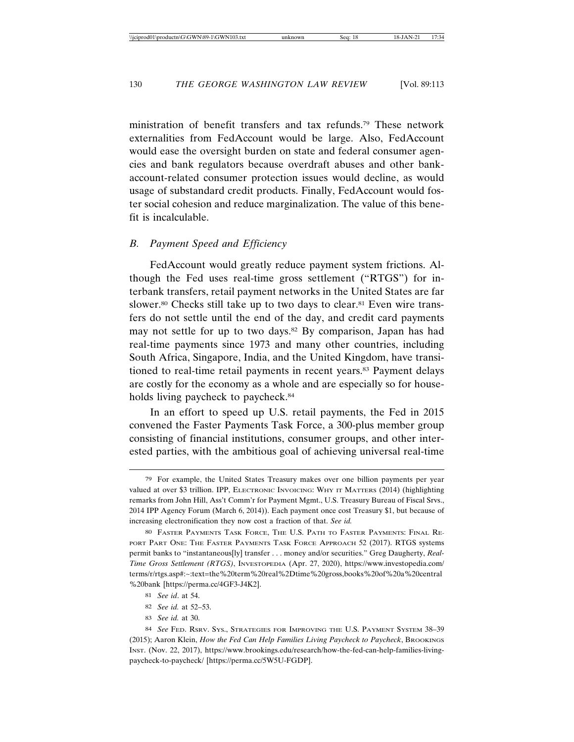ministration of benefit transfers and tax refunds.[79] These network externalities from FedAccount would be large. Also, FedAccount would ease the oversight burden on state and federal consumer agencies and bank regulators because overdraft abuses and other bank-account-related consumer protection issues would decline, as would usage of substandard credit products. Finally, FedAccount would foster social cohesion and reduce marginalization. The value of this benefit is incalculable.

### *B. Payment Speed and Efficiency*

FedAccount would greatly reduce payment system frictions. Although the Fed uses real-time gross settlement ("RTGS") for interbank transfers, retail payment networks in the United States are far slower.[80] Checks still take up to two days to clear.[81] Even wire transfers do not settle until the end of the day, and credit card payments may not settle for up to two days.[82] By comparison, Japan has had real-time payments since 1973 and many other countries, including South Africa, Singapore, India, and the United Kingdom, have transitioned to real-time retail payments in recent years.[83] Payment delays are costly for the economy as a whole and are especially so for households living paycheck to paycheck.[84]

In an effort to speed up U.S. retail payments, the Fed in 2015 convened the Faster Payments Task Force, a 300-plus member group consisting of financial institutions, consumer groups, and other interested parties, with the ambitious goal of achieving universal real-time

---

[79] For example, the United States Treasury makes over one billion payments per year valued at over $3 trillion. IPP, ELECTRONIC INVOICING: WHY IT MATTERS (2014) (highlighting remarks from John Hill, Ass't Comm'r for Payment Mgmt., U.S. Treasury Bureau of Fiscal Srvs., 2014 IPP Agency Forum (March 6, 2014)). Each payment once cost Treasury $1, but because of increasing electronification they now cost a fraction of that. *See id.*

[80] FASTER PAYMENTS TASK FORCE, THE U.S. PATH TO FASTER PAYMENTS: FINAL REPORT PART ONE: THE FASTER PAYMENTS TASK FORCE APPROACH 52 (2017). RTGS systems permit banks to "instantaneous[ly] transfer . . . money and/or securities." Greg Daugherty, *Real-Time Gross Settlement (RTGS)*, INVESTOPEDIA (Apr. 27, 2020), https://www.investopedia.com/terms/r/rtgs.asp#:~:text=the%20term%20real%2Dtime%20gross,books%20of%20a%20central%20bank [https://perma.cc/4GF3-J4K2].

[81] *See id*. at 54.

[82] *See id.* at 52–53.

[83] *See id.* at 30.

[84] *See* FED. RSRV. SYS., STRATEGIES FOR IMPROVING THE U.S. PAYMENT SYSTEM 38–39 (2015); Aaron Klein, *How the Fed Can Help Families Living Paycheck to Paycheck*, BROOKINGS INST. (Nov. 22, 2017), https://www.brookings.edu/research/how-the-fed-can-help-families-living-paycheck-to-paycheck/ [https://perma.cc/5W5U-FGDP].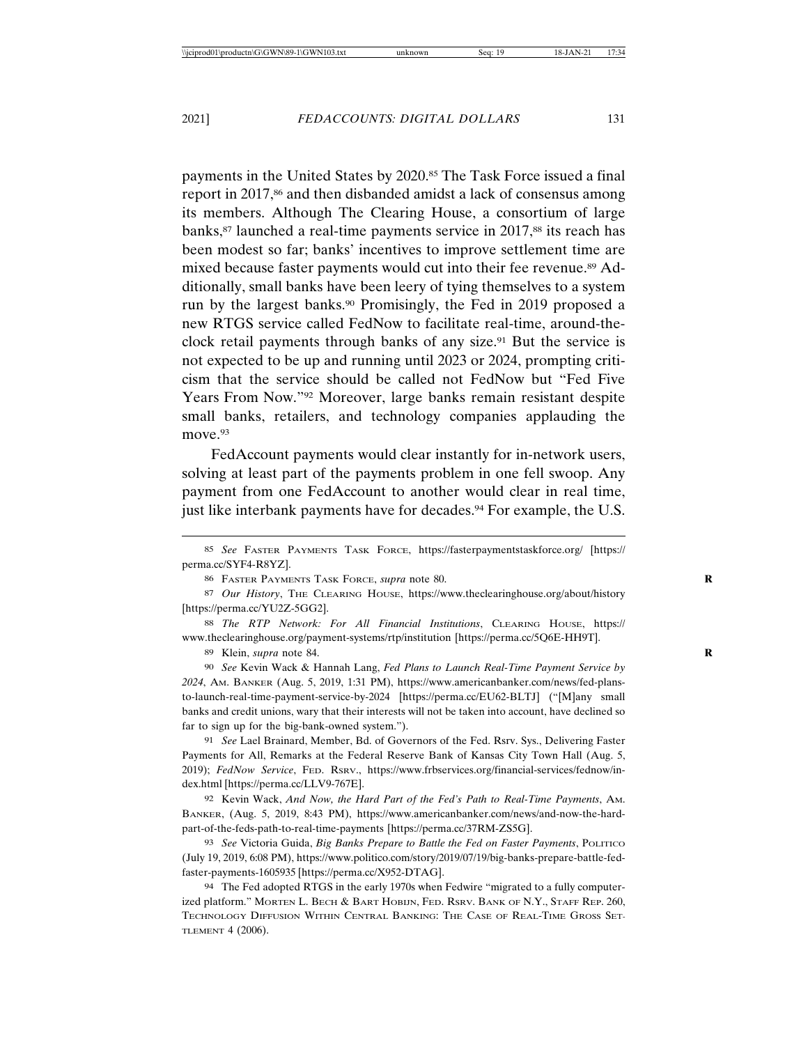payments in the United States by 2020.[85] The Task Force issued a final report in 2017,[86] and then disbanded amidst a lack of consensus among its members. Although The Clearing House, a consortium of large banks,[87] launched a real-time payments service in 2017,[88] its reach has been modest so far; banks' incentives to improve settlement time are mixed because faster payments would cut into their fee revenue.[89] Additionally, small banks have been leery of tying themselves to a system run by the largest banks.[90] Promisingly, the Fed in 2019 proposed a new RTGS service called FedNow to facilitate real-time, around-the-clock retail payments through banks of any size.[91] But the service is not expected to be up and running until 2023 or 2024, prompting criticism that the service should be called not FedNow but "Fed Five Years From Now."[92] Moreover, large banks remain resistant despite small banks, retailers, and technology companies applauding the move.[93]

FedAccount payments would clear instantly for in-network users, solving at least part of the payments problem in one fell swoop. Any payment from one FedAccount to another would clear in real time, just like interbank payments have for decades.[94] For example, the U.S.

---

85 *See* Faster Payments Task Force, https://fasterpaymentstaskforce.org/ [https://perma.cc/SYF4-R8YZ].

86 Faster Payments Task Force, *supra* note 80.

87 *Our History*, The Clearing House, https://www.theclearinghouse.org/about/history [https://perma.cc/YU2Z-5GG2].

88 *The RTP Network: For All Financial Institutions*, Clearing House, https://www.theclearinghouse.org/payment-systems/rtp/institution [https://perma.cc/5Q6E-HH9T].

89 Klein, *supra* note 84.

90 *See* Kevin Wack & Hannah Lang, *Fed Plans to Launch Real-Time Payment Service by 2024*, Am. Banker (Aug. 5, 2019, 1:31 PM), https://www.americanbanker.com/news/fed-plans-to-launch-real-time-payment-service-by-2024 [https://perma.cc/EU62-BLTJ] ("[M]any small banks and credit unions, wary that their interests will not be taken into account, have declined so far to sign up for the big-bank-owned system.").

91 *See* Lael Brainard, Member, Bd. of Governors of the Fed. Rsrv. Sys., Delivering Faster Payments for All, Remarks at the Federal Reserve Bank of Kansas City Town Hall (Aug. 5, 2019); *FedNow Service*, Fed. Rsrv., https://www.frbservices.org/financial-services/fednow/index.html [https://perma.cc/LLV9-767E].

92 Kevin Wack, *And Now, the Hard Part of the Fed's Path to Real-Time Payments*, Am. Banker, (Aug. 5, 2019, 8:43 PM), https://www.americanbanker.com/news/and-now-the-hard-part-of-the-feds-path-to-real-time-payments [https://perma.cc/37RM-ZS5G].

93 *See* Victoria Guida, *Big Banks Prepare to Battle the Fed on Faster Payments*, Politico (July 19, 2019, 6:08 PM), https://www.politico.com/story/2019/07/19/big-banks-prepare-battle-fed-faster-payments-1605935 [https://perma.cc/X952-DTAG].

94 The Fed adopted RTGS in the early 1970s when Fedwire "migrated to a fully computerized platform." Morten L. Bech & Bart Hobijn, Fed. Rsrv. Bank of N.Y., Staff Rep. 260, Technology Diffusion Within Central Banking: The Case of Real-Time Gross Settlement 4 (2006).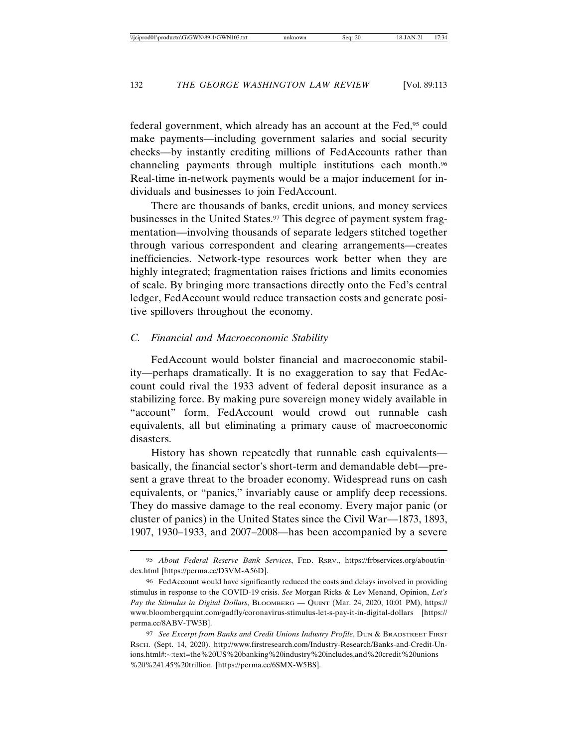federal government, which already has an account at the Fed,[95] could make payments—including government salaries and social security checks—by instantly crediting millions of FedAccounts rather than channeling payments through multiple institutions each month.[96] Real-time in-network payments would be a major inducement for individuals and businesses to join FedAccount.

There are thousands of banks, credit unions, and money services businesses in the United States.[97] This degree of payment system fragmentation—involving thousands of separate ledgers stitched together through various correspondent and clearing arrangements—creates inefficiencies. Network-type resources work better when they are highly integrated; fragmentation raises frictions and limits economies of scale. By bringing more transactions directly onto the Fed's central ledger, FedAccount would reduce transaction costs and generate positive spillovers throughout the economy.

### *C. Financial and Macroeconomic Stability*

FedAccount would bolster financial and macroeconomic stability—perhaps dramatically. It is no exaggeration to say that FedAccount could rival the 1933 advent of federal deposit insurance as a stabilizing force. By making pure sovereign money widely available in "account" form, FedAccount would crowd out runnable cash equivalents, all but eliminating a primary cause of macroeconomic disasters.

History has shown repeatedly that runnable cash equivalents—basically, the financial sector's short-term and demandable debt—present a grave threat to the broader economy. Widespread runs on cash equivalents, or "panics," invariably cause or amplify deep recessions. They do massive damage to the real economy. Every major panic (or cluster of panics) in the United States since the Civil War—1873, 1893, 1907, 1930–1933, and 2007–2008—has been accompanied by a severe

---

95 *About Federal Reserve Bank Services*, FED. RSRV., https://frbservices.org/about/index.html [https://perma.cc/D3VM-A56D].

96 FedAccount would have significantly reduced the costs and delays involved in providing stimulus in response to the COVID-19 crisis. *See* Morgan Ricks & Lev Menand, Opinion, *Let's Pay the Stimulus in Digital Dollars*, BLOOMBERG — QUINT (Mar. 24, 2020, 10:01 PM), https://www.bloombergquint.com/gadfly/coronavirus-stimulus-let-s-pay-it-in-digital-dollars [https://perma.cc/8ABV-TW3B].

97 *See Excerpt from Banks and Credit Unions Industry Profile*, DUN & BRADSTREET FIRST RSCH. (Sept. 14, 2020). http://www.firstresearch.com/Industry-Research/Banks-and-Credit-Unions.html#:~:text=the%20US%20banking%20industry%20includes,and%20credit%20unions%20%241.45%20trillion. [https://perma.cc/6SMX-W5BS].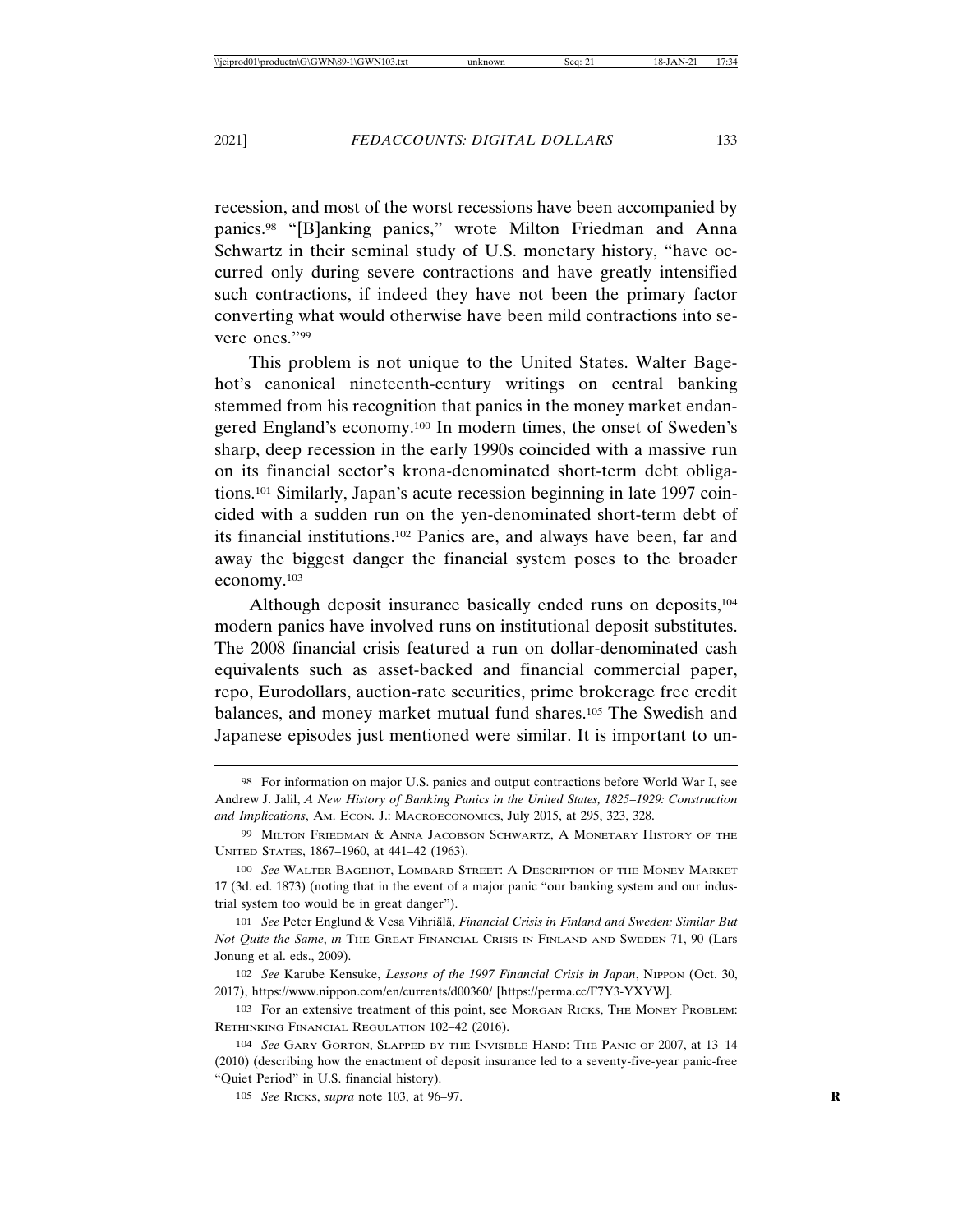recession, and most of the worst recessions have been accompanied by panics.[98] "[B]anking panics," wrote Milton Friedman and Anna Schwartz in their seminal study of U.S. monetary history, "have occurred only during severe contractions and have greatly intensified such contractions, if indeed they have not been the primary factor converting what would otherwise have been mild contractions into severe ones."[99]

This problem is not unique to the United States. Walter Bagehot's canonical nineteenth-century writings on central banking stemmed from his recognition that panics in the money market endangered England's economy.[100] In modern times, the onset of Sweden's sharp, deep recession in the early 1990s coincided with a massive run on its financial sector's krona-denominated short-term debt obligations.[101] Similarly, Japan's acute recession beginning in late 1997 coincided with a sudden run on the yen-denominated short-term debt of its financial institutions.[102] Panics are, and always have been, far and away the biggest danger the financial system poses to the broader economy.[103]

Although deposit insurance basically ended runs on deposits,[104] modern panics have involved runs on institutional deposit substitutes. The 2008 financial crisis featured a run on dollar-denominated cash equivalents such as asset-backed and financial commercial paper, repo, Eurodollars, auction-rate securities, prime brokerage free credit balances, and money market mutual fund shares.[105] The Swedish and Japanese episodes just mentioned were similar. It is important to un-

---

98 For information on major U.S. panics and output contractions before World War I, see Andrew J. Jalil, *A New History of Banking Panics in the United States, 1825–1929: Construction and Implications*, Am. Econ. J.: Macroeconomics, July 2015, at 295, 323, 328.

99 Milton Friedman & Anna Jacobson Schwartz, A Monetary History of the United States, 1867–1960, at 441–42 (1963).

100 *See* Walter Bagehot, Lombard Street: A Description of the Money Market 17 (3d. ed. 1873) (noting that in the event of a major panic "our banking system and our industrial system too would be in great danger").

101 *See* Peter Englund & Vesa Vihriälä, *Financial Crisis in Finland and Sweden: Similar But Not Quite the Same*, *in* The Great Financial Crisis in Finland and Sweden 71, 90 (Lars Jonung et al. eds., 2009).

102 *See* Karube Kensuke, *Lessons of the 1997 Financial Crisis in Japan*, Nippon (Oct. 30, 2017), https://www.nippon.com/en/currents/d00360/ [https://perma.cc/F7Y3-YXYW].

103 For an extensive treatment of this point, see Morgan Ricks, The Money Problem: Rethinking Financial Regulation 102–42 (2016).

104 *See* Gary Gorton, Slapped by the Invisible Hand: The Panic of 2007, at 13–14 (2010) (describing how the enactment of deposit insurance led to a seventy-five-year panic-free "Quiet Period" in U.S. financial history).

105 *See* Ricks, *supra* note 103, at 96–97.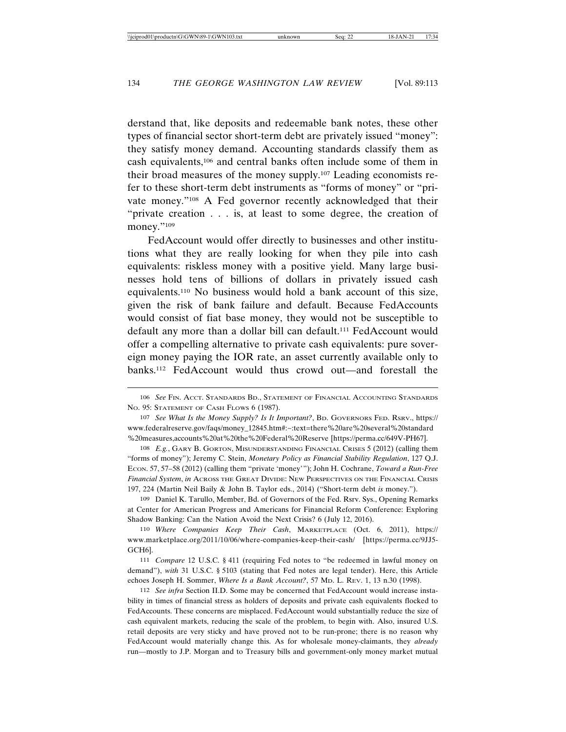derstand that, like deposits and redeemable bank notes, these other types of financial sector short-term debt are privately issued "money": they satisfy money demand. Accounting standards classify them as cash equivalents,[106] and central banks often include some of them in their broad measures of the money supply.[107] Leading economists refer to these short-term debt instruments as "forms of money" or "private money."[108] A Fed governor recently acknowledged that their "private creation . . . is, at least to some degree, the creation of money."[109]

FedAccount would offer directly to businesses and other institutions what they are really looking for when they pile into cash equivalents: riskless money with a positive yield. Many large businesses hold tens of billions of dollars in privately issued cash equivalents.[110] No business would hold a bank account of this size, given the risk of bank failure and default. Because FedAccounts would consist of fiat base money, they would not be susceptible to default any more than a dollar bill can default.[111] FedAccount would offer a compelling alternative to private cash equivalents: pure sovereign money paying the IOR rate, an asset currently available only to banks.[112] FedAccount would thus crowd out—and forestall the

---

106 *See* Fin. Acct. Standards Bd., Statement of Financial Accounting Standards No. 95: Statement of Cash Flows 6 (1987).

107 *See What Is the Money Supply? Is It Important?*, Bd. Governors Fed. Rsrv., https://www.federalreserve.gov/faqs/money_12845.htm#:~:text=there%20are%20several%20standard%20measures,accounts%20at%20the%20Federal%20Reserve [https://perma.cc/649V-PH67].

108 *E.g.*, Gary B. Gorton, Misunderstanding Financial Crises 5 (2012) (calling them "forms of money"); Jeremy C. Stein, *Monetary Policy as Financial Stability Regulation*, 127 Q.J. Econ. 57, 57–58 (2012) (calling them "private 'money'"); John H. Cochrane, *Toward a Run-Free Financial System*, *in* Across the Great Divide: New Perspectives on the Financial Crisis 197, 224 (Martin Neil Baily & John B. Taylor eds., 2014) ("Short-term debt *is* money.").

109 Daniel K. Tarullo, Member, Bd. of Governors of the Fed. Rsrv. Sys., Opening Remarks at Center for American Progress and Americans for Financial Reform Conference: Exploring Shadow Banking: Can the Nation Avoid the Next Crisis? 6 (July 12, 2016).

110 *Where Companies Keep Their Cash*, Marketplace (Oct. 6, 2011), https://www.marketplace.org/2011/10/06/where-companies-keep-their-cash/ [https://perma.cc/9JJ5-GCH6].

111 *Compare* 12 U.S.C. § 411 (requiring Fed notes to "be redeemed in lawful money on demand"), *with* 31 U.S.C. § 5103 (stating that Fed notes are legal tender). Here, this Article echoes Joseph H. Sommer, *Where Is a Bank Account?*, 57 Md. L. Rev. 1, 13 n.30 (1998).

112 *See infra* Section II.D. Some may be concerned that FedAccount would increase instability in times of financial stress as holders of deposits and private cash equivalents flocked to FedAccounts. These concerns are misplaced. FedAccount would substantially reduce the size of cash equivalent markets, reducing the scale of the problem, to begin with. Also, insured U.S. retail deposits are very sticky and have proved not to be run-prone; there is no reason why FedAccount would materially change this. As for wholesale money-claimants, they *already* run—mostly to J.P. Morgan and to Treasury bills and government-only money market mutual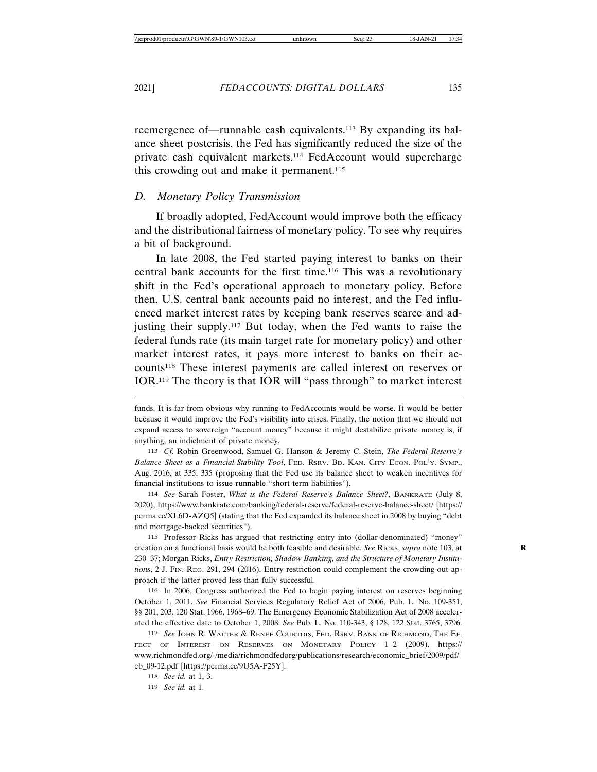reemergence of—runnable cash equivalents.[113] By expanding its balance sheet postcrisis, the Fed has significantly reduced the size of the private cash equivalent markets.[114] FedAccount would supercharge this crowding out and make it permanent.[115]

### D. Monetary Policy Transmission

If broadly adopted, FedAccount would improve both the efficacy and the distributional fairness of monetary policy. To see why requires a bit of background.

In late 2008, the Fed started paying interest to banks on their central bank accounts for the first time.[116] This was a revolutionary shift in the Fed's operational approach to monetary policy. Before then, U.S. central bank accounts paid no interest, and the Fed influenced market interest rates by keeping bank reserves scarce and adjusting their supply.[117] But today, when the Fed wants to raise the federal funds rate (its main target rate for monetary policy) and other market interest rates, it pays more interest to banks on their accounts[118] These interest payments are called interest on reserves or IOR.[119] The theory is that IOR will "pass through" to market interest

---

funds. It is far from obvious why running to FedAccounts would be worse. It would be better because it would improve the Fed's visibility into crises. Finally, the notion that we should not expand access to sovereign "account money" because it might destabilize private money is, if anything, an indictment of private money.

113 *Cf.* Robin Greenwood, Samuel G. Hanson & Jeremy C. Stein, *The Federal Reserve's Balance Sheet as a Financial-Stability Tool*, FED. RSRV. BD. KAN. CITY ECON. POL'Y. SYMP., Aug. 2016, at 335, 335 (proposing that the Fed use its balance sheet to weaken incentives for financial institutions to issue runnable "short-term liabilities").

114 *See* Sarah Foster, *What is the Federal Reserve's Balance Sheet?*, BANKRATE (July 8, 2020), https://www.bankrate.com/banking/federal-reserve/federal-reserve-balance-sheet/ [https://perma.cc/XL6D-AZQ5] (stating that the Fed expanded its balance sheet in 2008 by buying "debt and mortgage-backed securities").

115 Professor Ricks has argued that restricting entry into (dollar-denominated) "money" creation on a functional basis would be both feasible and desirable. *See* RICKS, *supra* note 103, at 230–37; Morgan Ricks, *Entry Restriction, Shadow Banking, and the Structure of Monetary Institutions*, 2 J. FIN. REG. 291, 294 (2016). Entry restriction could complement the crowding-out approach if the latter proved less than fully successful.

116 In 2006, Congress authorized the Fed to begin paying interest on reserves beginning October 1, 2011. *See* Financial Services Regulatory Relief Act of 2006, Pub. L. No. 109-351, §§ 201, 203, 120 Stat. 1966, 1968–69. The Emergency Economic Stabilization Act of 2008 accelerated the effective date to October 1, 2008. *See* Pub. L. No. 110-343, § 128, 122 Stat. 3765, 3796.

117 *See* JOHN R. WALTER & RENEE COURTOIS, FED. RSRV. BANK OF RICHMOND, THE EFFECT OF INTEREST ON RESERVES ON MONETARY POLICY 1–2 (2009), https://www.richmondfed.org/-/media/richmondfedorg/publications/research/economic_brief/2009/pdf/eb_09-12.pdf [https://perma.cc/9U5A-F25Y].

118 *See id.* at 1, 3.

119 *See id.* at 1.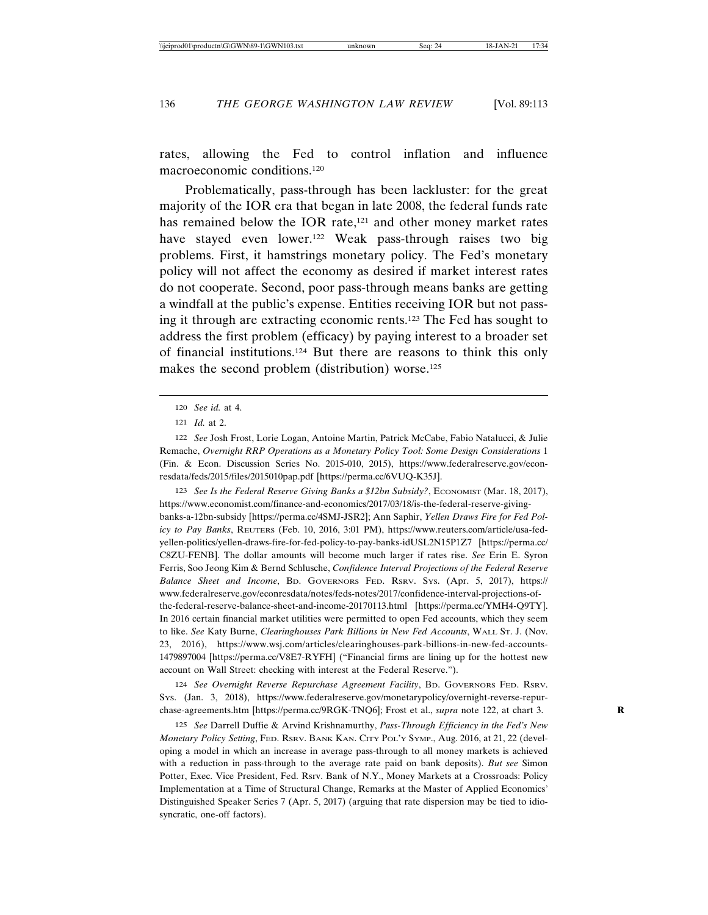rates, allowing the Fed to control inflation and influence macroeconomic conditions.[120]

Problematically, pass-through has been lackluster: for the great majority of the IOR era that began in late 2008, the federal funds rate has remained below the IOR rate,[121] and other money market rates have stayed even lower.[122] Weak pass-through raises two big problems. First, it hamstrings monetary policy. The Fed's monetary policy will not affect the economy as desired if market interest rates do not cooperate. Second, poor pass-through means banks are getting a windfall at the public's expense. Entities receiving IOR but not passing it through are extracting economic rents.[123] The Fed has sought to address the first problem (efficacy) by paying interest to a broader set of financial institutions.[124] But there are reasons to think this only makes the second problem (distribution) worse.[125]

---

120 *See id.* at 4.

121 *Id.* at 2.

122 *See* Josh Frost, Lorie Logan, Antoine Martin, Patrick McCabe, Fabio Natalucci, & Julie Remache, *Overnight RRP Operations as a Monetary Policy Tool: Some Design Considerations* 1 (Fin. & Econ. Discussion Series No. 2015-010, 2015), https://www.federalreserve.gov/econresdata/feds/2015/files/2015010pap.pdf [https://perma.cc/6VUQ-K35J].

123 *See Is the Federal Reserve Giving Banks a $12bn Subsidy?*, ECONOMIST (Mar. 18, 2017), https://www.economist.com/finance-and-economics/2017/03/18/is-the-federal-reserve-giving-banks-a-12bn-subsidy [https://perma.cc/4SMJ-JSR2]; Ann Saphir, *Yellen Draws Fire for Fed Policy to Pay Banks*, REUTERS (Feb. 10, 2016, 3:01 PM), https://www.reuters.com/article/usa-fed-yellen-politics/yellen-draws-fire-for-fed-policy-to-pay-banks-idUSL2N15P1Z7 [https://perma.cc/C8ZU-FENB]. The dollar amounts will become much larger if rates rise. *See* Erin E. Syron Ferris, Soo Jeong Kim & Bernd Schlusche, *Confidence Interval Projections of the Federal Reserve Balance Sheet and Income*, BD. GOVERNORS FED. RSRV. SYS. (Apr. 5, 2017), https://www.federalreserve.gov/econresdata/notes/feds-notes/2017/confidence-interval-projections-of-the-federal-reserve-balance-sheet-and-income-20170113.html [https://perma.cc/YMH4-Q9TY]. In 2016 certain financial market utilities were permitted to open Fed accounts, which they seem to like. *See* Katy Burne, *Clearinghouses Park Billions in New Fed Accounts*, WALL ST. J. (Nov. 23, 2016), https://www.wsj.com/articles/clearinghouses-park-billions-in-new-fed-accounts-1479897004 [https://perma.cc/V8E7-RYFH] ("Financial firms are lining up for the hottest new account on Wall Street: checking with interest at the Federal Reserve.").

124 *See Overnight Reverse Repurchase Agreement Facility*, BD. GOVERNORS FED. RSRV. SYS. (Jan. 3, 2018), https://www.federalreserve.gov/monetarypolicy/overnight-reverse-repurchase-agreements.htm [https://perma.cc/9RGK-TNQ6]; Frost et al., *supra* note 122, at chart 3.

125 *See* Darrell Duffie & Arvind Krishnamurthy, *Pass-Through Efficiency in the Fed's New Monetary Policy Setting*, FED. RSRV. BANK KAN. CITY POL'Y SYMP., Aug. 2016, at 21, 22 (developing a model in which an increase in average pass-through to all money markets is achieved with a reduction in pass-through to the average rate paid on bank deposits). *But see* Simon Potter, Exec. Vice President, Fed. Rsrv. Bank of N.Y., Money Markets at a Crossroads: Policy Implementation at a Time of Structural Change, Remarks at the Master of Applied Economics' Distinguished Speaker Series 7 (Apr. 5, 2017) (arguing that rate dispersion may be tied to idiosyncratic, one-off factors).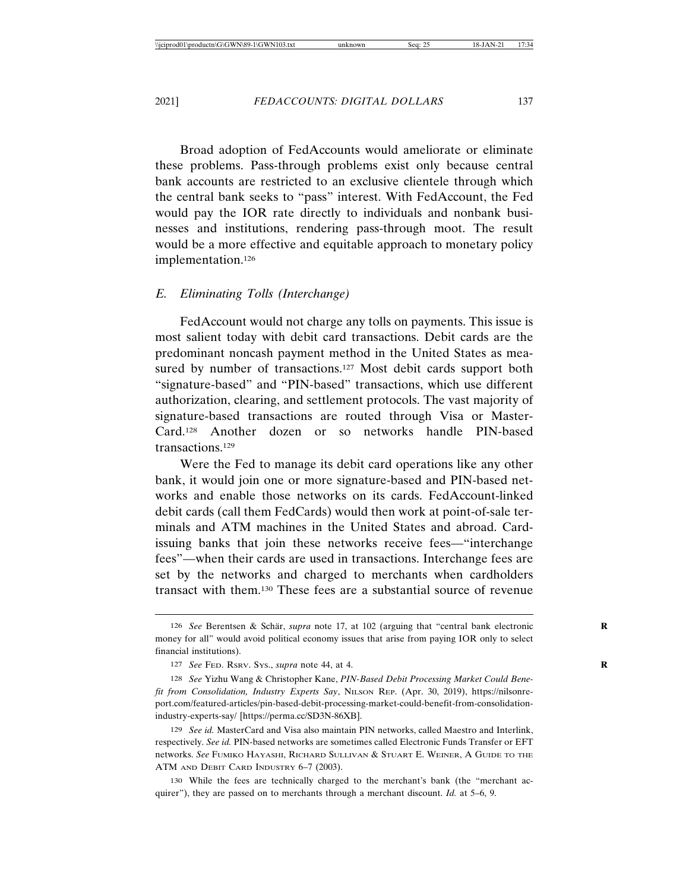Broad adoption of FedAccounts would ameliorate or eliminate these problems. Pass-through problems exist only because central bank accounts are restricted to an exclusive clientele through which the central bank seeks to "pass" interest. With FedAccount, the Fed would pay the IOR rate directly to individuals and nonbank businesses and institutions, rendering pass-through moot. The result would be a more effective and equitable approach to monetary policy implementation.[126]

### E. Eliminating Tolls (Interchange)

FedAccount would not charge any tolls on payments. This issue is most salient today with debit card transactions. Debit cards are the predominant noncash payment method in the United States as measured by number of transactions.[127] Most debit cards support both "signature-based" and "PIN-based" transactions, which use different authorization, clearing, and settlement protocols. The vast majority of signature-based transactions are routed through Visa or MasterCard.[128] Another dozen or so networks handle PIN-based transactions.[129]

Were the Fed to manage its debit card operations like any other bank, it would join one or more signature-based and PIN-based networks and enable those networks on its cards. FedAccount-linked debit cards (call them FedCards) would then work at point-of-sale terminals and ATM machines in the United States and abroad. Card-issuing banks that join these networks receive fees—"interchange fees"—when their cards are used in transactions. Interchange fees are set by the networks and charged to merchants when cardholders transact with them.[130] These fees are a substantial source of revenue

---

126 *See* Berentsen & Schär, *supra* note 17, at 102 (arguing that "central bank electronic money for all" would avoid political economy issues that arise from paying IOR only to select financial institutions).

127 *See* FED. RSRV. SYS., *supra* note 44, at 4.

128 *See* Yizhu Wang & Christopher Kane, *PIN-Based Debit Processing Market Could Benefit from Consolidation, Industry Experts Say*, NILSON REP. (Apr. 30, 2019), https://nilsonreport.com/featured-articles/pin-based-debit-processing-market-could-benefit-from-consolidation-industry-experts-say/ [https://perma.cc/SD3N-86XB].

129 *See id.* MasterCard and Visa also maintain PIN networks, called Maestro and Interlink, respectively. *See id.* PIN-based networks are sometimes called Electronic Funds Transfer or EFT networks. *See* FUMIKO HAYASHI, RICHARD SULLIVAN & STUART E. WEINER, A GUIDE TO THE ATM AND DEBIT CARD INDUSTRY 6–7 (2003).

130 While the fees are technically charged to the merchant's bank (the "merchant acquirer"), they are passed on to merchants through a merchant discount. *Id.* at 5–6, 9.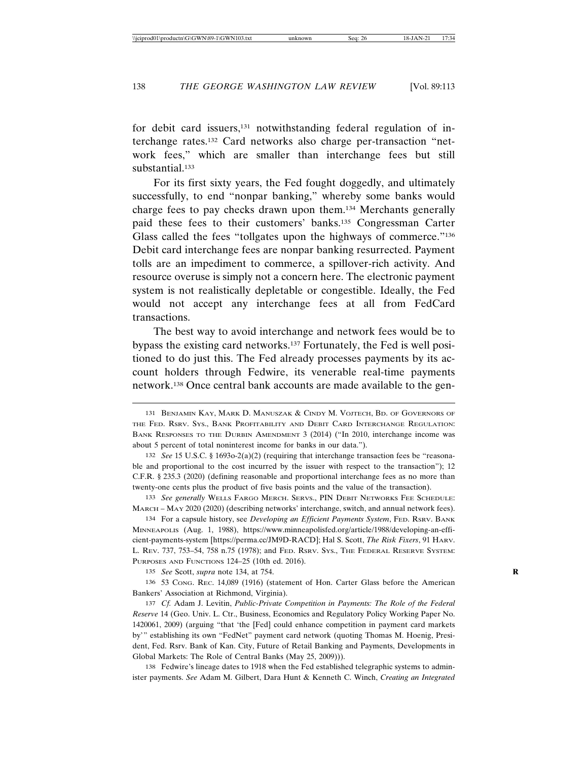for debit card issuers,[131] notwithstanding federal regulation of interchange rates.[132] Card networks also charge per-transaction "network fees," which are smaller than interchange fees but still substantial.[133]

For its first sixty years, the Fed fought doggedly, and ultimately successfully, to end "nonpar banking," whereby some banks would charge fees to pay checks drawn upon them.[134] Merchants generally paid these fees to their customers' banks.[135] Congressman Carter Glass called the fees "tollgates upon the highways of commerce."[136] Debit card interchange fees are nonpar banking resurrected. Payment tolls are an impediment to commerce, a spillover-rich activity. And resource overuse is simply not a concern here. The electronic payment system is not realistically depletable or congestible. Ideally, the Fed would not accept any interchange fees at all from FedCard transactions.

The best way to avoid interchange and network fees would be to bypass the existing card networks.[137] Fortunately, the Fed is well positioned to do just this. The Fed already processes payments by its account holders through Fedwire, its venerable real-time payments network.[138] Once central bank accounts are made available to the gen-

---

131 Benjamin Kay, Mark D. Manuszak & Cindy M. Vojtech, Bd. of Governors of the Fed. Rsrv. Sys., Bank Profitability and Debit Card Interchange Regulation: Bank Responses to the Durbin Amendment 3 (2014) ("In 2010, interchange income was about 5 percent of total noninterest income for banks in our data.").

132 *See* 15 U.S.C. § 1693o-2(a)(2) (requiring that interchange transaction fees be "reasonable and proportional to the cost incurred by the issuer with respect to the transaction"); 12 C.F.R. § 235.3 (2020) (defining reasonable and proportional interchange fees as no more than twenty-one cents plus the product of five basis points and the value of the transaction).

133 *See generally* Wells Fargo Merch. Servs., PIN Debit Networks Fee Schedule: March – May 2020 (2020) (describing networks' interchange, switch, and annual network fees).

134 For a capsule history, see *Developing an Efficient Payments System*, Fed. Rsrv. Bank Minneapolis (Aug. 1, 1988), https://www.minneapolisfed.org/article/1988/developing-an-efficient-payments-system [https://perma.cc/JM9D-RACD]; Hal S. Scott, *The Risk Fixers*, 91 Harv. L. Rev. 737, 753–54, 758 n.75 (1978); and Fed. Rsrv. Sys., The Federal Reserve System: Purposes and Functions 124–25 (10th ed. 2016).

135 *See* Scott, *supra* note 134, at 754.

136 53 Cong. Rec. 14,089 (1916) (statement of Hon. Carter Glass before the American Bankers' Association at Richmond, Virginia).

137 *Cf.* Adam J. Levitin, *Public-Private Competition in Payments: The Role of the Federal Reserve* 14 (Geo. Univ. L. Ctr., Business, Economics and Regulatory Policy Working Paper No. 1420061, 2009) (arguing "that 'the [Fed] could enhance competition in payment card markets by'" establishing its own "FedNet" payment card network (quoting Thomas M. Hoenig, President, Fed. Rsrv. Bank of Kan. City, Future of Retail Banking and Payments, Developments in Global Markets: The Role of Central Banks (May 25, 2009))).

138 Fedwire's lineage dates to 1918 when the Fed established telegraphic systems to administer payments. *See* Adam M. Gilbert, Dara Hunt & Kenneth C. Winch, *Creating an Integrated*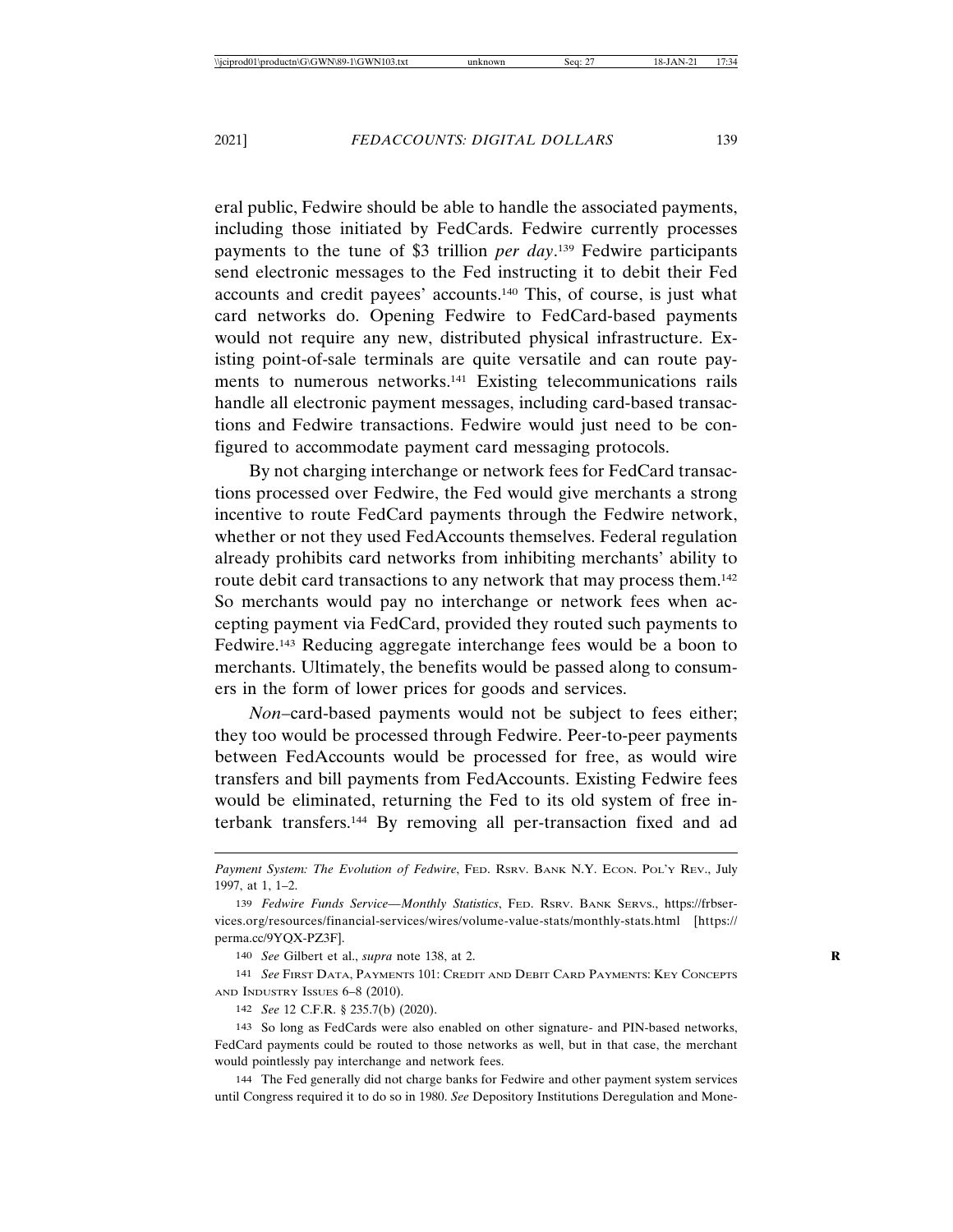eral public, Fedwire should be able to handle the associated payments, including those initiated by FedCards. Fedwire currently processes payments to the tune of $3 trillion *per day*.[139] Fedwire participants send electronic messages to the Fed instructing it to debit their Fed accounts and credit payees' accounts.[140] This, of course, is just what card networks do. Opening Fedwire to FedCard-based payments would not require any new, distributed physical infrastructure. Existing point-of-sale terminals are quite versatile and can route payments to numerous networks.[141] Existing telecommunications rails handle all electronic payment messages, including card-based transactions and Fedwire transactions. Fedwire would just need to be configured to accommodate payment card messaging protocols.

By not charging interchange or network fees for FedCard transactions processed over Fedwire, the Fed would give merchants a strong incentive to route FedCard payments through the Fedwire network, whether or not they used FedAccounts themselves. Federal regulation already prohibits card networks from inhibiting merchants' ability to route debit card transactions to any network that may process them.[142] So merchants would pay no interchange or network fees when accepting payment via FedCard, provided they routed such payments to Fedwire.[143] Reducing aggregate interchange fees would be a boon to merchants. Ultimately, the benefits would be passed along to consumers in the form of lower prices for goods and services.

*Non*–card-based payments would not be subject to fees either; they too would be processed through Fedwire. Peer-to-peer payments between FedAccounts would be processed for free, as would wire transfers and bill payments from FedAccounts. Existing Fedwire fees would be eliminated, returning the Fed to its old system of free interbank transfers.[144] By removing all per-transaction fixed and ad

---

*Payment System: The Evolution of Fedwire*, FED. RSRV. BANK N.Y. ECON. POL'Y REV., July 1997, at 1, 1–2.

139 *Fedwire Funds Service—Monthly Statistics*, FED. RSRV. BANK SERVS., https://frbservices.org/resources/financial-services/wires/volume-value-stats/monthly-stats.html [https://perma.cc/9YQX-PZ3F].

140 *See* Gilbert et al., *supra* note 138, at 2.

141 *See* FIRST DATA, PAYMENTS 101: CREDIT AND DEBIT CARD PAYMENTS: KEY CONCEPTS AND INDUSTRY ISSUES 6–8 (2010).

142 *See* 12 C.F.R. § 235.7(b) (2020).

143 So long as FedCards were also enabled on other signature- and PIN-based networks, FedCard payments could be routed to those networks as well, but in that case, the merchant would pointlessly pay interchange and network fees.

144 The Fed generally did not charge banks for Fedwire and other payment system services until Congress required it to do so in 1980. *See* Depository Institutions Deregulation and Mone-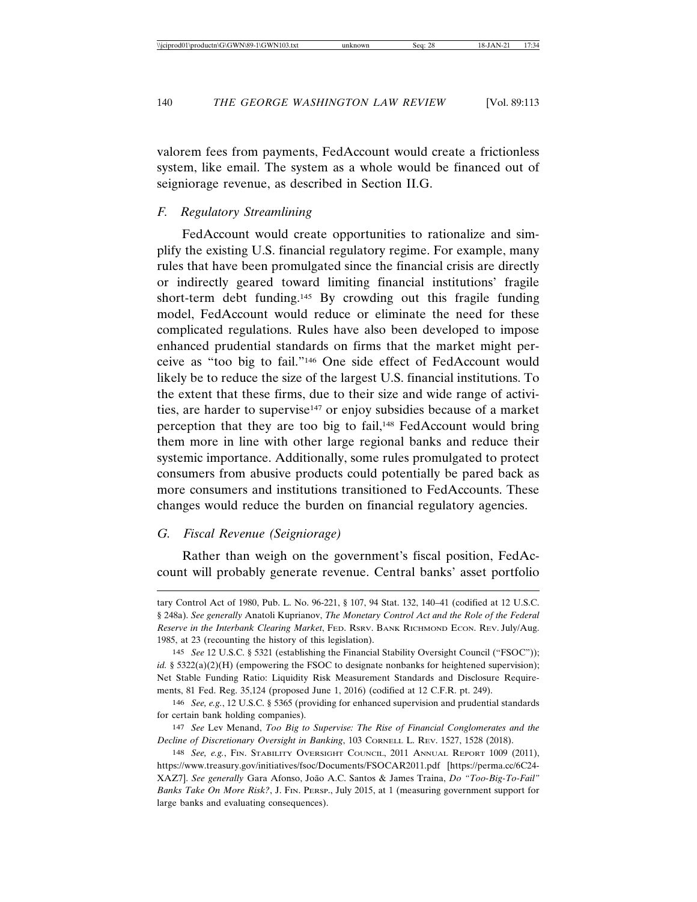valorem fees from payments, FedAccount would create a frictionless system, like email. The system as a whole would be financed out of seigniorage revenue, as described in Section II.G.

### *F. Regulatory Streamlining*

FedAccount would create opportunities to rationalize and simplify the existing U.S. financial regulatory regime. For example, many rules that have been promulgated since the financial crisis are directly or indirectly geared toward limiting financial institutions' fragile short-term debt funding.[145] By crowding out this fragile funding model, FedAccount would reduce or eliminate the need for these complicated regulations. Rules have also been developed to impose enhanced prudential standards on firms that the market might perceive as "too big to fail."[146] One side effect of FedAccount would likely be to reduce the size of the largest U.S. financial institutions. To the extent that these firms, due to their size and wide range of activities, are harder to supervise[147] or enjoy subsidies because of a market perception that they are too big to fail,[148] FedAccount would bring them more in line with other large regional banks and reduce their systemic importance. Additionally, some rules promulgated to protect consumers from abusive products could potentially be pared back as more consumers and institutions transitioned to FedAccounts. These changes would reduce the burden on financial regulatory agencies.

### *G. Fiscal Revenue (Seigniorage)*

Rather than weigh on the government's fiscal position, FedAccount will probably generate revenue. Central banks' asset portfolio

---

tary Control Act of 1980, Pub. L. No. 96-221, § 107, 94 Stat. 132, 140–41 (codified at 12 U.S.C. § 248a). *See generally* Anatoli Kuprianov, *The Monetary Control Act and the Role of the Federal Reserve in the Interbank Clearing Market*, FED. RSRV. BANK RICHMOND ECON. REV. July/Aug. 1985, at 23 (recounting the history of this legislation).

145 *See* 12 U.S.C. § 5321 (establishing the Financial Stability Oversight Council ("FSOC")); *id.* § 5322(a)(2)(H) (empowering the FSOC to designate nonbanks for heightened supervision); Net Stable Funding Ratio: Liquidity Risk Measurement Standards and Disclosure Requirements, 81 Fed. Reg. 35,124 (proposed June 1, 2016) (codified at 12 C.F.R. pt. 249).

146 *See, e.g.*, 12 U.S.C. § 5365 (providing for enhanced supervision and prudential standards for certain bank holding companies).

147 *See* Lev Menand, *Too Big to Supervise: The Rise of Financial Conglomerates and the Decline of Discretionary Oversight in Banking*, 103 CORNELL L. REV. 1527, 1528 (2018).

148 *See, e.g.*, FIN. STABILITY OVERSIGHT COUNCIL, 2011 ANNUAL REPORT 1009 (2011), https://www.treasury.gov/initiatives/fsoc/Documents/FSOCAR2011.pdf [https://perma.cc/6C24-XAZ7]. *See generally* Gara Afonso, João A.C. Santos & James Traina, *Do "Too-Big-To-Fail" Banks Take On More Risk?*, J. FIN. PERSP., July 2015, at 1 (measuring government support for large banks and evaluating consequences).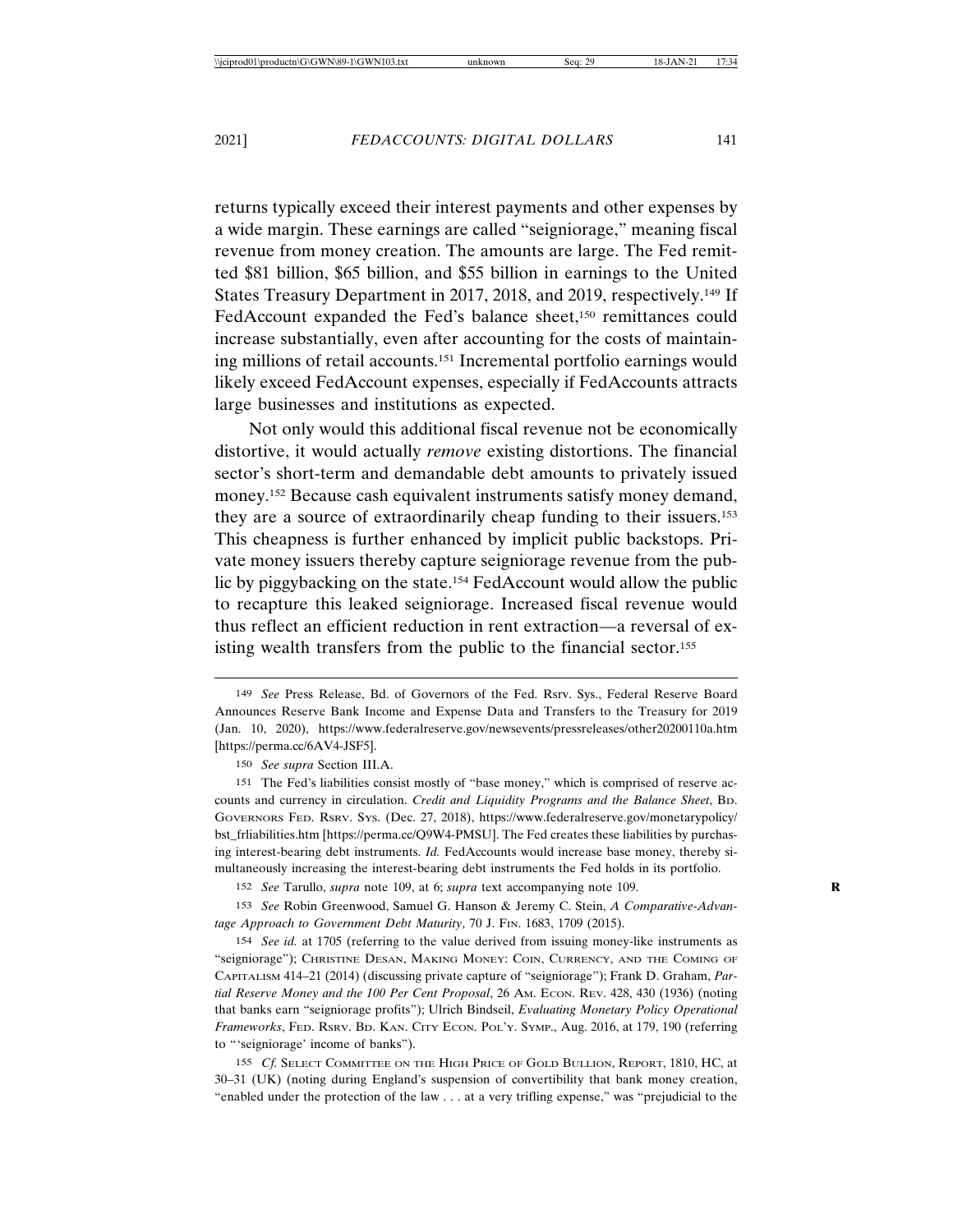returns typically exceed their interest payments and other expenses by a wide margin. These earnings are called "seigniorage," meaning fiscal revenue from money creation. The amounts are large. The Fed remitted $81 billion, $65 billion, and $55 billion in earnings to the United States Treasury Department in 2017, 2018, and 2019, respectively.[149] If FedAccount expanded the Fed's balance sheet,[150] remittances could increase substantially, even after accounting for the costs of maintaining millions of retail accounts.[151] Incremental portfolio earnings would likely exceed FedAccount expenses, especially if FedAccounts attracts large businesses and institutions as expected.

Not only would this additional fiscal revenue not be economically distortive, it would actually *remove* existing distortions. The financial sector's short-term and demandable debt amounts to privately issued money.[152] Because cash equivalent instruments satisfy money demand, they are a source of extraordinarily cheap funding to their issuers.[153] This cheapness is further enhanced by implicit public backstops. Private money issuers thereby capture seigniorage revenue from the public by piggybacking on the state.[154] FedAccount would allow the public to recapture this leaked seigniorage. Increased fiscal revenue would thus reflect an efficient reduction in rent extraction—a reversal of existing wealth transfers from the public to the financial sector.[155]

---

149 *See* Press Release, Bd. of Governors of the Fed. Rsrv. Sys., Federal Reserve Board Announces Reserve Bank Income and Expense Data and Transfers to the Treasury for 2019 (Jan. 10, 2020), https://www.federalreserve.gov/newsevents/pressreleases/other20200110a.htm [https://perma.cc/6AV4-JSF5].

150 *See supra* Section III.A.

151 The Fed's liabilities consist mostly of "base money," which is comprised of reserve accounts and currency in circulation. *Credit and Liquidity Programs and the Balance Sheet*, Bd. Governors Fed. Rsrv. Sys. (Dec. 27, 2018), https://www.federalreserve.gov/monetarypolicy/bst_frliabilities.htm [https://perma.cc/Q9W4-PMSU]. The Fed creates these liabilities by purchasing interest-bearing debt instruments. *Id.* FedAccounts would increase base money, thereby simultaneously increasing the interest-bearing debt instruments the Fed holds in its portfolio.

152 *See* Tarullo, *supra* note 109, at 6; *supra* text accompanying note 109.

153 *See* Robin Greenwood, Samuel G. Hanson & Jeremy C. Stein, *A Comparative-Advantage Approach to Government Debt Maturity*, 70 J. Fin. 1683, 1709 (2015).

154 *See id.* at 1705 (referring to the value derived from issuing money-like instruments as "seigniorage"); Christine Desan, Making Money: Coin, Currency, and the Coming of Capitalism 414–21 (2014) (discussing private capture of "seigniorage"); Frank D. Graham, *Partial Reserve Money and the 100 Per Cent Proposal*, 26 Am. Econ. Rev. 428, 430 (1936) (noting that banks earn "seigniorage profits"); Ulrich Bindseil, *Evaluating Monetary Policy Operational Frameworks*, Fed. Rsrv. Bd. Kan. City Econ. Pol'y. Symp., Aug. 2016, at 179, 190 (referring to "'seigniorage' income of banks").

155 *Cf.* Select Committee on the High Price of Gold Bullion, Report, 1810, HC, at 30–31 (UK) (noting during England's suspension of convertibility that bank money creation, "enabled under the protection of the law . . . at a very trifling expense," was "prejudicial to the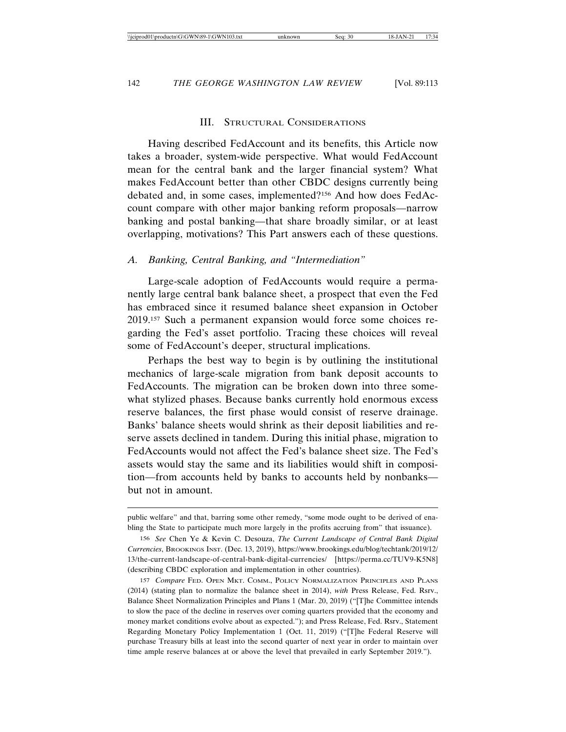## III. Structural Considerations

Having described FedAccount and its benefits, this Article now takes a broader, system-wide perspective. What would FedAccount mean for the central bank and the larger financial system? What makes FedAccount better than other CBDC designs currently being debated and, in some cases, implemented?[156] And how does FedAccount compare with other major banking reform proposals—narrow banking and postal banking—that share broadly similar, or at least overlapping, motivations? This Part answers each of these questions.

### *A. Banking, Central Banking, and "Intermediation"*

Large-scale adoption of FedAccounts would require a permanently large central bank balance sheet, a prospect that even the Fed has embraced since it resumed balance sheet expansion in October 2019.[157] Such a permanent expansion would force some choices regarding the Fed's asset portfolio. Tracing these choices will reveal some of FedAccount's deeper, structural implications.

Perhaps the best way to begin is by outlining the institutional mechanics of large-scale migration from bank deposit accounts to FedAccounts. The migration can be broken down into three somewhat stylized phases. Because banks currently hold enormous excess reserve balances, the first phase would consist of reserve drainage. Banks' balance sheets would shrink as their deposit liabilities and reserve assets declined in tandem. During this initial phase, migration to FedAccounts would not affect the Fed's balance sheet size. The Fed's assets would stay the same and its liabilities would shift in composition—from accounts held by banks to accounts held by nonbanks—but not in amount.

---

public welfare" and that, barring some other remedy, "some mode ought to be derived of enabling the State to participate much more largely in the profits accruing from" that issuance).

156 *See* Chen Ye & Kevin C. Desouza, *The Current Landscape of Central Bank Digital Currencies*, Brookings Inst. (Dec. 13, 2019), https://www.brookings.edu/blog/techtank/2019/12/13/the-current-landscape-of-central-bank-digital-currencies/ [https://perma.cc/TUV9-K5N8] (describing CBDC exploration and implementation in other countries).

157 *Compare* Fed. Open Mkt. Comm., Policy Normalization Principles and Plans (2014) (stating plan to normalize the balance sheet in 2014), *with* Press Release, Fed. Rsrv., Balance Sheet Normalization Principles and Plans 1 (Mar. 20, 2019) ("[T]he Committee intends to slow the pace of the decline in reserves over coming quarters provided that the economy and money market conditions evolve about as expected."); and Press Release, Fed. Rsrv., Statement Regarding Monetary Policy Implementation 1 (Oct. 11, 2019) ("[T]he Federal Reserve will purchase Treasury bills at least into the second quarter of next year in order to maintain over time ample reserve balances at or above the level that prevailed in early September 2019.").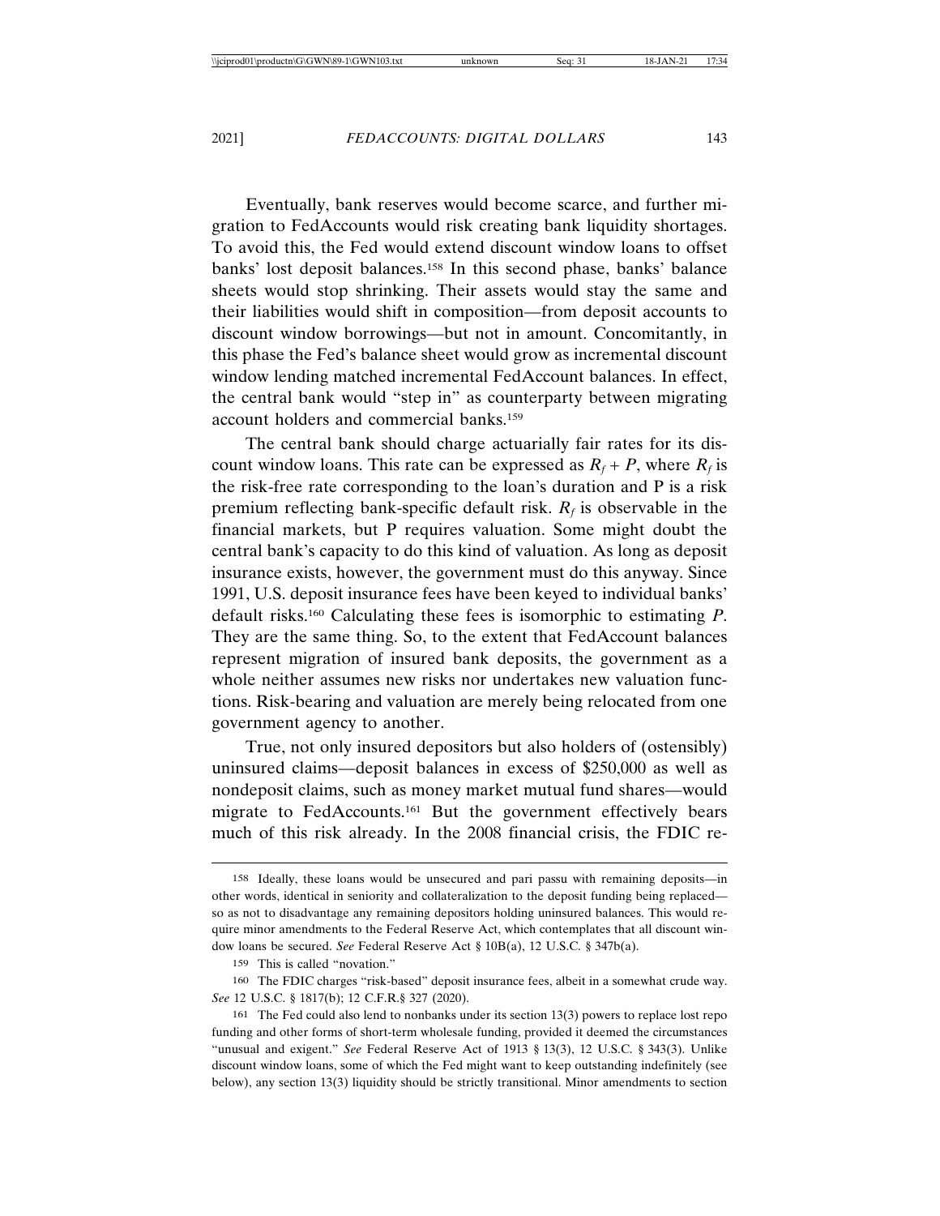Eventually, bank reserves would become scarce, and further migration to FedAccounts would risk creating bank liquidity shortages. To avoid this, the Fed would extend discount window loans to offset banks' lost deposit balances.[158] In this second phase, banks' balance sheets would stop shrinking. Their assets would stay the same and their liabilities would shift in composition—from deposit accounts to discount window borrowings—but not in amount. Concomitantly, in this phase the Fed's balance sheet would grow as incremental discount window lending matched incremental FedAccount balances. In effect, the central bank would "step in" as counterparty between migrating account holders and commercial banks.[159]

The central bank should charge actuarially fair rates for its discount window loans. This rate can be expressed as $R_f + P$, where $R_f$ is the risk-free rate corresponding to the loan's duration and P is a risk premium reflecting bank-specific default risk. $R_f$ is observable in the financial markets, but P requires valuation. Some might doubt the central bank's capacity to do this kind of valuation. As long as deposit insurance exists, however, the government must do this anyway. Since 1991, U.S. deposit insurance fees have been keyed to individual banks' default risks.[160] Calculating these fees is isomorphic to estimating $P$. They are the same thing. So, to the extent that FedAccount balances represent migration of insured bank deposits, the government as a whole neither assumes new risks nor undertakes new valuation functions. Risk-bearing and valuation are merely being relocated from one government agency to another.

True, not only insured depositors but also holders of (ostensibly) uninsured claims—deposit balances in excess of $250,000 as well as nondeposit claims, such as money market mutual fund shares—would migrate to FedAccounts.[161] But the government effectively bears much of this risk already. In the 2008 financial crisis, the FDIC re-

---

158 Ideally, these loans would be unsecured and pari passu with remaining deposits—in other words, identical in seniority and collateralization to the deposit funding being replaced—so as not to disadvantage any remaining depositors holding uninsured balances. This would require minor amendments to the Federal Reserve Act, which contemplates that all discount window loans be secured. *See* Federal Reserve Act § 10B(a), 12 U.S.C. § 347b(a).

159 This is called "novation."

160 The FDIC charges "risk-based" deposit insurance fees, albeit in a somewhat crude way. *See* 12 U.S.C. § 1817(b); 12 C.F.R.§ 327 (2020).

161 The Fed could also lend to nonbanks under its section 13(3) powers to replace lost repo funding and other forms of short-term wholesale funding, provided it deemed the circumstances "unusual and exigent." *See* Federal Reserve Act of 1913 § 13(3), 12 U.S.C. § 343(3). Unlike discount window loans, some of which the Fed might want to keep outstanding indefinitely (see below), any section 13(3) liquidity should be strictly transitional. Minor amendments to section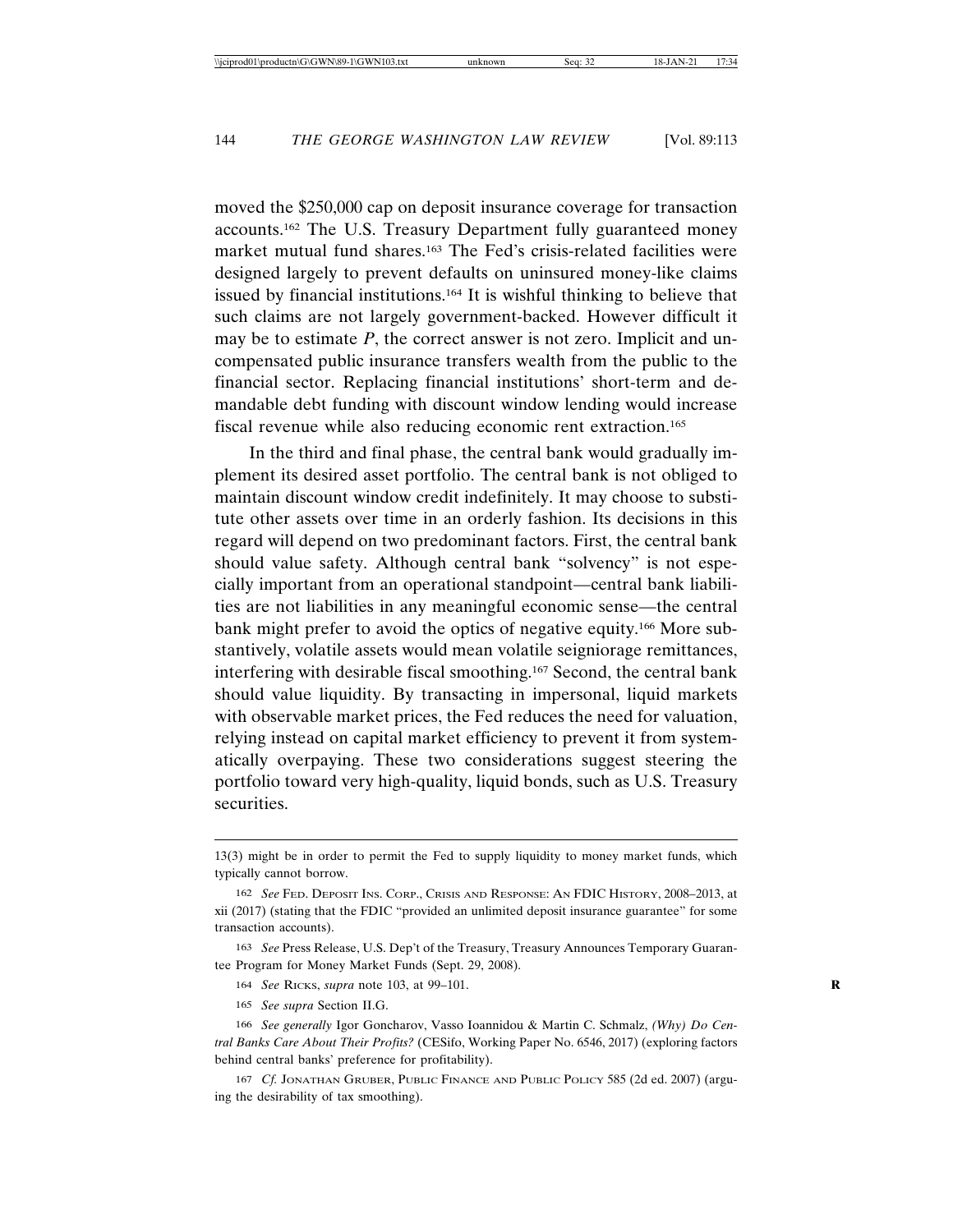moved the $250,000 cap on deposit insurance coverage for transaction accounts.[162] The U.S. Treasury Department fully guaranteed money market mutual fund shares.[163] The Fed's crisis-related facilities were designed largely to prevent defaults on uninsured money-like claims issued by financial institutions.[164] It is wishful thinking to believe that such claims are not largely government-backed. However difficult it may be to estimate *P*, the correct answer is not zero. Implicit and uncompensated public insurance transfers wealth from the public to the financial sector. Replacing financial institutions' short-term and demandable debt funding with discount window lending would increase fiscal revenue while also reducing economic rent extraction.[165]

In the third and final phase, the central bank would gradually implement its desired asset portfolio. The central bank is not obliged to maintain discount window credit indefinitely. It may choose to substitute other assets over time in an orderly fashion. Its decisions in this regard will depend on two predominant factors. First, the central bank should value safety. Although central bank "solvency" is not especially important from an operational standpoint—central bank liabilities are not liabilities in any meaningful economic sense—the central bank might prefer to avoid the optics of negative equity.[166] More substantively, volatile assets would mean volatile seigniorage remittances, interfering with desirable fiscal smoothing.[167] Second, the central bank should value liquidity. By transacting in impersonal, liquid markets with observable market prices, the Fed reduces the need for valuation, relying instead on capital market efficiency to prevent it from systematically overpaying. These two considerations suggest steering the portfolio toward very high-quality, liquid bonds, such as U.S. Treasury securities.

---

13(3) might be in order to permit the Fed to supply liquidity to money market funds, which typically cannot borrow.

162 *See* Fed. Deposit Ins. Corp., Crisis and Response: An FDIC History, 2008–2013, at xii (2017) (stating that the FDIC "provided an unlimited deposit insurance guarantee" for some transaction accounts).

163 *See* Press Release, U.S. Dep't of the Treasury, Treasury Announces Temporary Guarantee Program for Money Market Funds (Sept. 29, 2008).

164 *See* Ricks, *supra* note 103, at 99–101.

165 *See supra* Section II.G.

166 *See generally* Igor Goncharov, Vasso Ioannidou & Martin C. Schmalz, *(Why) Do Central Banks Care About Their Profits?* (CESifo, Working Paper No. 6546, 2017) (exploring factors behind central banks' preference for profitability).

167 *Cf.* Jonathan Gruber, Public Finance and Public Policy 585 (2d ed. 2007) (arguing the desirability of tax smoothing).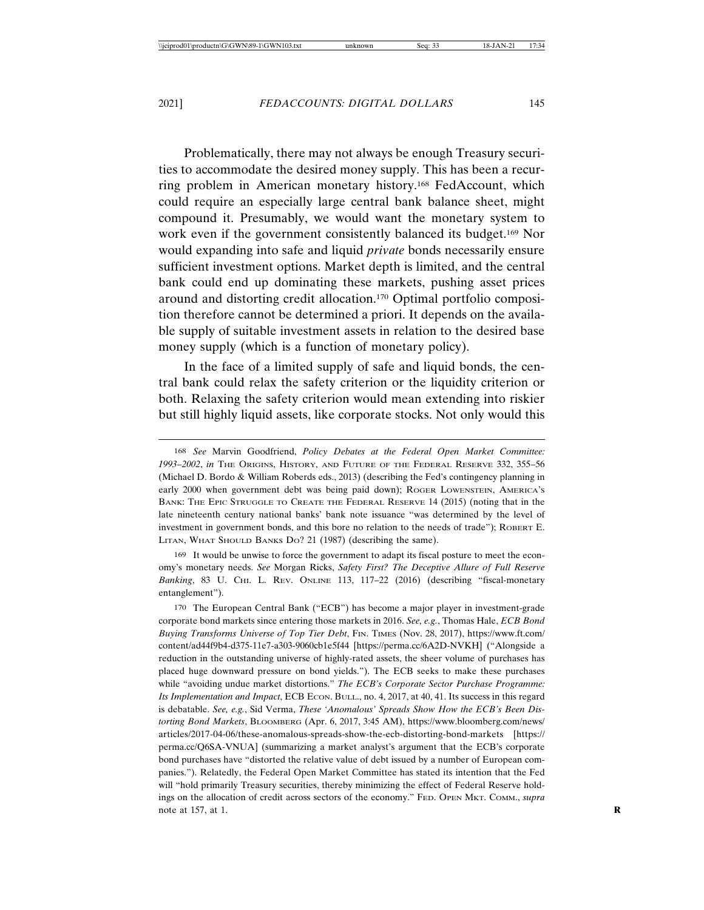Problematically, there may not always be enough Treasury securities to accommodate the desired money supply. This has been a recurring problem in American monetary history.[168] FedAccount, which could require an especially large central bank balance sheet, might compound it. Presumably, we would want the monetary system to work even if the government consistently balanced its budget.[169] Nor would expanding into safe and liquid *private* bonds necessarily ensure sufficient investment options. Market depth is limited, and the central bank could end up dominating these markets, pushing asset prices around and distorting credit allocation.[170] Optimal portfolio composition therefore cannot be determined a priori. It depends on the available supply of suitable investment assets in relation to the desired base money supply (which is a function of monetary policy).

In the face of a limited supply of safe and liquid bonds, the central bank could relax the safety criterion or the liquidity criterion or both. Relaxing the safety criterion would mean extending into riskier but still highly liquid assets, like corporate stocks. Not only would this

---

168 *See* Marvin Goodfriend, *Policy Debates at the Federal Open Market Committee: 1993–2002*, *in* THE ORIGINS, HISTORY, AND FUTURE OF THE FEDERAL RESERVE 332, 355–56 (Michael D. Bordo & William Roberds eds., 2013) (describing the Fed's contingency planning in early 2000 when government debt was being paid down); ROGER LOWENSTEIN, AMERICA'S BANK: THE EPIC STRUGGLE TO CREATE THE FEDERAL RESERVE 14 (2015) (noting that in the late nineteenth century national banks' bank note issuance "was determined by the level of investment in government bonds, and this bore no relation to the needs of trade"); ROBERT E. LITAN, WHAT SHOULD BANKS DO? 21 (1987) (describing the same).

169 It would be unwise to force the government to adapt its fiscal posture to meet the economy's monetary needs. *See* Morgan Ricks, *Safety First? The Deceptive Allure of Full Reserve Banking*, 83 U. CHI. L. REV. ONLINE 113, 117–22 (2016) (describing "fiscal-monetary entanglement").

170 The European Central Bank ("ECB") has become a major player in investment-grade corporate bond markets since entering those markets in 2016. *See, e.g.*, Thomas Hale, *ECB Bond Buying Transforms Universe of Top Tier Debt*, FIN. TIMES (Nov. 28, 2017), https://www.ft.com/content/ad44f9b4-d375-11e7-a303-9060cb1e5f44 [https://perma.cc/6A2D-NVKH] ("Alongside a reduction in the outstanding universe of highly-rated assets, the sheer volume of purchases has placed huge downward pressure on bond yields."). The ECB seeks to make these purchases while "avoiding undue market distortions." *The ECB's Corporate Sector Purchase Programme: Its Implementation and Impact*, ECB ECON. BULL., no. 4, 2017, at 40, 41. Its success in this regard is debatable. *See, e.g.*, Sid Verma, *These 'Anomalous' Spreads Show How the ECB's Been Distorting Bond Markets*, BLOOMBERG (Apr. 6, 2017, 3:45 AM), https://www.bloomberg.com/news/articles/2017-04-06/these-anomalous-spreads-show-the-ecb-distorting-bond-markets [https://perma.cc/Q6SA-VNUA] (summarizing a market analyst's argument that the ECB's corporate bond purchases have "distorted the relative value of debt issued by a number of European companies."). Relatedly, the Federal Open Market Committee has stated its intention that the Fed will "hold primarily Treasury securities, thereby minimizing the effect of Federal Reserve holdings on the allocation of credit across sectors of the economy." FED. OPEN MKT. COMM., *supra* note at 157, at 1.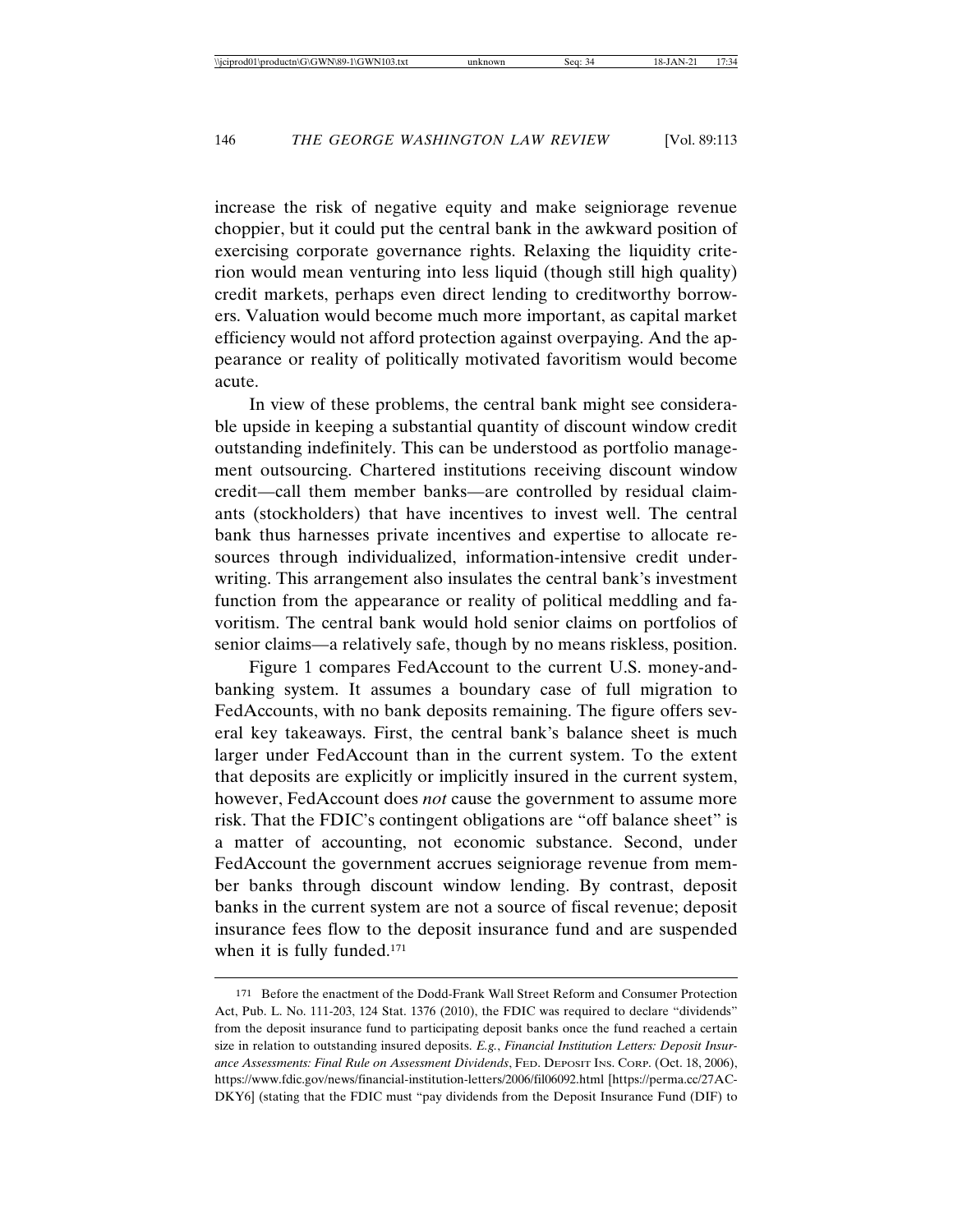increase the risk of negative equity and make seigniorage revenue choppier, but it could put the central bank in the awkward position of exercising corporate governance rights. Relaxing the liquidity criterion would mean venturing into less liquid (though still high quality) credit markets, perhaps even direct lending to creditworthy borrowers. Valuation would become much more important, as capital market efficiency would not afford protection against overpaying. And the appearance or reality of politically motivated favoritism would become acute.

In view of these problems, the central bank might see considerable upside in keeping a substantial quantity of discount window credit outstanding indefinitely. This can be understood as portfolio management outsourcing. Chartered institutions receiving discount window credit—call them member banks—are controlled by residual claimants (stockholders) that have incentives to invest well. The central bank thus harnesses private incentives and expertise to allocate resources through individualized, information-intensive credit underwriting. This arrangement also insulates the central bank's investment function from the appearance or reality of political meddling and favoritism. The central bank would hold senior claims on portfolios of senior claims—a relatively safe, though by no means riskless, position.

Figure 1 compares FedAccount to the current U.S. money-and-banking system. It assumes a boundary case of full migration to FedAccounts, with no bank deposits remaining. The figure offers several key takeaways. First, the central bank's balance sheet is much larger under FedAccount than in the current system. To the extent that deposits are explicitly or implicitly insured in the current system, however, FedAccount does *not* cause the government to assume more risk. That the FDIC's contingent obligations are "off balance sheet" is a matter of accounting, not economic substance. Second, under FedAccount the government accrues seigniorage revenue from member banks through discount window lending. By contrast, deposit banks in the current system are not a source of fiscal revenue; deposit insurance fees flow to the deposit insurance fund and are suspended when it is fully funded.[171]

171 Before the enactment of the Dodd-Frank Wall Street Reform and Consumer Protection Act, Pub. L. No. 111-203, 124 Stat. 1376 (2010), the FDIC was required to declare "dividends" from the deposit insurance fund to participating deposit banks once the fund reached a certain size in relation to outstanding insured deposits. *E.g.*, *Financial Institution Letters: Deposit Insurance Assessments: Final Rule on Assessment Dividends*, FED. DEPOSIT INS. CORP. (Oct. 18, 2006), https://www.fdic.gov/news/financial-institution-letters/2006/fil06092.html [https://perma.cc/27AC-DKY6] (stating that the FDIC must "pay dividends from the Deposit Insurance Fund (DIF) to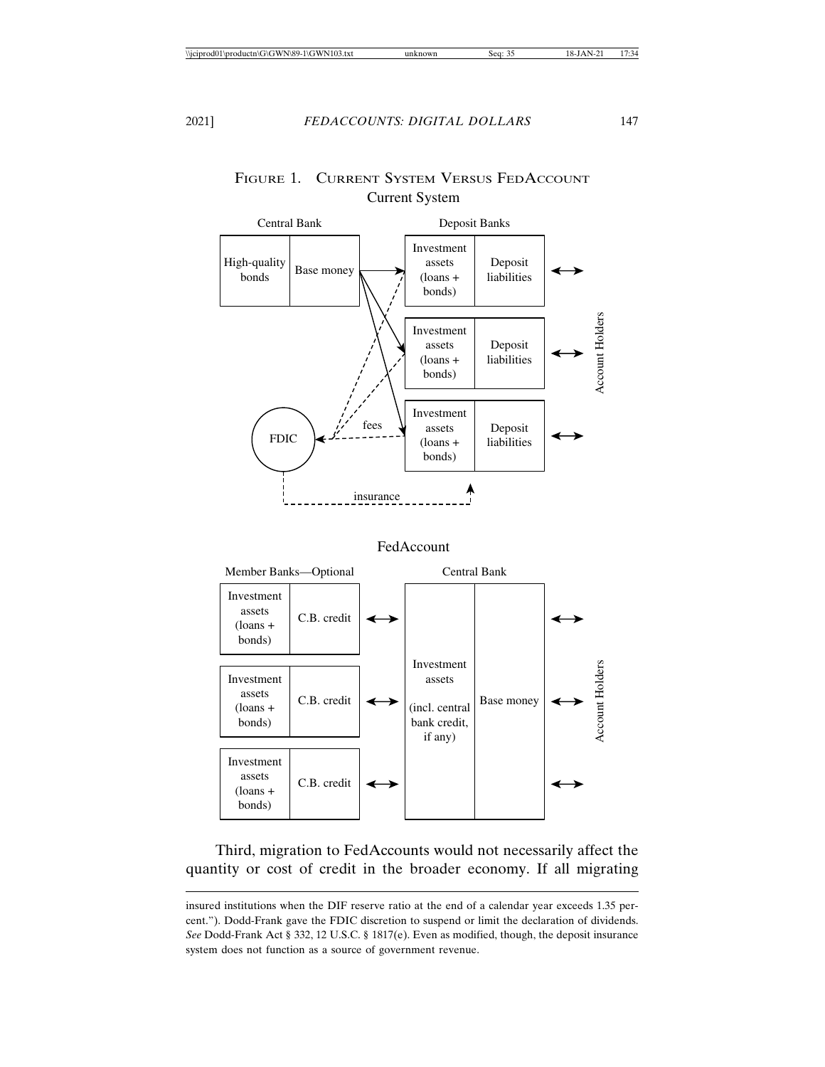Figure 1. Current System Versus FedAccount

Current System

Central Bank | Deposit Banks

High-quality bonds | Base money

Investment assets (loans + bonds) | Deposit liabilities

FDIC — fees — insurance

Account Holders

FedAccount

Member Banks—Optional | Central Bank

Investment assets (loans + bonds) | C.B. credit

Investment assets (incl. central bank credit, if any) | Base money

Account Holders

Third, migration to FedAccounts would not necessarily affect the quantity or cost of credit in the broader economy. If all migrating

---

insured institutions when the DIF reserve ratio at the end of a calendar year exceeds 1.35 percent."). Dodd-Frank gave the FDIC discretion to suspend or limit the declaration of dividends. *See* Dodd-Frank Act § 332, 12 U.S.C. § 1817(e). Even as modified, though, the deposit insurance system does not function as a source of government revenue.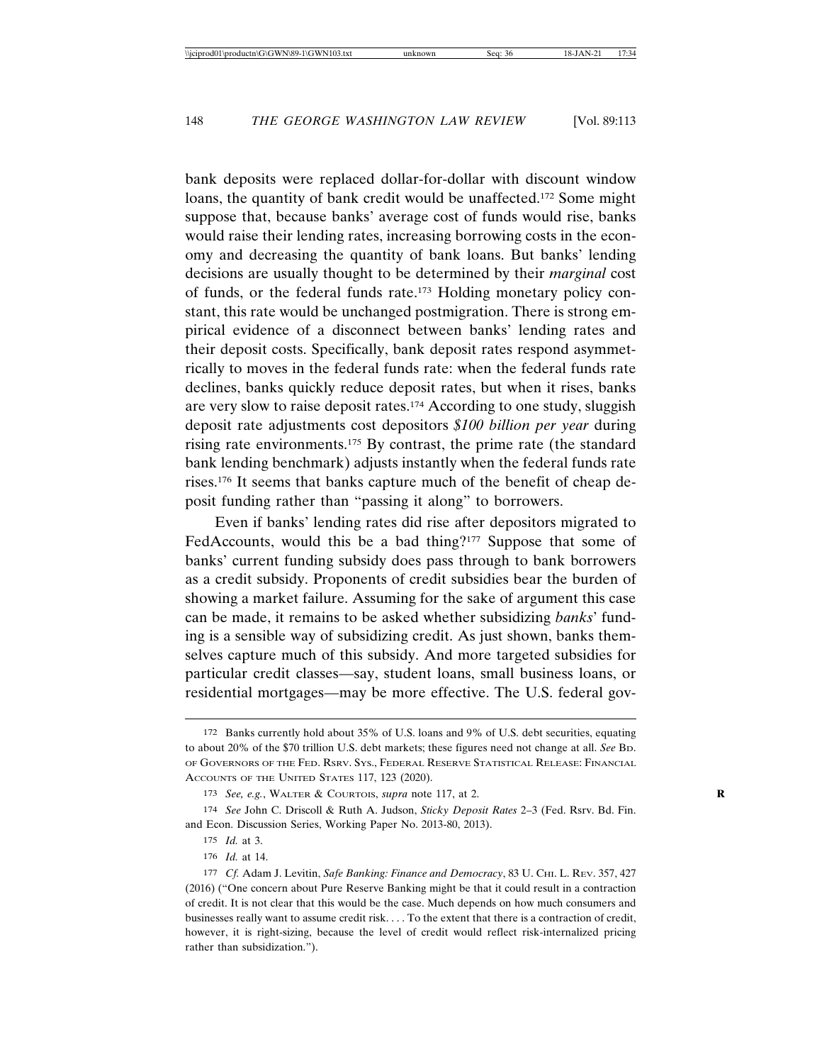bank deposits were replaced dollar-for-dollar with discount window loans, the quantity of bank credit would be unaffected.[172] Some might suppose that, because banks' average cost of funds would rise, banks would raise their lending rates, increasing borrowing costs in the economy and decreasing the quantity of bank loans. But banks' lending decisions are usually thought to be determined by their *marginal* cost of funds, or the federal funds rate.[173] Holding monetary policy constant, this rate would be unchanged postmigration. There is strong empirical evidence of a disconnect between banks' lending rates and their deposit costs. Specifically, bank deposit rates respond asymmetrically to moves in the federal funds rate: when the federal funds rate declines, banks quickly reduce deposit rates, but when it rises, banks are very slow to raise deposit rates.[174] According to one study, sluggish deposit rate adjustments cost depositors *$100 billion per year* during rising rate environments.[175] By contrast, the prime rate (the standard bank lending benchmark) adjusts instantly when the federal funds rate rises.[176] It seems that banks capture much of the benefit of cheap deposit funding rather than "passing it along" to borrowers.

Even if banks' lending rates did rise after depositors migrated to FedAccounts, would this be a bad thing?[177] Suppose that some of banks' current funding subsidy does pass through to bank borrowers as a credit subsidy. Proponents of credit subsidies bear the burden of showing a market failure. Assuming for the sake of argument this case can be made, it remains to be asked whether subsidizing *banks*' funding is a sensible way of subsidizing credit. As just shown, banks themselves capture much of this subsidy. And more targeted subsidies for particular credit classes—say, student loans, small business loans, or residential mortgages—may be more effective. The U.S. federal gov-

---

172 Banks currently hold about 35% of U.S. loans and 9% of U.S. debt securities, equating to about 20% of the $70 trillion U.S. debt markets; these figures need not change at all. *See* BD. OF GOVERNORS OF THE FED. RSRV. SYS., FEDERAL RESERVE STATISTICAL RELEASE: FINANCIAL ACCOUNTS OF THE UNITED STATES 117, 123 (2020).

173 *See, e.g.*, WALTER & COURTOIS, *supra* note 117, at 2.

174 *See* John C. Driscoll & Ruth A. Judson, *Sticky Deposit Rates* 2–3 (Fed. Rsrv. Bd. Fin. and Econ. Discussion Series, Working Paper No. 2013-80, 2013).

175 *Id.* at 3.

176 *Id.* at 14.

177 *Cf.* Adam J. Levitin, *Safe Banking: Finance and Democracy*, 83 U. CHI. L. REV. 357, 427 (2016) ("One concern about Pure Reserve Banking might be that it could result in a contraction of credit. It is not clear that this would be the case. Much depends on how much consumers and businesses really want to assume credit risk. . . . To the extent that there is a contraction of credit, however, it is right-sizing, because the level of credit would reflect risk-internalized pricing rather than subsidization.").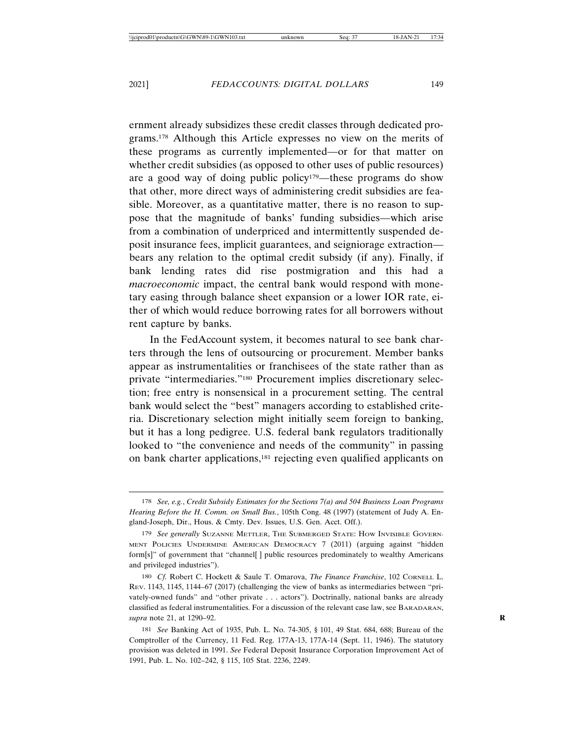ernment already subsidizes these credit classes through dedicated programs.[178] Although this Article expresses no view on the merits of these programs as currently implemented—or for that matter on whether credit subsidies (as opposed to other uses of public resources) are a good way of doing public policy[179]—these programs do show that other, more direct ways of administering credit subsidies are feasible. Moreover, as a quantitative matter, there is no reason to suppose that the magnitude of banks' funding subsidies—which arise from a combination of underpriced and intermittently suspended deposit insurance fees, implicit guarantees, and seigniorage extraction—bears any relation to the optimal credit subsidy (if any). Finally, if bank lending rates did rise postmigration and this had a *macroeconomic* impact, the central bank would respond with monetary easing through balance sheet expansion or a lower IOR rate, either of which would reduce borrowing rates for all borrowers without rent capture by banks.

In the FedAccount system, it becomes natural to see bank charters through the lens of outsourcing or procurement. Member banks appear as instrumentalities or franchisees of the state rather than as private "intermediaries."[180] Procurement implies discretionary selection; free entry is nonsensical in a procurement setting. The central bank would select the "best" managers according to established criteria. Discretionary selection might initially seem foreign to banking, but it has a long pedigree. U.S. federal bank regulators traditionally looked to "the convenience and needs of the community" in passing on bank charter applications,[181] rejecting even qualified applicants on

---

178 *See, e.g.*, *Credit Subsidy Estimates for the Sections 7(a) and 504 Business Loan Programs Hearing Before the H. Comm. on Small Bus.*, 105th Cong. 48 (1997) (statement of Judy A. England-Joseph, Dir., Hous. & Cmty. Dev. Issues, U.S. Gen. Acct. Off.).

179 *See generally* SUZANNE METTLER, THE SUBMERGED STATE: HOW INVISIBLE GOVERNMENT POLICIES UNDERMINE AMERICAN DEMOCRACY 7 (2011) (arguing against "hidden form[s]" of government that "channel[ ] public resources predominately to wealthy Americans and privileged industries").

180 *Cf.* Robert C. Hockett & Saule T. Omarova, *The Finance Franchise*, 102 CORNELL L. REV. 1143, 1145, 1144–67 (2017) (challenging the view of banks as intermediaries between "privately-owned funds" and "other private . . . actors"). Doctrinally, national banks are already classified as federal instrumentalities. For a discussion of the relevant case law, see BARADARAN, *supra* note 21, at 1290–92.

181 *See* Banking Act of 1935, Pub. L. No. 74-305, § 101, 49 Stat. 684, 688; Bureau of the Comptroller of the Currency, 11 Fed. Reg. 177A-13, 177A-14 (Sept. 11, 1946). The statutory provision was deleted in 1991. *See* Federal Deposit Insurance Corporation Improvement Act of 1991, Pub. L. No. 102–242, § 115, 105 Stat. 2236, 2249.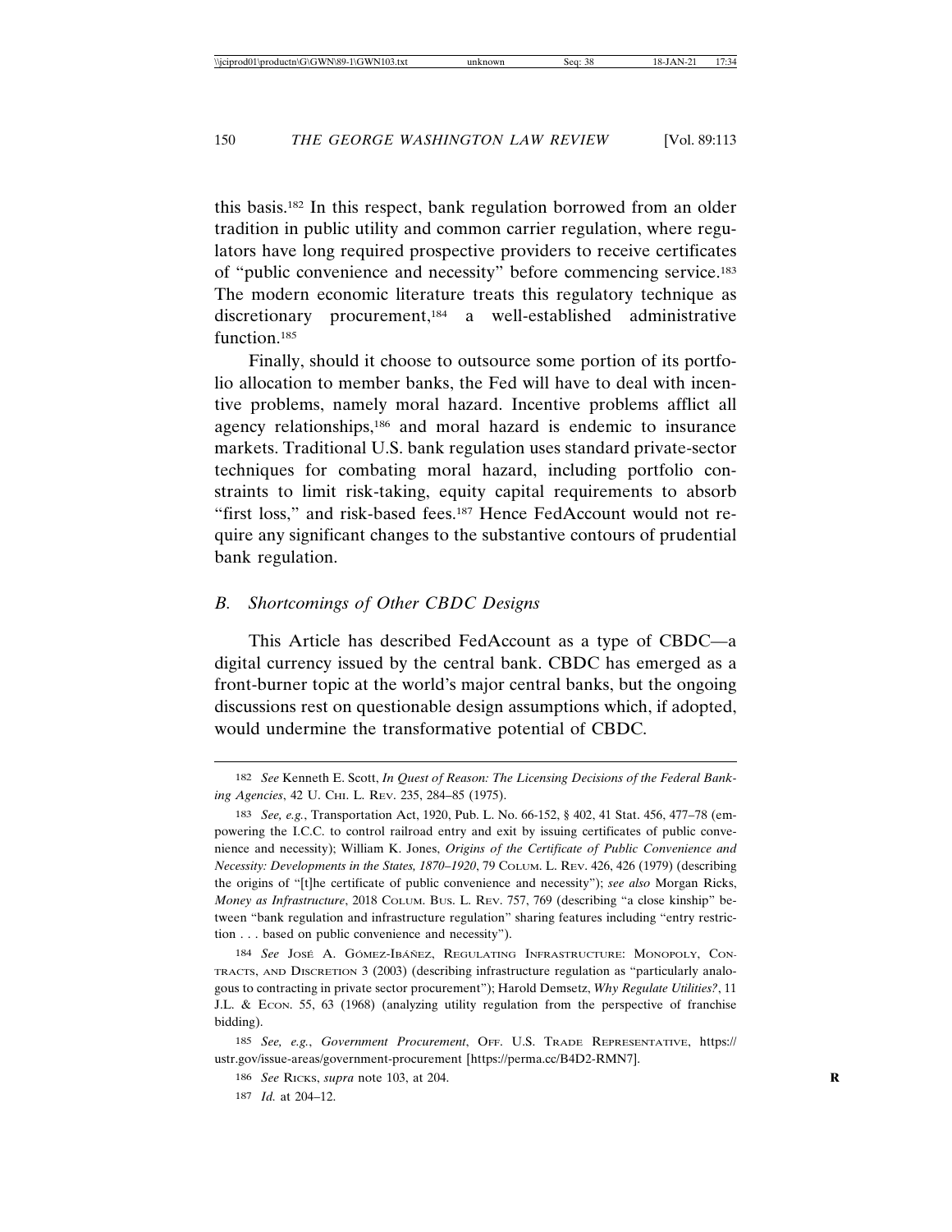this basis.[182] In this respect, bank regulation borrowed from an older tradition in public utility and common carrier regulation, where regulators have long required prospective providers to receive certificates of "public convenience and necessity" before commencing service.[183] The modern economic literature treats this regulatory technique as discretionary procurement,[184] a well-established administrative function.[185]

Finally, should it choose to outsource some portion of its portfolio allocation to member banks, the Fed will have to deal with incentive problems, namely moral hazard. Incentive problems afflict all agency relationships,[186] and moral hazard is endemic to insurance markets. Traditional U.S. bank regulation uses standard private-sector techniques for combating moral hazard, including portfolio constraints to limit risk-taking, equity capital requirements to absorb "first loss," and risk-based fees.[187] Hence FedAccount would not require any significant changes to the substantive contours of prudential bank regulation.

### *B. Shortcomings of Other CBDC Designs*

This Article has described FedAccount as a type of CBDC—a digital currency issued by the central bank. CBDC has emerged as a front-burner topic at the world's major central banks, but the ongoing discussions rest on questionable design assumptions which, if adopted, would undermine the transformative potential of CBDC.

---

182 *See* Kenneth E. Scott, *In Quest of Reason: The Licensing Decisions of the Federal Banking Agencies*, 42 U. CHI. L. REV. 235, 284–85 (1975).

183 *See, e.g.*, Transportation Act, 1920, Pub. L. No. 66-152, § 402, 41 Stat. 456, 477–78 (empowering the I.C.C. to control railroad entry and exit by issuing certificates of public convenience and necessity); William K. Jones, *Origins of the Certificate of Public Convenience and Necessity: Developments in the States, 1870–1920*, 79 COLUM. L. REV. 426, 426 (1979) (describing the origins of "[t]he certificate of public convenience and necessity"); *see also* Morgan Ricks, *Money as Infrastructure*, 2018 COLUM. BUS. L. REV. 757, 769 (describing "a close kinship" between "bank regulation and infrastructure regulation" sharing features including "entry restriction . . . based on public convenience and necessity").

184 *See* JOSÉ A. GÓMEZ-IBÁÑEZ, REGULATING INFRASTRUCTURE: MONOPOLY, CONTRACTS, AND DISCRETION 3 (2003) (describing infrastructure regulation as "particularly analogous to contracting in private sector procurement"); Harold Demsetz, *Why Regulate Utilities?*, 11 J.L. & ECON. 55, 63 (1968) (analyzing utility regulation from the perspective of franchise bidding).

185 *See, e.g.*, *Government Procurement*, OFF. U.S. TRADE REPRESENTATIVE, https://ustr.gov/issue-areas/government-procurement [https://perma.cc/B4D2-RMN7].

186 *See* RICKS, *supra* note 103, at 204.

187 *Id.* at 204–12.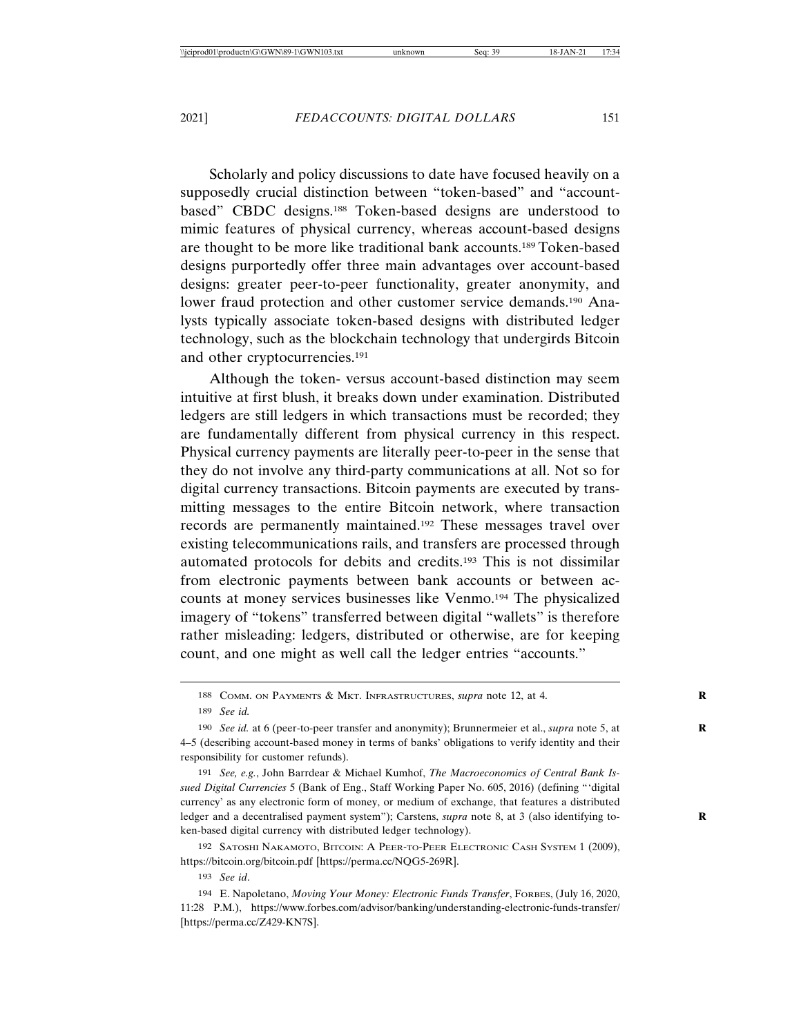Scholarly and policy discussions to date have focused heavily on a supposedly crucial distinction between "token-based" and "account-based" CBDC designs.[188] Token-based designs are understood to mimic features of physical currency, whereas account-based designs are thought to be more like traditional bank accounts.[189] Token-based designs purportedly offer three main advantages over account-based designs: greater peer-to-peer functionality, greater anonymity, and lower fraud protection and other customer service demands.[190] Analysts typically associate token-based designs with distributed ledger technology, such as the blockchain technology that undergirds Bitcoin and other cryptocurrencies.[191]

Although the token- versus account-based distinction may seem intuitive at first blush, it breaks down under examination. Distributed ledgers are still ledgers in which transactions must be recorded; they are fundamentally different from physical currency in this respect. Physical currency payments are literally peer-to-peer in the sense that they do not involve any third-party communications at all. Not so for digital currency transactions. Bitcoin payments are executed by transmitting messages to the entire Bitcoin network, where transaction records are permanently maintained.[192] These messages travel over existing telecommunications rails, and transfers are processed through automated protocols for debits and credits.[193] This is not dissimilar from electronic payments between bank accounts or between accounts at money services businesses like Venmo.[194] The physicalized imagery of "tokens" transferred between digital "wallets" is therefore rather misleading: ledgers, distributed or otherwise, are for keeping count, and one might as well call the ledger entries "accounts."

---

188 COMM. ON PAYMENTS & MKT. INFRASTRUCTURES, *supra* note 12, at 4.

189 *See id.*

190 *See id.* at 6 (peer-to-peer transfer and anonymity); Brunnermeier et al., *supra* note 5, at 4–5 (describing account-based money in terms of banks' obligations to verify identity and their responsibility for customer refunds).

191 *See, e.g.*, John Barrdear & Michael Kumhof, *The Macroeconomics of Central Bank Issued Digital Currencies* 5 (Bank of Eng., Staff Working Paper No. 605, 2016) (defining "'digital currency' as any electronic form of money, or medium of exchange, that features a distributed ledger and a decentralised payment system"); Carstens, *supra* note 8, at 3 (also identifying token-based digital currency with distributed ledger technology).

192 SATOSHI NAKAMOTO, BITCOIN: A PEER-TO-PEER ELECTRONIC CASH SYSTEM 1 (2009), https://bitcoin.org/bitcoin.pdf [https://perma.cc/NQG5-269R].

193 *See id*.

194 E. Napoletano, *Moving Your Money: Electronic Funds Transfer*, FORBES, (July 16, 2020, 11:28 P.M.), https://www.forbes.com/advisor/banking/understanding-electronic-funds-transfer/ [https://perma.cc/Z429-KN7S].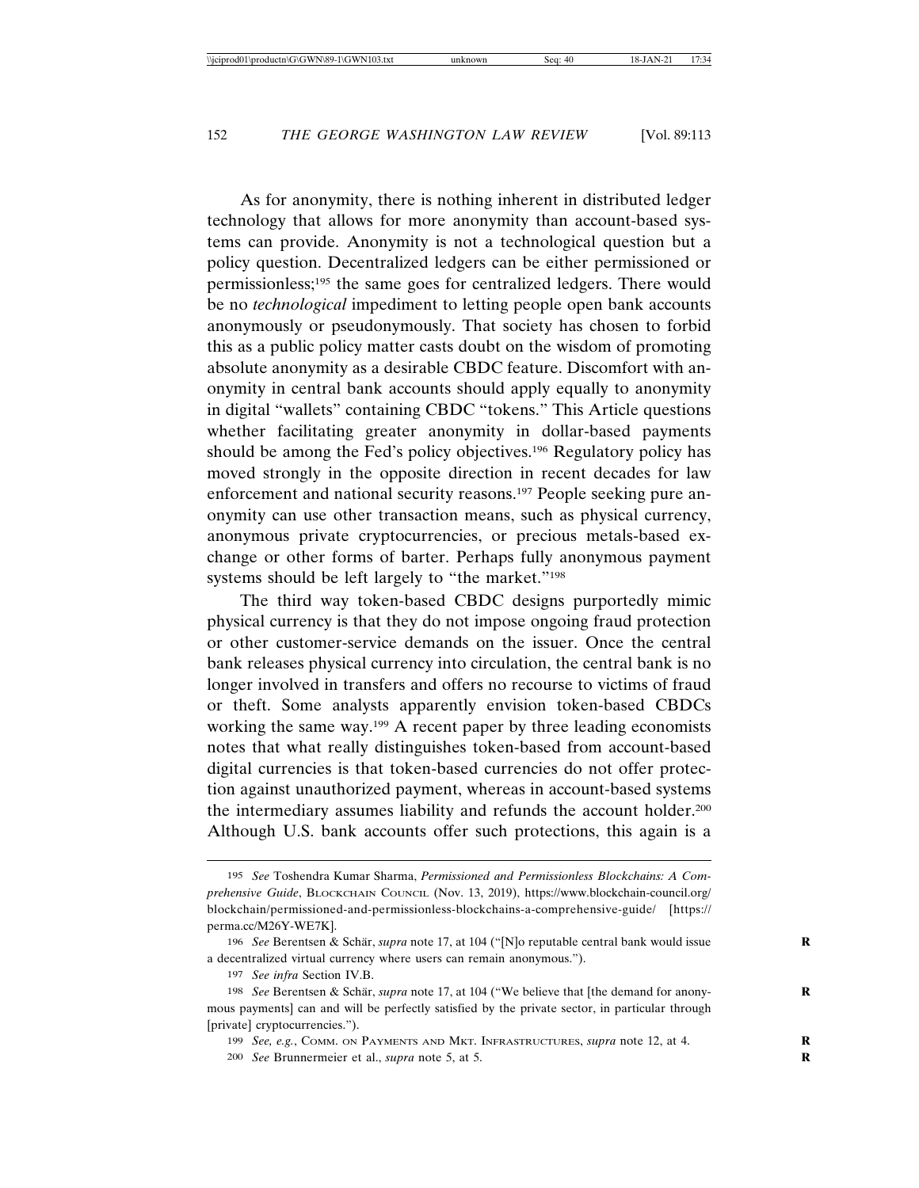As for anonymity, there is nothing inherent in distributed ledger technology that allows for more anonymity than account-based systems can provide. Anonymity is not a technological question but a policy question. Decentralized ledgers can be either permissioned or permissionless;[195] the same goes for centralized ledgers. There would be no *technological* impediment to letting people open bank accounts anonymously or pseudonymously. That society has chosen to forbid this as a public policy matter casts doubt on the wisdom of promoting absolute anonymity as a desirable CBDC feature. Discomfort with anonymity in central bank accounts should apply equally to anonymity in digital "wallets" containing CBDC "tokens." This Article questions whether facilitating greater anonymity in dollar-based payments should be among the Fed's policy objectives.[196] Regulatory policy has moved strongly in the opposite direction in recent decades for law enforcement and national security reasons.[197] People seeking pure anonymity can use other transaction means, such as physical currency, anonymous private cryptocurrencies, or precious metals-based exchange or other forms of barter. Perhaps fully anonymous payment systems should be left largely to "the market."[198]

The third way token-based CBDC designs purportedly mimic physical currency is that they do not impose ongoing fraud protection or other customer-service demands on the issuer. Once the central bank releases physical currency into circulation, the central bank is no longer involved in transfers and offers no recourse to victims of fraud or theft. Some analysts apparently envision token-based CBDCs working the same way.[199] A recent paper by three leading economists notes that what really distinguishes token-based from account-based digital currencies is that token-based currencies do not offer protection against unauthorized payment, whereas in account-based systems the intermediary assumes liability and refunds the account holder.[200] Although U.S. bank accounts offer such protections, this again is a

---

195 *See* Toshendra Kumar Sharma, *Permissioned and Permissionless Blockchains: A Comprehensive Guide*, BLOCKCHAIN COUNCIL (Nov. 13, 2019), https://www.blockchain-council.org/blockchain/permissioned-and-permissionless-blockchains-a-comprehensive-guide/ [https://perma.cc/M26Y-WE7K].

196 *See* Berentsen & Schär, *supra* note 17, at 104 ("[N]o reputable central bank would issue a decentralized virtual currency where users can remain anonymous.").

197 *See infra* Section IV.B.

198 *See* Berentsen & Schär, *supra* note 17, at 104 ("We believe that [the demand for anonymous payments] can and will be perfectly satisfied by the private sector, in particular through [private] cryptocurrencies.").

199 *See, e.g.*, COMM. ON PAYMENTS AND MKT. INFRASTRUCTURES, *supra* note 12, at 4.

200 *See* Brunnermeier et al., *supra* note 5, at 5.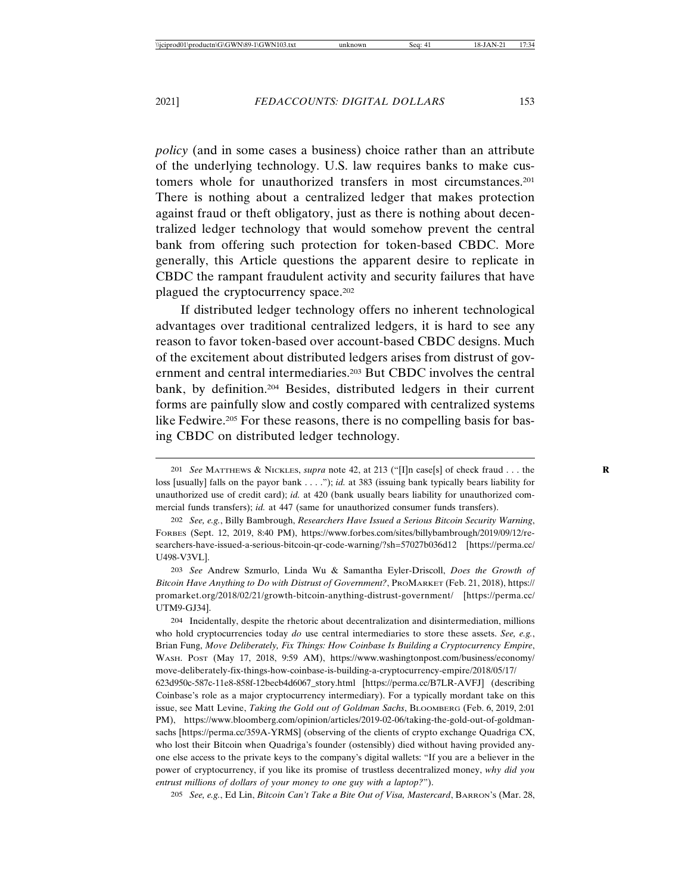*policy* (and in some cases a business) choice rather than an attribute of the underlying technology. U.S. law requires banks to make customers whole for unauthorized transfers in most circumstances.[201] There is nothing about a centralized ledger that makes protection against fraud or theft obligatory, just as there is nothing about decentralized ledger technology that would somehow prevent the central bank from offering such protection for token-based CBDC. More generally, this Article questions the apparent desire to replicate in CBDC the rampant fraudulent activity and security failures that have plagued the cryptocurrency space.[202]

If distributed ledger technology offers no inherent technological advantages over traditional centralized ledgers, it is hard to see any reason to favor token-based over account-based CBDC designs. Much of the excitement about distributed ledgers arises from distrust of government and central intermediaries.[203] But CBDC involves the central bank, by definition.[204] Besides, distributed ledgers in their current forms are painfully slow and costly compared with centralized systems like Fedwire.[205] For these reasons, there is no compelling basis for basing CBDC on distributed ledger technology.

---

201 *See* Matthews & Nickles, *supra* note 42, at 213 ("[I]n case[s] of check fraud . . . the loss [usually] falls on the payor bank . . . ."); *id.* at 383 (issuing bank typically bears liability for unauthorized use of credit card); *id.* at 420 (bank usually bears liability for unauthorized commercial funds transfers); *id.* at 447 (same for unauthorized consumer funds transfers).

202 *See, e.g.*, Billy Bambrough, *Researchers Have Issued a Serious Bitcoin Security Warning*, Forbes (Sept. 12, 2019, 8:40 PM), https://www.forbes.com/sites/billybambrough/2019/09/12/researchers-have-issued-a-serious-bitcoin-qr-code-warning/?sh=57027b036d12 [https://perma.cc/U498-V3VL].

203 *See* Andrew Szmurlo, Linda Wu & Samantha Eyler-Driscoll, *Does the Growth of Bitcoin Have Anything to Do with Distrust of Government?*, ProMarket (Feb. 21, 2018), https://promarket.org/2018/02/21/growth-bitcoin-anything-distrust-government/ [https://perma.cc/UTM9-GJ34].

204 Incidentally, despite the rhetoric about decentralization and disintermediation, millions who hold cryptocurrencies today *do* use central intermediaries to store these assets. *See, e.g.*, Brian Fung, *Move Deliberately, Fix Things: How Coinbase Is Building a Cryptocurrency Empire*, Wash. Post (May 17, 2018, 9:59 AM), https://www.washingtonpost.com/business/economy/move-deliberately-fix-things-how-coinbase-is-building-a-cryptocurrency-empire/2018/05/17/623d950c-587c-11e8-858f-12becb4d6067_story.html [https://perma.cc/B7LR-AVFJ] (describing Coinbase's role as a major cryptocurrency intermediary). For a typically mordant take on this issue, see Matt Levine, *Taking the Gold out of Goldman Sachs*, Bloomberg (Feb. 6, 2019, 2:01 PM), https://www.bloomberg.com/opinion/articles/2019-02-06/taking-the-gold-out-of-goldman-sachs [https://perma.cc/359A-YRMS] (observing of the clients of crypto exchange Quadriga CX, who lost their Bitcoin when Quadriga's founder (ostensibly) died without having provided anyone else access to the private keys to the company's digital wallets: "If you are a believer in the power of cryptocurrency, if you like its promise of trustless decentralized money, *why did you entrust millions of dollars of your money to one guy with a laptop?*").

205 *See, e.g.*, Ed Lin, *Bitcoin Can't Take a Bite Out of Visa, Mastercard*, Barron's (Mar. 28,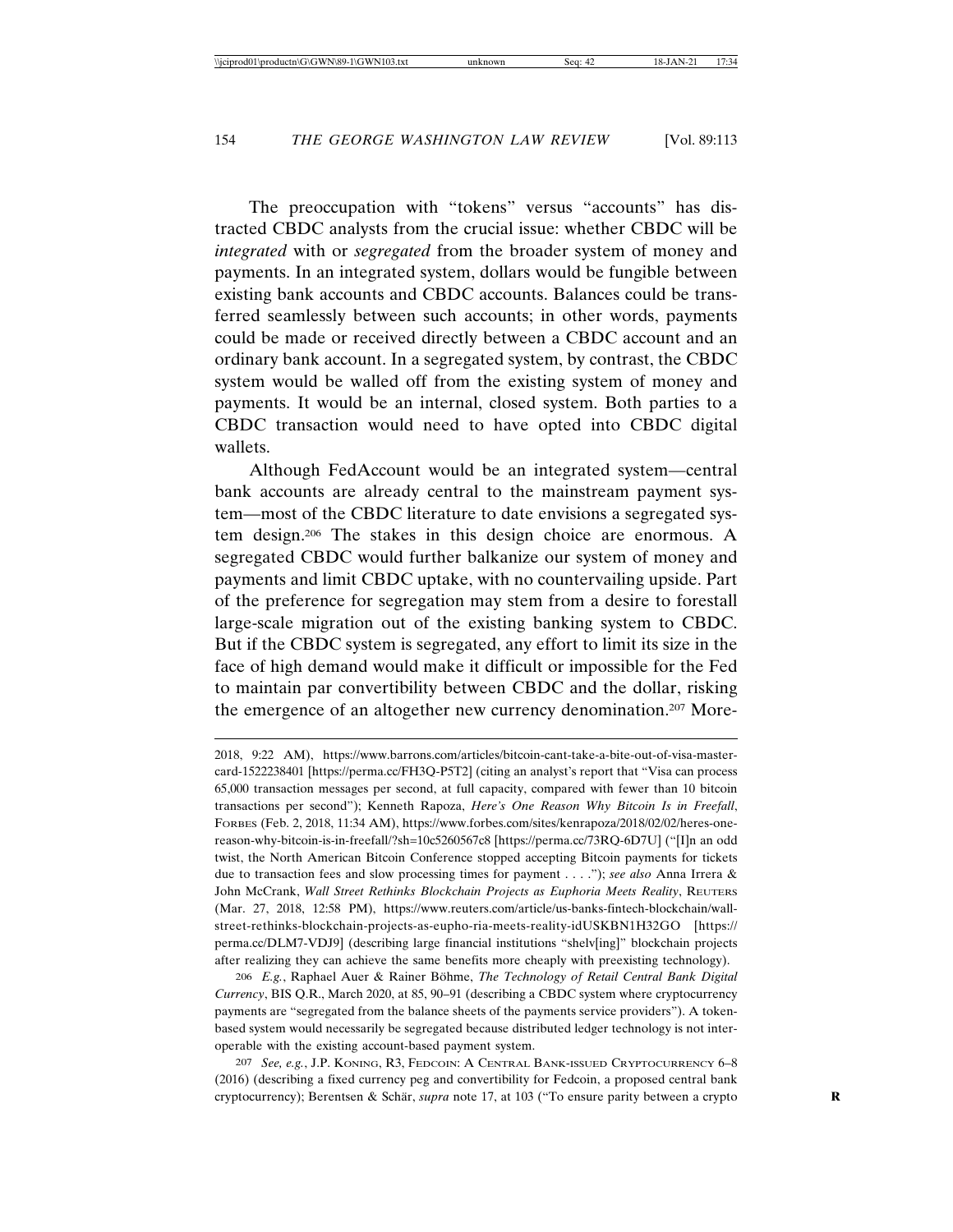The preoccupation with "tokens" versus "accounts" has distracted CBDC analysts from the crucial issue: whether CBDC will be *integrated* with or *segregated* from the broader system of money and payments. In an integrated system, dollars would be fungible between existing bank accounts and CBDC accounts. Balances could be transferred seamlessly between such accounts; in other words, payments could be made or received directly between a CBDC account and an ordinary bank account. In a segregated system, by contrast, the CBDC system would be walled off from the existing system of money and payments. It would be an internal, closed system. Both parties to a CBDC transaction would need to have opted into CBDC digital wallets.

Although FedAccount would be an integrated system—central bank accounts are already central to the mainstream payment system—most of the CBDC literature to date envisions a segregated system design.[206] The stakes in this design choice are enormous. A segregated CBDC would further balkanize our system of money and payments and limit CBDC uptake, with no countervailing upside. Part of the preference for segregation may stem from a desire to forestall large-scale migration out of the existing banking system to CBDC. But if the CBDC system is segregated, any effort to limit its size in the face of high demand would make it difficult or impossible for the Fed to maintain par convertibility between CBDC and the dollar, risking the emergence of an altogether new currency denomination.[207] More-

---

2018, 9:22 AM), https://www.barrons.com/articles/bitcoin-cant-take-a-bite-out-of-visa-mastercard-1522238401 [https://perma.cc/FH3Q-P5T2] (citing an analyst's report that "Visa can process 65,000 transaction messages per second, at full capacity, compared with fewer than 10 bitcoin transactions per second"); Kenneth Rapoza, *Here's One Reason Why Bitcoin Is in Freefall*, FORBES (Feb. 2, 2018, 11:34 AM), https://www.forbes.com/sites/kenrapoza/2018/02/02/heres-one-reason-why-bitcoin-is-in-freefall/?sh=10c5260567c8 [https://perma.cc/73RQ-6D7U] ("[I]n an odd twist, the North American Bitcoin Conference stopped accepting Bitcoin payments for tickets due to transaction fees and slow processing times for payment . . . ."); *see also* Anna Irrera & John McCrank, *Wall Street Rethinks Blockchain Projects as Euphoria Meets Reality*, REUTERS (Mar. 27, 2018, 12:58 PM), https://www.reuters.com/article/us-banks-fintech-blockchain/wall-street-rethinks-blockchain-projects-as-eupho-ria-meets-reality-idUSKBN1H32GO [https://perma.cc/DLM7-VDJ9] (describing large financial institutions "shelv[ing]" blockchain projects after realizing they can achieve the same benefits more cheaply with preexisting technology).

[206] *E.g.*, Raphael Auer & Rainer Böhme, *The Technology of Retail Central Bank Digital Currency*, BIS Q.R., March 2020, at 85, 90–91 (describing a CBDC system where cryptocurrency payments are "segregated from the balance sheets of the payments service providers"). A token-based system would necessarily be segregated because distributed ledger technology is not interoperable with the existing account-based payment system.

[207] *See, e.g.*, J.P. KONING, R3, FEDCOIN: A CENTRAL BANK-ISSUED CRYPTOCURRENCY 6–8 (2016) (describing a fixed currency peg and convertibility for Fedcoin, a proposed central bank cryptocurrency); Berentsen & Schär, *supra* note 17, at 103 ("To ensure parity between a crypto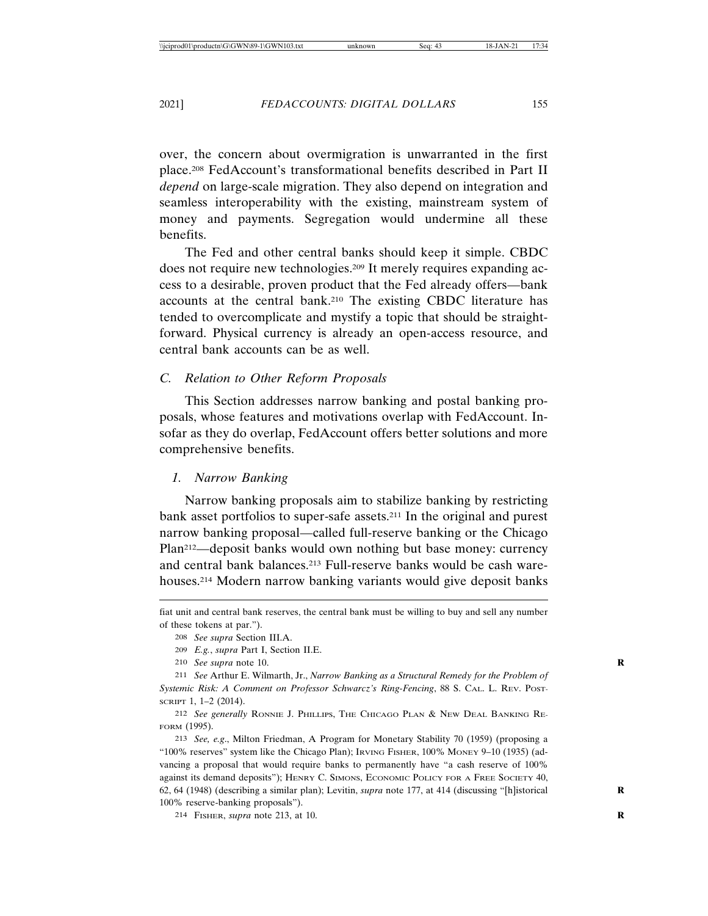over, the concern about overmigration is unwarranted in the first place.[208] FedAccount's transformational benefits described in Part II *depend* on large-scale migration. They also depend on integration and seamless interoperability with the existing, mainstream system of money and payments. Segregation would undermine all these benefits.

The Fed and other central banks should keep it simple. CBDC does not require new technologies.[209] It merely requires expanding access to a desirable, proven product that the Fed already offers—bank accounts at the central bank.[210] The existing CBDC literature has tended to overcomplicate and mystify a topic that should be straightforward. Physical currency is already an open-access resource, and central bank accounts can be as well.

### C. Relation to Other Reform Proposals

This Section addresses narrow banking and postal banking proposals, whose features and motivations overlap with FedAccount. Insofar as they do overlap, FedAccount offers better solutions and more comprehensive benefits.

#### 1. Narrow Banking

Narrow banking proposals aim to stabilize banking by restricting bank asset portfolios to super-safe assets.[211] In the original and purest narrow banking proposal—called full-reserve banking or the Chicago Plan[212]—deposit banks would own nothing but base money: currency and central bank balances.[213] Full-reserve banks would be cash warehouses.[214] Modern narrow banking variants would give deposit banks

---

fiat unit and central bank reserves, the central bank must be willing to buy and sell any number of these tokens at par.").

208 *See supra* Section III.A.

209 *E.g.*, *supra* Part I, Section II.E.

210 *See supra* note 10.

211 *See* Arthur E. Wilmarth, Jr., *Narrow Banking as a Structural Remedy for the Problem of Systemic Risk: A Comment on Professor Schwarcz's Ring-Fencing*, 88 S. CAL. L. REV. POSTSCRIPT 1, 1–2 (2014).

212 *See generally* RONNIE J. PHILLIPS, THE CHICAGO PLAN & NEW DEAL BANKING REFORM (1995).

213 *See, e.g.*, Milton Friedman, A Program for Monetary Stability 70 (1959) (proposing a "100% reserves" system like the Chicago Plan); IRVING FISHER, 100% MONEY 9–10 (1935) (advancing a proposal that would require banks to permanently have "a cash reserve of 100% against its demand deposits"); HENRY C. SIMONS, ECONOMIC POLICY FOR A FREE SOCIETY 40, 62, 64 (1948) (describing a similar plan); Levitin, *supra* note 177, at 414 (discussing "[h]istorical 100% reserve-banking proposals").

214 FISHER, *supra* note 213, at 10.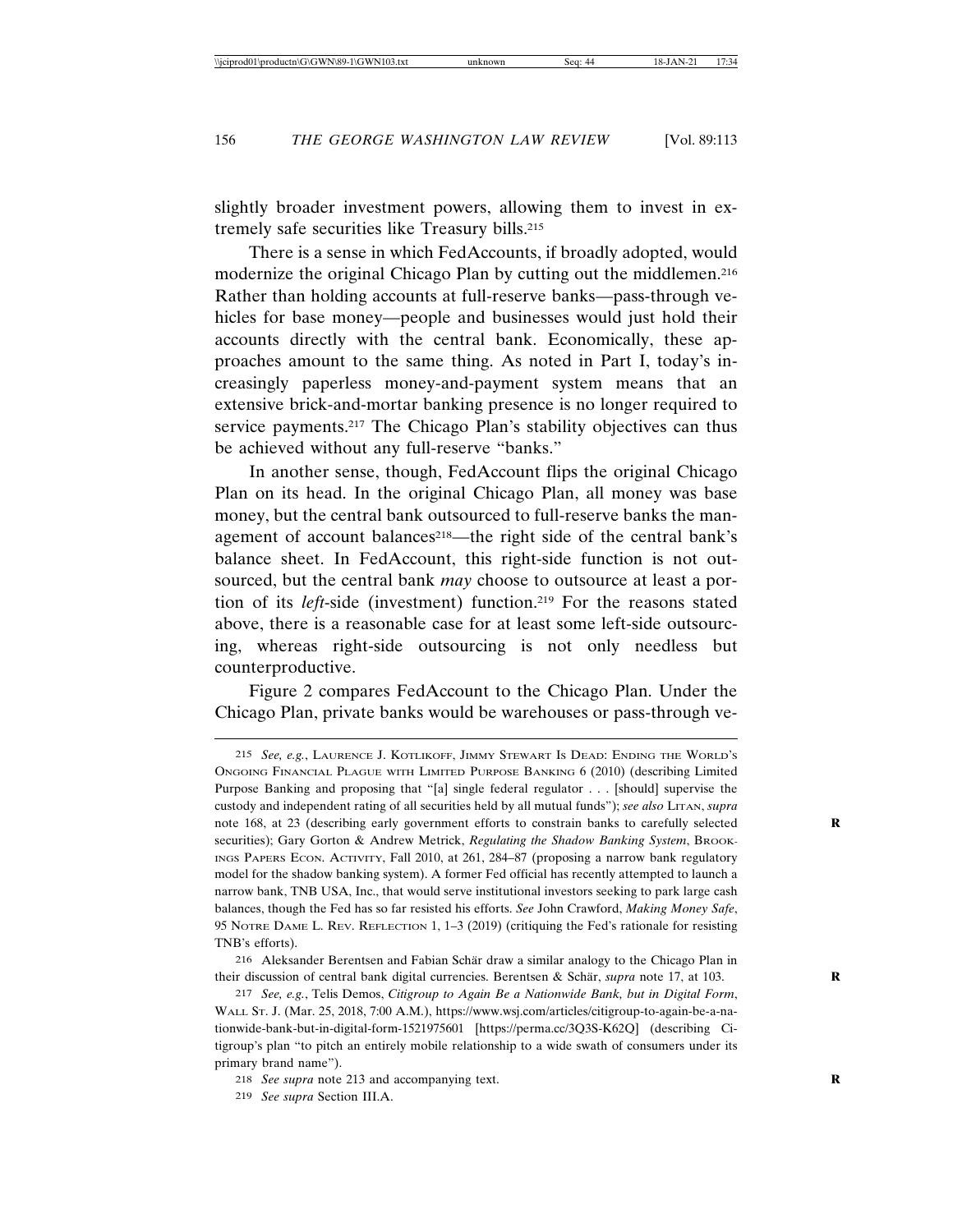slightly broader investment powers, allowing them to invest in extremely safe securities like Treasury bills.[215]

There is a sense in which FedAccounts, if broadly adopted, would modernize the original Chicago Plan by cutting out the middlemen.[216] Rather than holding accounts at full-reserve banks—pass-through vehicles for base money—people and businesses would just hold their accounts directly with the central bank. Economically, these approaches amount to the same thing. As noted in Part I, today's increasingly paperless money-and-payment system means that an extensive brick-and-mortar banking presence is no longer required to service payments.[217] The Chicago Plan's stability objectives can thus be achieved without any full-reserve "banks."

In another sense, though, FedAccount flips the original Chicago Plan on its head. In the original Chicago Plan, all money was base money, but the central bank outsourced to full-reserve banks the management of account balances[218]—the right side of the central bank's balance sheet. In FedAccount, this right-side function is not outsourced, but the central bank *may* choose to outsource at least a portion of its *left*-side (investment) function.[219] For the reasons stated above, there is a reasonable case for at least some left-side outsourcing, whereas right-side outsourcing is not only needless but counterproductive.

Figure 2 compares FedAccount to the Chicago Plan. Under the Chicago Plan, private banks would be warehouses or pass-through ve-

---

215 *See, e.g.*, Laurence J. Kotlikoff, Jimmy Stewart Is Dead: Ending the World's Ongoing Financial Plague with Limited Purpose Banking 6 (2010) (describing Limited Purpose Banking and proposing that "[a] single federal regulator . . . [should] supervise the custody and independent rating of all securities held by all mutual funds"); *see also* Litan, *supra* note 168, at 23 (describing early government efforts to constrain banks to carefully selected securities); Gary Gorton & Andrew Metrick, *Regulating the Shadow Banking System*, Brookings Papers Econ. Activity, Fall 2010, at 261, 284–87 (proposing a narrow bank regulatory model for the shadow banking system). A former Fed official has recently attempted to launch a narrow bank, TNB USA, Inc., that would serve institutional investors seeking to park large cash balances, though the Fed has so far resisted his efforts. *See* John Crawford, *Making Money Safe*, 95 Notre Dame L. Rev. Reflection 1, 1–3 (2019) (critiquing the Fed's rationale for resisting TNB's efforts).

216 Aleksander Berentsen and Fabian Schär draw a similar analogy to the Chicago Plan in their discussion of central bank digital currencies. Berentsen & Schär, *supra* note 17, at 103.

217 *See, e.g.*, Telis Demos, *Citigroup to Again Be a Nationwide Bank, but in Digital Form*, Wall St. J. (Mar. 25, 2018, 7:00 A.M.), https://www.wsj.com/articles/citigroup-to-again-be-a-nationwide-bank-but-in-digital-form-1521975601 [https://perma.cc/3Q3S-K62Q] (describing Citigroup's plan "to pitch an entirely mobile relationship to a wide swath of consumers under its primary brand name").

218 *See supra* note 213 and accompanying text.

219 *See supra* Section III.A.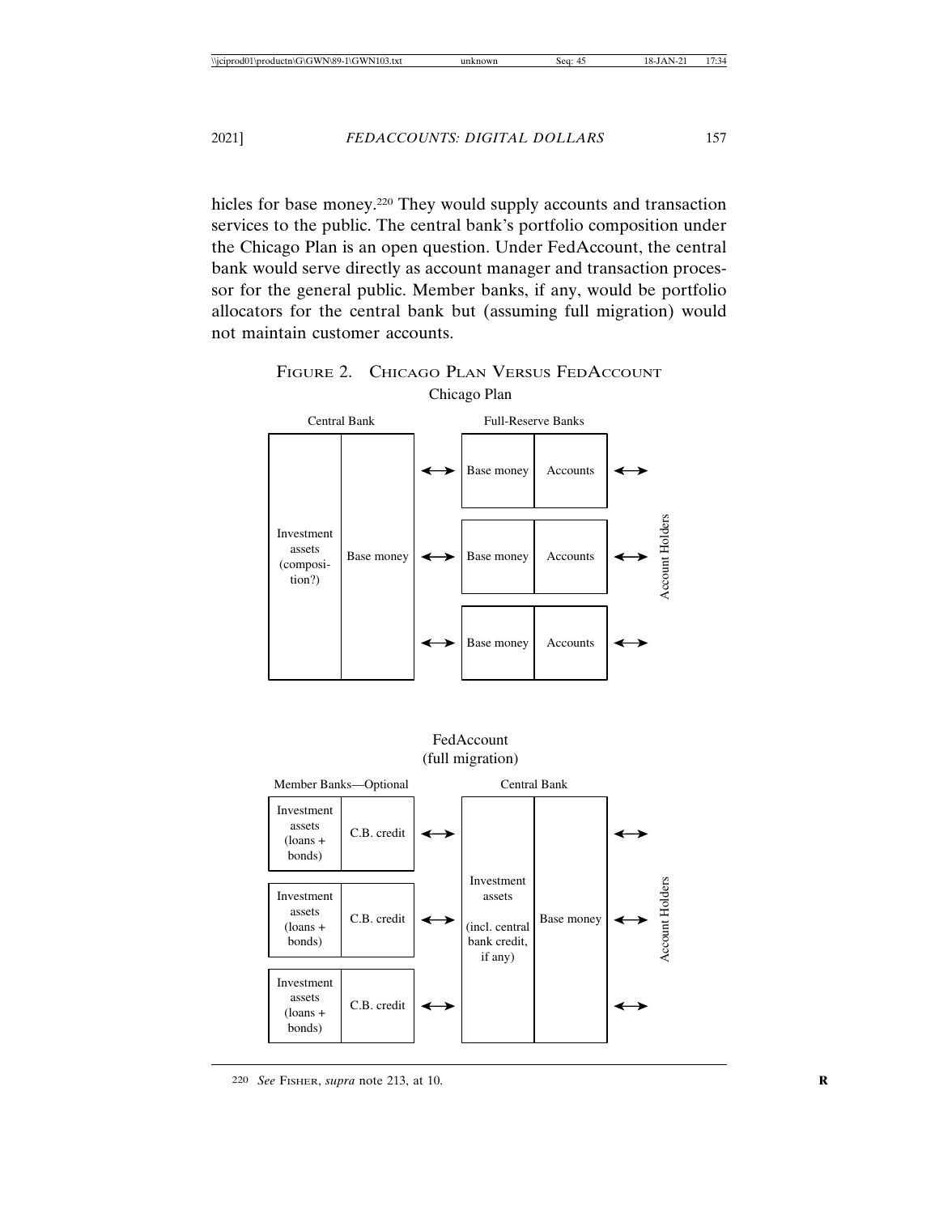hicles for base money.[220] They would supply accounts and transaction services to the public. The central bank's portfolio composition under the Chicago Plan is an open question. Under FedAccount, the central bank would serve directly as account manager and transaction processor for the general public. Member banks, if any, would be portfolio allocators for the central bank but (assuming full migration) would not maintain customer accounts.

FIGURE 2. CHICAGO PLAN VERSUS FEDACCOUNT

Chicago Plan

Central Bank | Full-Reserve Banks

Investment assets (composition?) | Base money ↔ Base money | Accounts ↔ Account Holders

FedAccount (full migration)

Member Banks—Optional | Central Bank

Investment assets (loans + bonds) | C.B. credit ↔ Investment assets (incl. central bank credit, if any) | Base money ↔ Account Holders

[220] *See* FISHER, *supra* note 213, at 10.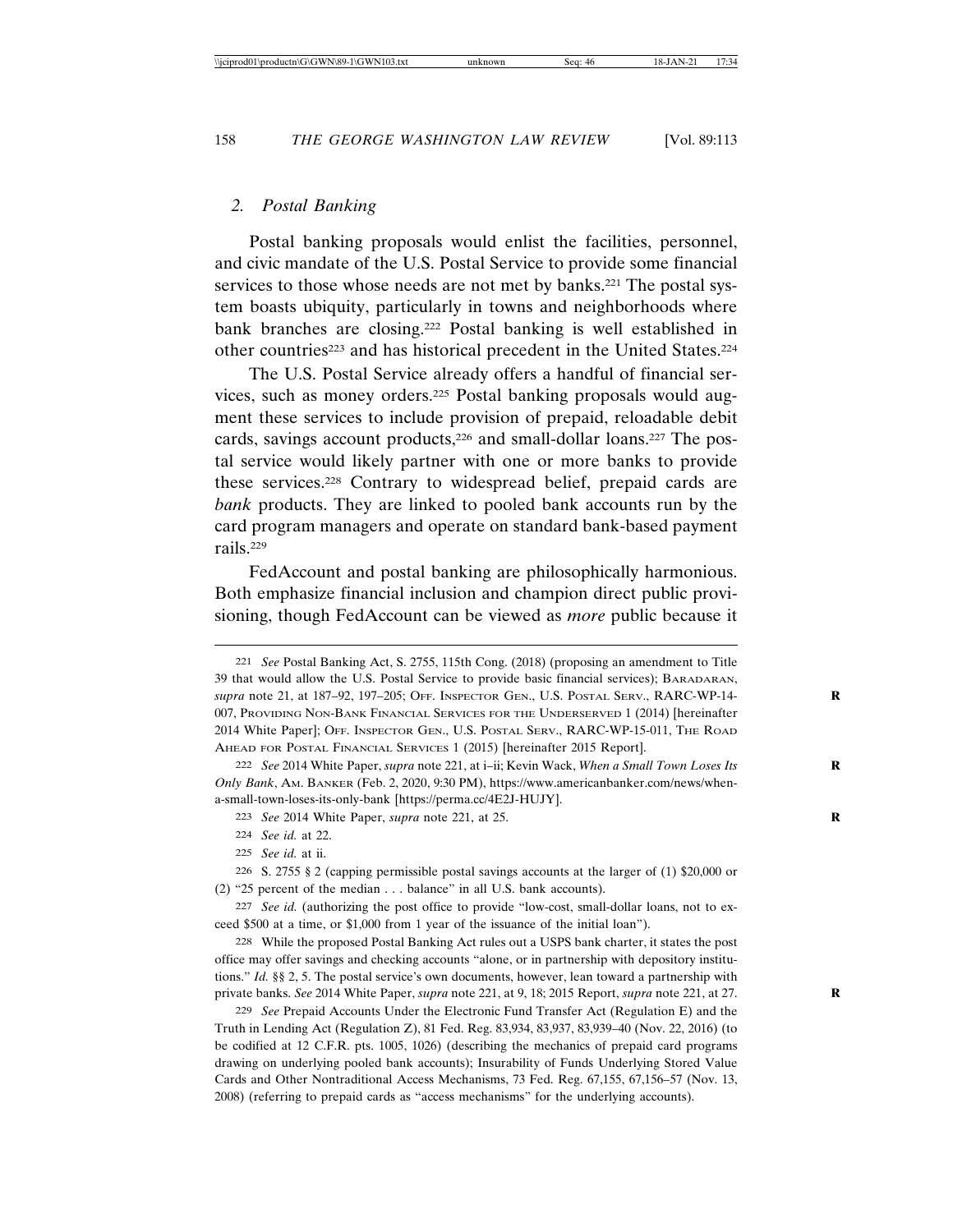### 2. *Postal Banking*

Postal banking proposals would enlist the facilities, personnel, and civic mandate of the U.S. Postal Service to provide some financial services to those whose needs are not met by banks.[221] The postal system boasts ubiquity, particularly in towns and neighborhoods where bank branches are closing.[222] Postal banking is well established in other countries[223] and has historical precedent in the United States.[224]

The U.S. Postal Service already offers a handful of financial services, such as money orders.[225] Postal banking proposals would augment these services to include provision of prepaid, reloadable debit cards, savings account products,[226] and small-dollar loans.[227] The postal service would likely partner with one or more banks to provide these services.[228] Contrary to widespread belief, prepaid cards are *bank* products. They are linked to pooled bank accounts run by the card program managers and operate on standard bank-based payment rails.[229]

FedAccount and postal banking are philosophically harmonious. Both emphasize financial inclusion and champion direct public provisioning, though FedAccount can be viewed as *more* public because it

---

221 *See* Postal Banking Act, S. 2755, 115th Cong. (2018) (proposing an amendment to Title 39 that would allow the U.S. Postal Service to provide basic financial services); BARADARAN, *supra* note 21, at 187–92, 197–205; OFF. INSPECTOR GEN., U.S. POSTAL SERV., RARC-WP-14-007, PROVIDING NON-BANK FINANCIAL SERVICES FOR THE UNDERSERVED 1 (2014) [hereinafter 2014 White Paper]; OFF. INSPECTOR GEN., U.S. POSTAL SERV., RARC-WP-15-011, THE ROAD AHEAD FOR POSTAL FINANCIAL SERVICES 1 (2015) [hereinafter 2015 Report].

222 *See* 2014 White Paper, *supra* note 221, at i–ii; Kevin Wack, *When a Small Town Loses Its Only Bank*, AM. BANKER (Feb. 2, 2020, 9:30 PM), https://www.americanbanker.com/news/when-a-small-town-loses-its-only-bank [https://perma.cc/4E2J-HUJY].

223 *See* 2014 White Paper, *supra* note 221, at 25.

224 *See id.* at 22.

225 *See id.* at ii.

226 S. 2755 § 2 (capping permissible postal savings accounts at the larger of (1) $20,000 or (2) "25 percent of the median . . . balance" in all U.S. bank accounts).

227 *See id.* (authorizing the post office to provide "low-cost, small-dollar loans, not to exceed $500 at a time, or $1,000 from 1 year of the issuance of the initial loan").

228 While the proposed Postal Banking Act rules out a USPS bank charter, it states the post office may offer savings and checking accounts "alone, or in partnership with depository institutions." *Id.* §§ 2, 5. The postal service's own documents, however, lean toward a partnership with private banks. *See* 2014 White Paper, *supra* note 221, at 9, 18; 2015 Report, *supra* note 221, at 27.

229 *See* Prepaid Accounts Under the Electronic Fund Transfer Act (Regulation E) and the Truth in Lending Act (Regulation Z), 81 Fed. Reg. 83,934, 83,937, 83,939–40 (Nov. 22, 2016) (to be codified at 12 C.F.R. pts. 1005, 1026) (describing the mechanics of prepaid card programs drawing on underlying pooled bank accounts); Insurability of Funds Underlying Stored Value Cards and Other Nontraditional Access Mechanisms, 73 Fed. Reg. 67,155, 67,156–57 (Nov. 13, 2008) (referring to prepaid cards as "access mechanisms" for the underlying accounts).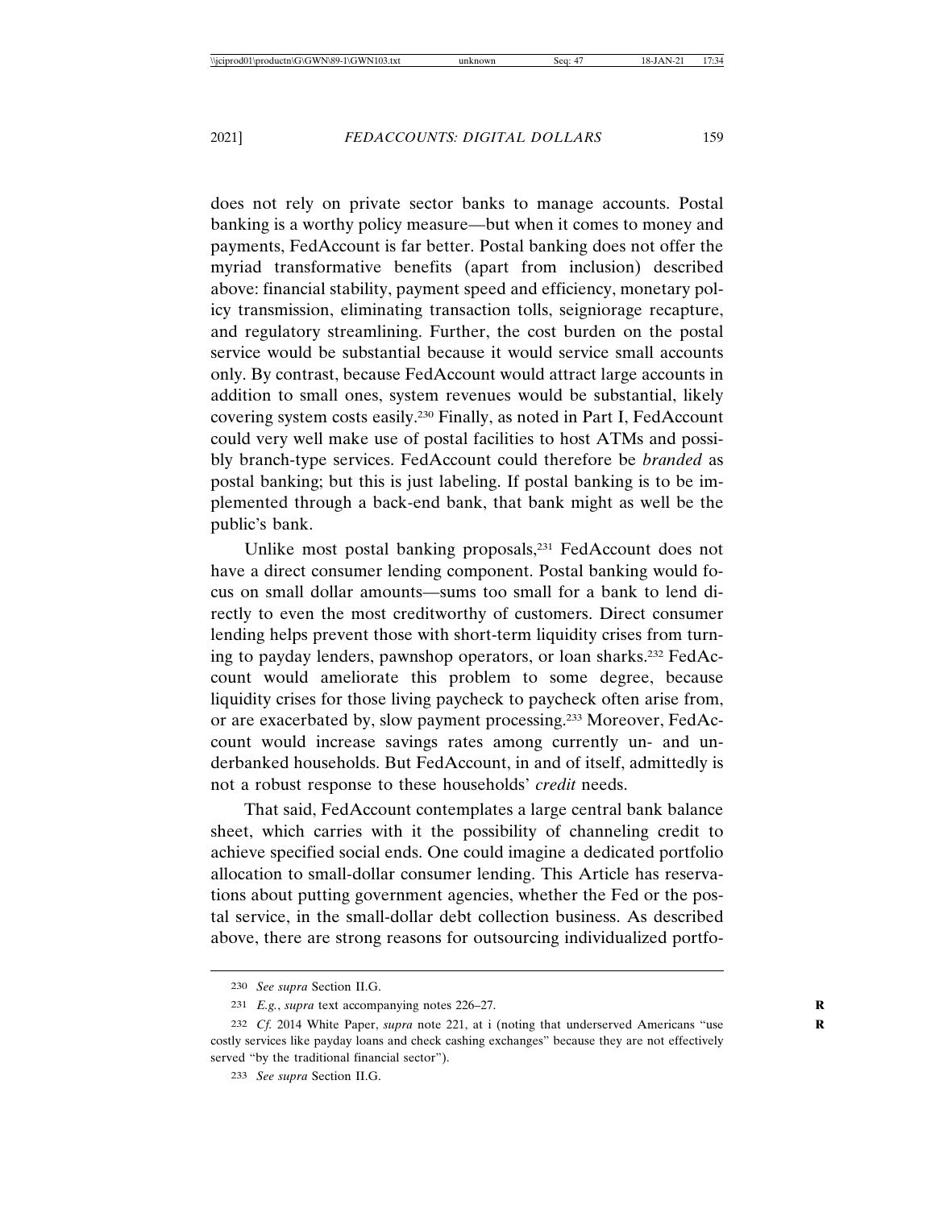does not rely on private sector banks to manage accounts. Postal banking is a worthy policy measure—but when it comes to money and payments, FedAccount is far better. Postal banking does not offer the myriad transformative benefits (apart from inclusion) described above: financial stability, payment speed and efficiency, monetary policy transmission, eliminating transaction tolls, seigniorage recapture, and regulatory streamlining. Further, the cost burden on the postal service would be substantial because it would service small accounts only. By contrast, because FedAccount would attract large accounts in addition to small ones, system revenues would be substantial, likely covering system costs easily.[230] Finally, as noted in Part I, FedAccount could very well make use of postal facilities to host ATMs and possibly branch-type services. FedAccount could therefore be *branded* as postal banking; but this is just labeling. If postal banking is to be implemented through a back-end bank, that bank might as well be the public's bank.

Unlike most postal banking proposals,[231] FedAccount does not have a direct consumer lending component. Postal banking would focus on small dollar amounts—sums too small for a bank to lend directly to even the most creditworthy of customers. Direct consumer lending helps prevent those with short-term liquidity crises from turning to payday lenders, pawnshop operators, or loan sharks.[232] FedAccount would ameliorate this problem to some degree, because liquidity crises for those living paycheck to paycheck often arise from, or are exacerbated by, slow payment processing.[233] Moreover, FedAccount would increase savings rates among currently un- and underbanked households. But FedAccount, in and of itself, admittedly is not a robust response to these households' *credit* needs.

That said, FedAccount contemplates a large central bank balance sheet, which carries with it the possibility of channeling credit to achieve specified social ends. One could imagine a dedicated portfolio allocation to small-dollar consumer lending. This Article has reservations about putting government agencies, whether the Fed or the postal service, in the small-dollar debt collection business. As described above, there are strong reasons for outsourcing individualized portfo-

230 *See supra* Section II.G.

231 *E.g.*, *supra* text accompanying notes 226–27.

232 *Cf.* 2014 White Paper, *supra* note 221, at i (noting that underserved Americans "use costly services like payday loans and check cashing exchanges" because they are not effectively served "by the traditional financial sector").

233 *See supra* Section II.G.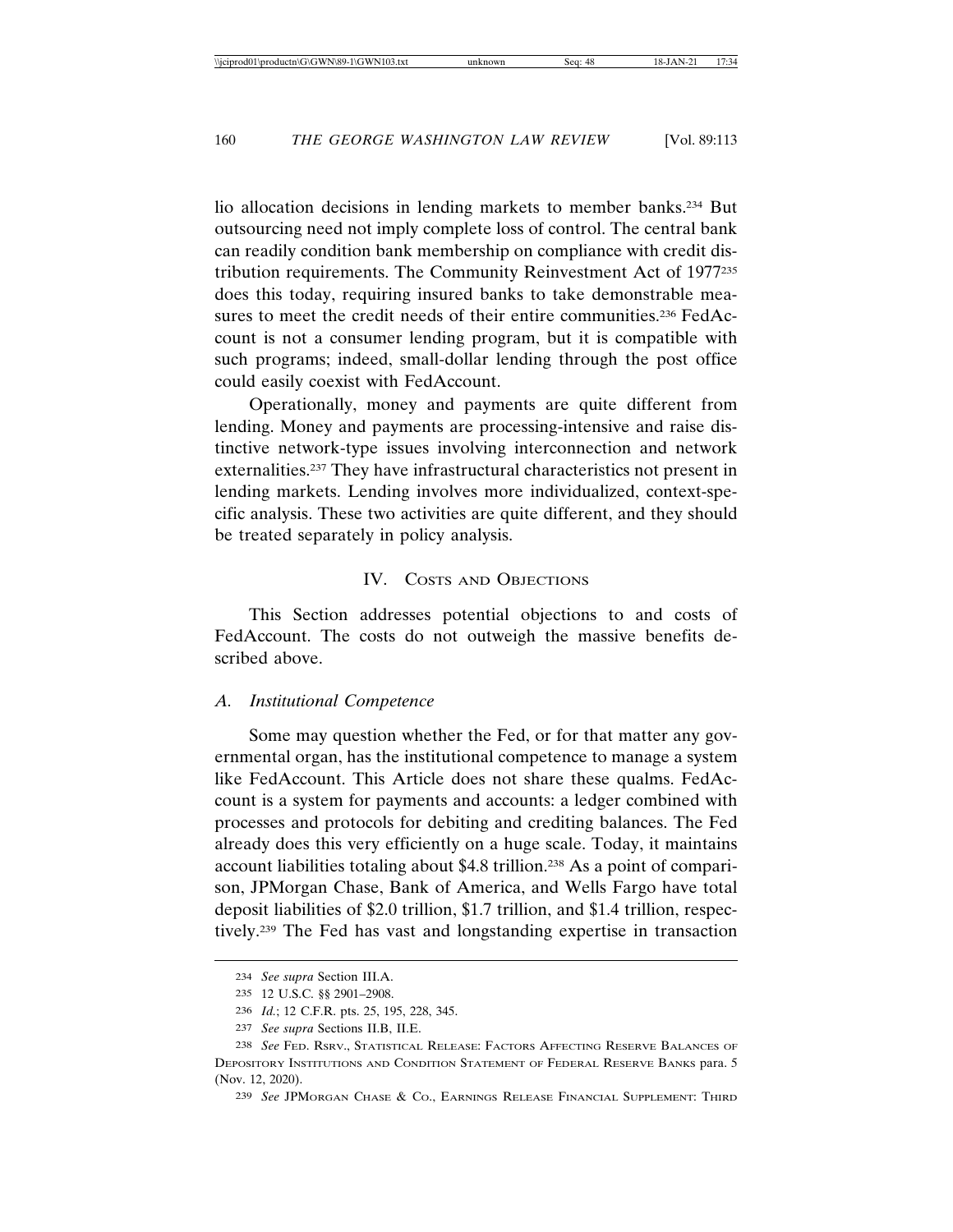lio allocation decisions in lending markets to member banks.[234] But outsourcing need not imply complete loss of control. The central bank can readily condition bank membership on compliance with credit distribution requirements. The Community Reinvestment Act of 1977[235] does this today, requiring insured banks to take demonstrable measures to meet the credit needs of their entire communities.[236] FedAccount is not a consumer lending program, but it is compatible with such programs; indeed, small-dollar lending through the post office could easily coexist with FedAccount.

Operationally, money and payments are quite different from lending. Money and payments are processing-intensive and raise distinctive network-type issues involving interconnection and network externalities.[237] They have infrastructural characteristics not present in lending markets. Lending involves more individualized, context-specific analysis. These two activities are quite different, and they should be treated separately in policy analysis.

## IV. Costs and Objections

This Section addresses potential objections to and costs of FedAccount. The costs do not outweigh the massive benefits described above.

### A. *Institutional Competence*

Some may question whether the Fed, or for that matter any governmental organ, has the institutional competence to manage a system like FedAccount. This Article does not share these qualms. FedAccount is a system for payments and accounts: a ledger combined with processes and protocols for debiting and crediting balances. The Fed already does this very efficiently on a huge scale. Today, it maintains account liabilities totaling about \$4.8 trillion.[238] As a point of comparison, JPMorgan Chase, Bank of America, and Wells Fargo have total deposit liabilities of \$2.0 trillion, \$1.7 trillion, and \$1.4 trillion, respectively.[239] The Fed has vast and longstanding expertise in transaction

---

234 *See supra* Section III.A.

235 12 U.S.C. §§ 2901–2908.

236 *Id.*; 12 C.F.R. pts. 25, 195, 228, 345.

237 *See supra* Sections II.B, II.E.

238 *See* Fed. Rsrv., Statistical Release: Factors Affecting Reserve Balances of Depository Institutions and Condition Statement of Federal Reserve Banks para. 5 (Nov. 12, 2020).

239 *See* JPMorgan Chase & Co., Earnings Release Financial Supplement: Third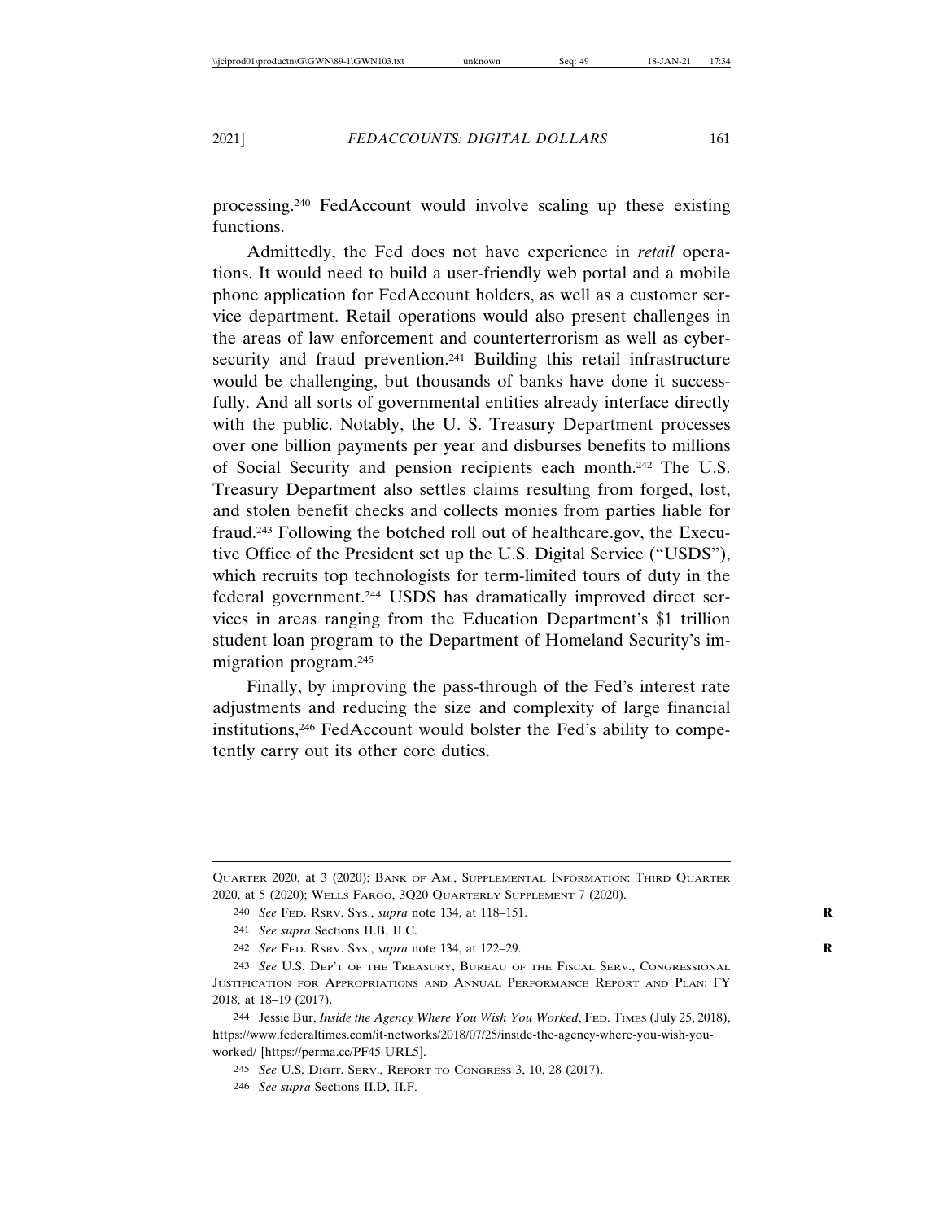processing.[240] FedAccount would involve scaling up these existing functions.

Admittedly, the Fed does not have experience in *retail* operations. It would need to build a user-friendly web portal and a mobile phone application for FedAccount holders, as well as a customer service department. Retail operations would also present challenges in the areas of law enforcement and counterterrorism as well as cybersecurity and fraud prevention.[241] Building this retail infrastructure would be challenging, but thousands of banks have done it successfully. And all sorts of governmental entities already interface directly with the public. Notably, the U. S. Treasury Department processes over one billion payments per year and disburses benefits to millions of Social Security and pension recipients each month.[242] The U.S. Treasury Department also settles claims resulting from forged, lost, and stolen benefit checks and collects monies from parties liable for fraud.[243] Following the botched roll out of healthcare.gov, the Executive Office of the President set up the U.S. Digital Service ("USDS"), which recruits top technologists for term-limited tours of duty in the federal government.[244] USDS has dramatically improved direct services in areas ranging from the Education Department's $1 trillion student loan program to the Department of Homeland Security's immigration program.[245]

Finally, by improving the pass-through of the Fed's interest rate adjustments and reducing the size and complexity of large financial institutions,[246] FedAccount would bolster the Fed's ability to competently carry out its other core duties.

---

QUARTER 2020, at 3 (2020); BANK OF AM., SUPPLEMENTAL INFORMATION: THIRD QUARTER 2020, at 5 (2020); WELLS FARGO, 3Q20 QUARTERLY SUPPLEMENT 7 (2020).

240 *See* FED. RSRV. SYS., *supra* note 134, at 118–151.

241 *See supra* Sections II.B, II.C.

242 *See* FED. RSRV. SYS., *supra* note 134, at 122–29.

243 *See* U.S. DEP'T OF THE TREASURY, BUREAU OF THE FISCAL SERV., CONGRESSIONAL JUSTIFICATION FOR APPROPRIATIONS AND ANNUAL PERFORMANCE REPORT AND PLAN: FY 2018, at 18–19 (2017).

244 Jessie Bur, *Inside the Agency Where You Wish You Worked*, FED. TIMES (July 25, 2018), https://www.federaltimes.com/it-networks/2018/07/25/inside-the-agency-where-you-wish-you-worked/ [https://perma.cc/PF45-URL5].

245 *See* U.S. DIGIT. SERV., REPORT TO CONGRESS 3, 10, 28 (2017).

246 *See supra* Sections II.D, II.F.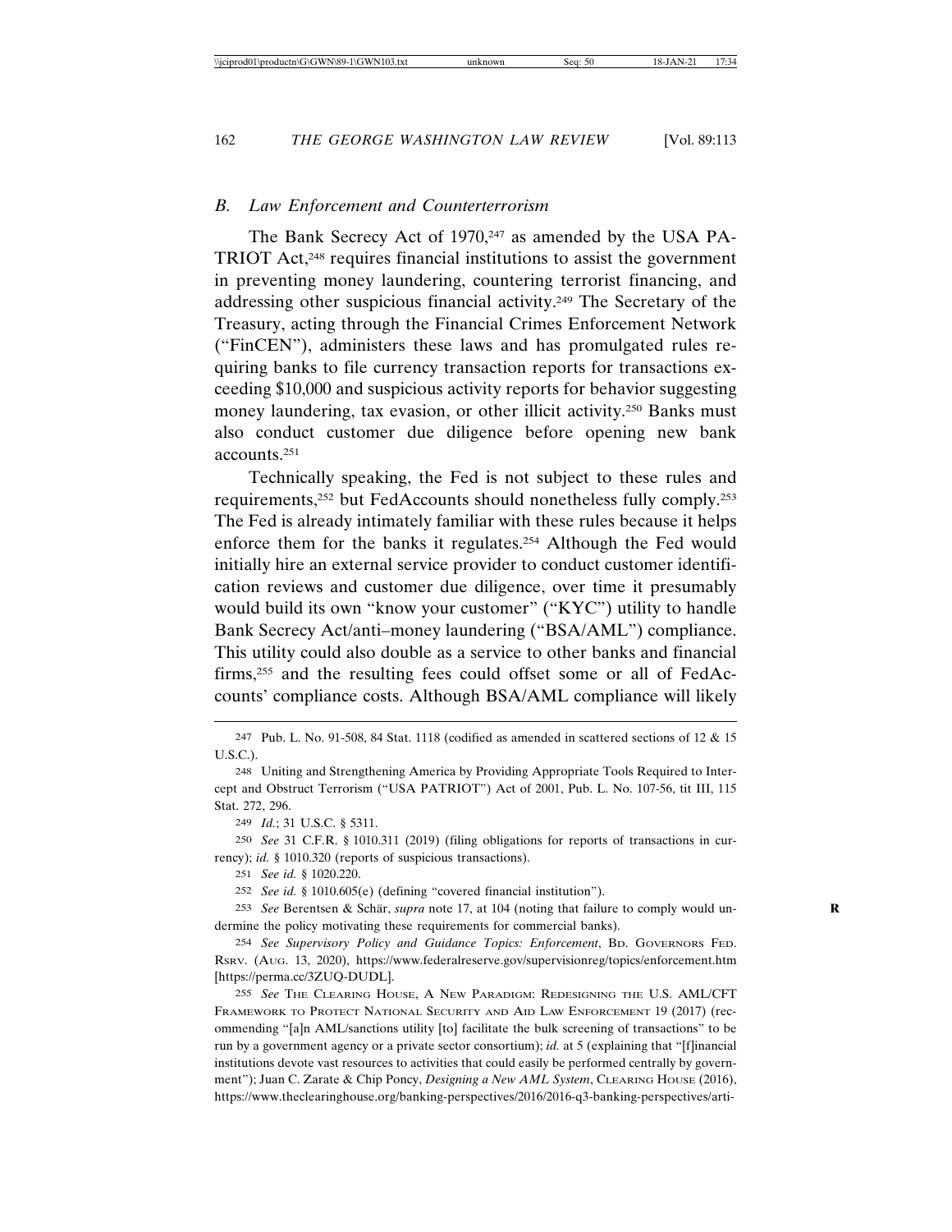## B. Law Enforcement and Counterterrorism

The Bank Secrecy Act of 1970,[247] as amended by the USA PATRIOT Act,[248] requires financial institutions to assist the government in preventing money laundering, countering terrorist financing, and addressing other suspicious financial activity.[249] The Secretary of the Treasury, acting through the Financial Crimes Enforcement Network ("FinCEN"), administers these laws and has promulgated rules requiring banks to file currency transaction reports for transactions exceeding $10,000 and suspicious activity reports for behavior suggesting money laundering, tax evasion, or other illicit activity.[250] Banks must also conduct customer due diligence before opening new bank accounts.[251]

Technically speaking, the Fed is not subject to these rules and requirements,[252] but FedAccounts should nonetheless fully comply.[253] The Fed is already intimately familiar with these rules because it helps enforce them for the banks it regulates.[254] Although the Fed would initially hire an external service provider to conduct customer identification reviews and customer due diligence, over time it presumably would build its own "know your customer" ("KYC") utility to handle Bank Secrecy Act/anti–money laundering ("BSA/AML") compliance. This utility could also double as a service to other banks and financial firms,[255] and the resulting fees could offset some or all of FedAccounts' compliance costs. Although BSA/AML compliance will likely

---

247 Pub. L. No. 91-508, 84 Stat. 1118 (codified as amended in scattered sections of 12 & 15 U.S.C.).

248 Uniting and Strengthening America by Providing Appropriate Tools Required to Intercept and Obstruct Terrorism ("USA PATRIOT") Act of 2001, Pub. L. No. 107-56, tit III, 115 Stat. 272, 296.

249 *Id.*; 31 U.S.C. § 5311.

250 *See* 31 C.F.R. § 1010.311 (2019) (filing obligations for reports of transactions in currency); *id.* § 1010.320 (reports of suspicious transactions).

251 *See id.* § 1020.220.

252 *See id.* § 1010.605(e) (defining "covered financial institution").

253 *See* Berentsen & Schär, *supra* note 17, at 104 (noting that failure to comply would undermine the policy motivating these requirements for commercial banks).

254 *See Supervisory Policy and Guidance Topics: Enforcement*, BD. GOVERNORS FED. RSRV. (AUG. 13, 2020), https://www.federalreserve.gov/supervisionreg/topics/enforcement.htm [https://perma.cc/3ZUQ-DUDL].

255 *See* THE CLEARING HOUSE, A NEW PARADIGM: REDESIGNING THE U.S. AML/CFT FRAMEWORK TO PROTECT NATIONAL SECURITY AND AID LAW ENFORCEMENT 19 (2017) (recommending "[a]n AML/sanctions utility [to] facilitate the bulk screening of transactions" to be run by a government agency or a private sector consortium); *id.* at 5 (explaining that "[f]inancial institutions devote vast resources to activities that could easily be performed centrally by government"); Juan C. Zarate & Chip Poncy, *Designing a New AML System*, CLEARING HOUSE (2016), https://www.theclearinghouse.org/banking-perspectives/2016/2016-q3-banking-perspectives/arti-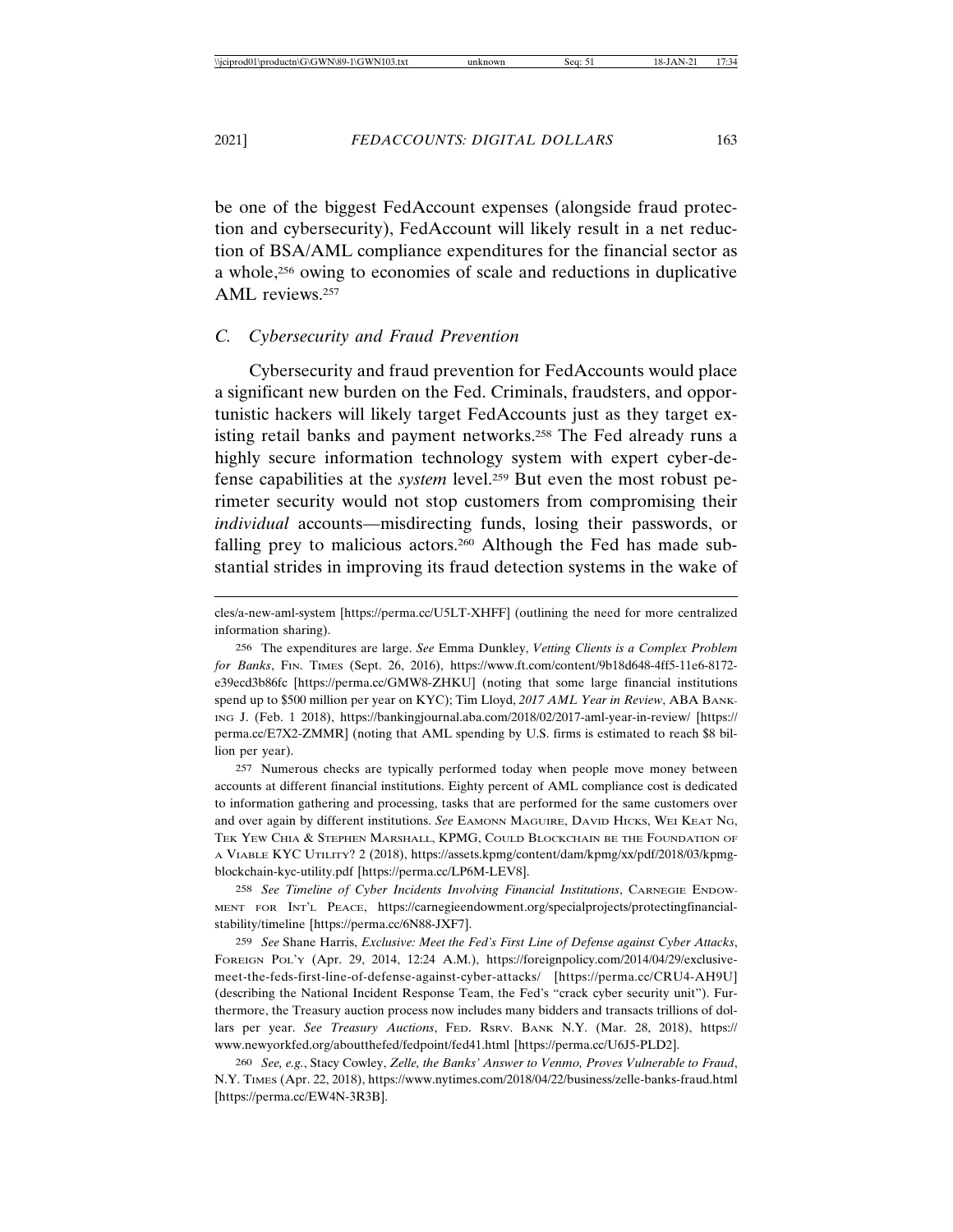be one of the biggest FedAccount expenses (alongside fraud protection and cybersecurity), FedAccount will likely result in a net reduction of BSA/AML compliance expenditures for the financial sector as a whole,[256] owing to economies of scale and reductions in duplicative AML reviews.[257]

### *C. Cybersecurity and Fraud Prevention*

Cybersecurity and fraud prevention for FedAccounts would place a significant new burden on the Fed. Criminals, fraudsters, and opportunistic hackers will likely target FedAccounts just as they target existing retail banks and payment networks.[258] The Fed already runs a highly secure information technology system with expert cyber-defense capabilities at the *system* level.[259] But even the most robust perimeter security would not stop customers from compromising their *individual* accounts—misdirecting funds, losing their passwords, or falling prey to malicious actors.[260] Although the Fed has made substantial strides in improving its fraud detection systems in the wake of

---

cles/a-new-aml-system [https://perma.cc/U5LT-XHFF] (outlining the need for more centralized information sharing).

256 The expenditures are large. *See* Emma Dunkley, *Vetting Clients is a Complex Problem for Banks*, FIN. TIMES (Sept. 26, 2016), https://www.ft.com/content/9b18d648-4ff5-11e6-8172-e39ecd3b86fc [https://perma.cc/GMW8-ZHKU] (noting that some large financial institutions spend up to $500 million per year on KYC); Tim Lloyd, *2017 AML Year in Review*, ABA BANKING J. (Feb. 1 2018), https://bankingjournal.aba.com/2018/02/2017-aml-year-in-review/ [https://perma.cc/E7X2-ZMMR] (noting that AML spending by U.S. firms is estimated to reach $8 billion per year).

257 Numerous checks are typically performed today when people move money between accounts at different financial institutions. Eighty percent of AML compliance cost is dedicated to information gathering and processing, tasks that are performed for the same customers over and over again by different institutions. *See* EAMONN MAGUIRE, DAVID HICKS, WEI KEAT NG, TEK YEW CHIA & STEPHEN MARSHALL, KPMG, COULD BLOCKCHAIN BE THE FOUNDATION OF A VIABLE KYC UTILITY? 2 (2018), https://assets.kpmg/content/dam/kpmg/xx/pdf/2018/03/kpmg-blockchain-kyc-utility.pdf [https://perma.cc/LP6M-LEV8].

258 *See Timeline of Cyber Incidents Involving Financial Institutions*, CARNEGIE ENDOWMENT FOR INT'L PEACE, https://carnegieendowment.org/specialprojects/protectingfinancialstability/timeline [https://perma.cc/6N88-JXF7].

259 *See* Shane Harris, *Exclusive: Meet the Fed's First Line of Defense against Cyber Attacks*, FOREIGN POL'Y (Apr. 29, 2014, 12:24 A.M.), https://foreignpolicy.com/2014/04/29/exclusive-meet-the-feds-first-line-of-defense-against-cyber-attacks/ [https://perma.cc/CRU4-AH9U] (describing the National Incident Response Team, the Fed's "crack cyber security unit"). Furthermore, the Treasury auction process now includes many bidders and transacts trillions of dollars per year. *See Treasury Auctions*, FED. RSRV. BANK N.Y. (Mar. 28, 2018), https://www.newyorkfed.org/aboutthefed/fedpoint/fed41.html [https://perma.cc/U6J5-PLD2].

260 *See, e.g.*, Stacy Cowley, *Zelle, the Banks' Answer to Venmo, Proves Vulnerable to Fraud*, N.Y. TIMES (Apr. 22, 2018), https://www.nytimes.com/2018/04/22/business/zelle-banks-fraud.html [https://perma.cc/EW4N-3R3B].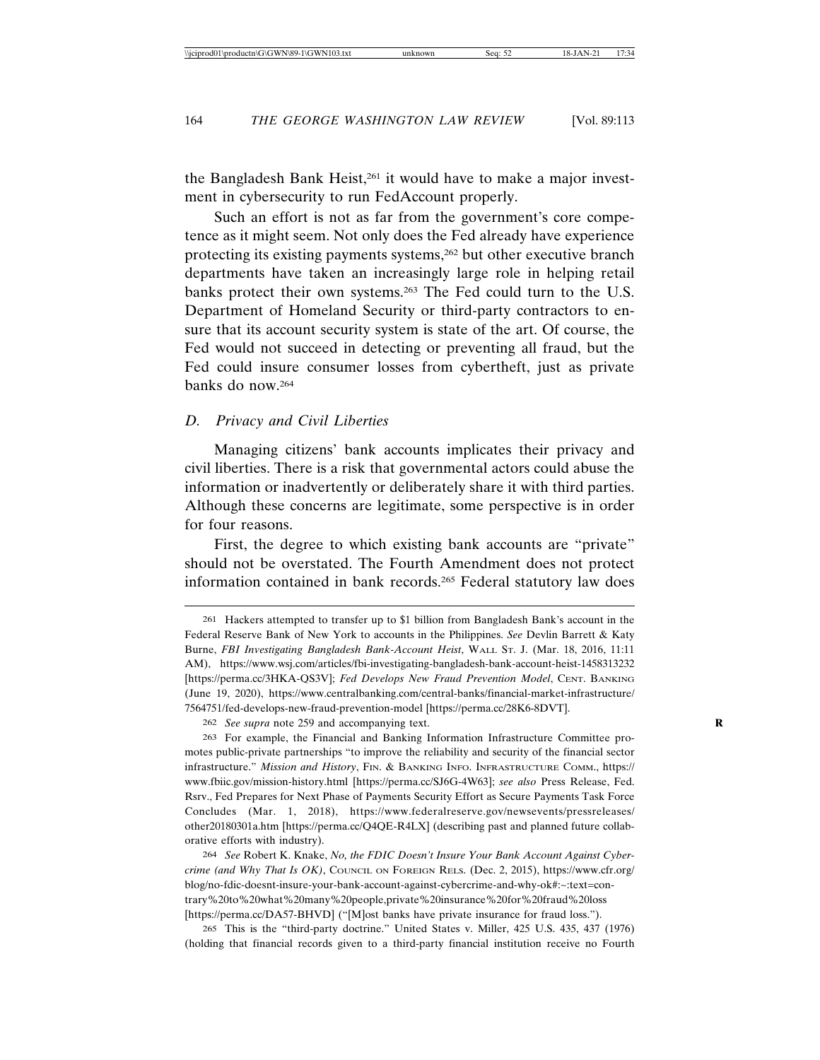the Bangladesh Bank Heist,[261] it would have to make a major investment in cybersecurity to run FedAccount properly.

Such an effort is not as far from the government's core competence as it might seem. Not only does the Fed already have experience protecting its existing payments systems,[262] but other executive branch departments have taken an increasingly large role in helping retail banks protect their own systems.[263] The Fed could turn to the U.S. Department of Homeland Security or third-party contractors to ensure that its account security system is state of the art. Of course, the Fed would not succeed in detecting or preventing all fraud, but the Fed could insure consumer losses from cybertheft, just as private banks do now.[264]

### D. Privacy and Civil Liberties

Managing citizens' bank accounts implicates their privacy and civil liberties. There is a risk that governmental actors could abuse the information or inadvertently or deliberately share it with third parties. Although these concerns are legitimate, some perspective is in order for four reasons.

First, the degree to which existing bank accounts are "private" should not be overstated. The Fourth Amendment does not protect information contained in bank records.[265] Federal statutory law does

---

261 Hackers attempted to transfer up to $1 billion from Bangladesh Bank's account in the Federal Reserve Bank of New York to accounts in the Philippines. *See* Devlin Barrett & Katy Burne, *FBI Investigating Bangladesh Bank-Account Heist*, WALL ST. J. (Mar. 18, 2016, 11:11 AM), https://www.wsj.com/articles/fbi-investigating-bangladesh-bank-account-heist-1458313232 [https://perma.cc/3HKA-QS3V]; *Fed Develops New Fraud Prevention Model*, CENT. BANKING (June 19, 2020), https://www.centralbanking.com/central-banks/financial-market-infrastructure/7564751/fed-develops-new-fraud-prevention-model [https://perma.cc/28K6-8DVT].

262 *See supra* note 259 and accompanying text.

263 For example, the Financial and Banking Information Infrastructure Committee promotes public-private partnerships "to improve the reliability and security of the financial sector infrastructure." *Mission and History*, FIN. & BANKING INFO. INFRASTRUCTURE COMM., https://www.fbiic.gov/mission-history.html [https://perma.cc/SJ6G-4W63]; *see also* Press Release, Fed. Rsrv., Fed Prepares for Next Phase of Payments Security Effort as Secure Payments Task Force Concludes (Mar. 1, 2018), https://www.federalreserve.gov/newsevents/pressreleases/other20180301a.htm [https://perma.cc/Q4QE-R4LX] (describing past and planned future collaborative efforts with industry).

264 *See* Robert K. Knake, *No, the FDIC Doesn't Insure Your Bank Account Against Cybercrime (and Why That Is OK)*, COUNCIL ON FOREIGN RELS. (Dec. 2, 2015), https://www.cfr.org/blog/no-fdic-doesnt-insure-your-bank-account-against-cybercrime-and-why-ok#:~:text=contrary%20to%20what%20many%20people,private%20insurance%20for%20fraud%20loss [https://perma.cc/DA57-BHVD] ("[M]ost banks have private insurance for fraud loss.").

265 This is the "third-party doctrine." United States v. Miller, 425 U.S. 435, 437 (1976) (holding that financial records given to a third-party financial institution receive no Fourth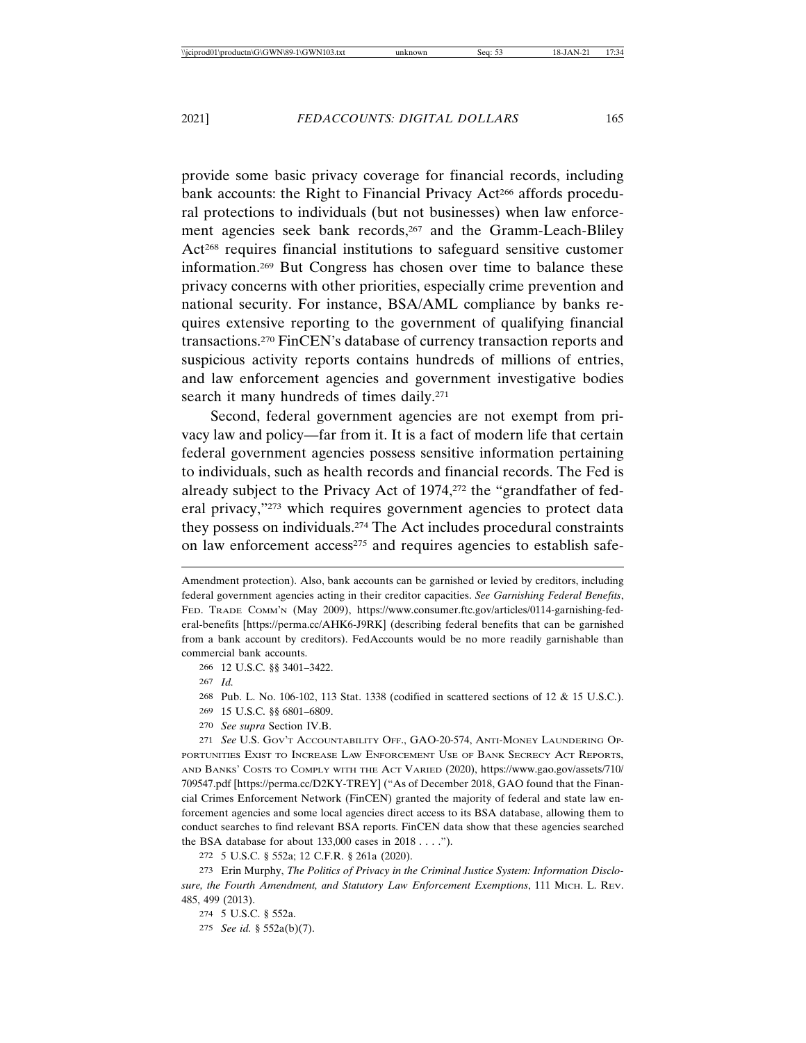provide some basic privacy coverage for financial records, including bank accounts: the Right to Financial Privacy Act[266] affords procedural protections to individuals (but not businesses) when law enforcement agencies seek bank records,[267] and the Gramm-Leach-Bliley Act[268] requires financial institutions to safeguard sensitive customer information.[269] But Congress has chosen over time to balance these privacy concerns with other priorities, especially crime prevention and national security. For instance, BSA/AML compliance by banks requires extensive reporting to the government of qualifying financial transactions.[270] FinCEN's database of currency transaction reports and suspicious activity reports contains hundreds of millions of entries, and law enforcement agencies and government investigative bodies search it many hundreds of times daily.[271]

Second, federal government agencies are not exempt from privacy law and policy—far from it. It is a fact of modern life that certain federal government agencies possess sensitive information pertaining to individuals, such as health records and financial records. The Fed is already subject to the Privacy Act of 1974,[272] the "grandfather of federal privacy,"[273] which requires government agencies to protect data they possess on individuals.[274] The Act includes procedural constraints on law enforcement access[275] and requires agencies to establish safe-

---

Amendment protection). Also, bank accounts can be garnished or levied by creditors, including federal government agencies acting in their creditor capacities. *See Garnishing Federal Benefits*, FED. TRADE COMM'N (May 2009), https://www.consumer.ftc.gov/articles/0114-garnishing-federal-benefits [https://perma.cc/AHK6-J9RK] (describing federal benefits that can be garnished from a bank account by creditors). FedAccounts would be no more readily garnishable than commercial bank accounts.

266 12 U.S.C. §§ 3401–3422.

267 *Id.*

268 Pub. L. No. 106-102, 113 Stat. 1338 (codified in scattered sections of 12 & 15 U.S.C.).

269 15 U.S.C. §§ 6801–6809.

270 *See supra* Section IV.B.

271 *See* U.S. GOV'T ACCOUNTABILITY OFF., GAO-20-574, ANTI-MONEY LAUNDERING OPPORTUNITIES EXIST TO INCREASE LAW ENFORCEMENT USE OF BANK SECRECY ACT REPORTS, AND BANKS' COSTS TO COMPLY WITH THE ACT VARIED (2020), https://www.gao.gov/assets/710/709547.pdf [https://perma.cc/D2KY-TREY] ("As of December 2018, GAO found that the Financial Crimes Enforcement Network (FinCEN) granted the majority of federal and state law enforcement agencies and some local agencies direct access to its BSA database, allowing them to conduct searches to find relevant BSA reports. FinCEN data show that these agencies searched the BSA database for about 133,000 cases in 2018 . . . .").

272 5 U.S.C. § 552a; 12 C.F.R. § 261a (2020).

273 Erin Murphy, *The Politics of Privacy in the Criminal Justice System: Information Disclosure, the Fourth Amendment, and Statutory Law Enforcement Exemptions*, 111 MICH. L. REV. 485, 499 (2013).

274 5 U.S.C. § 552a.

275 *See id.* § 552a(b)(7).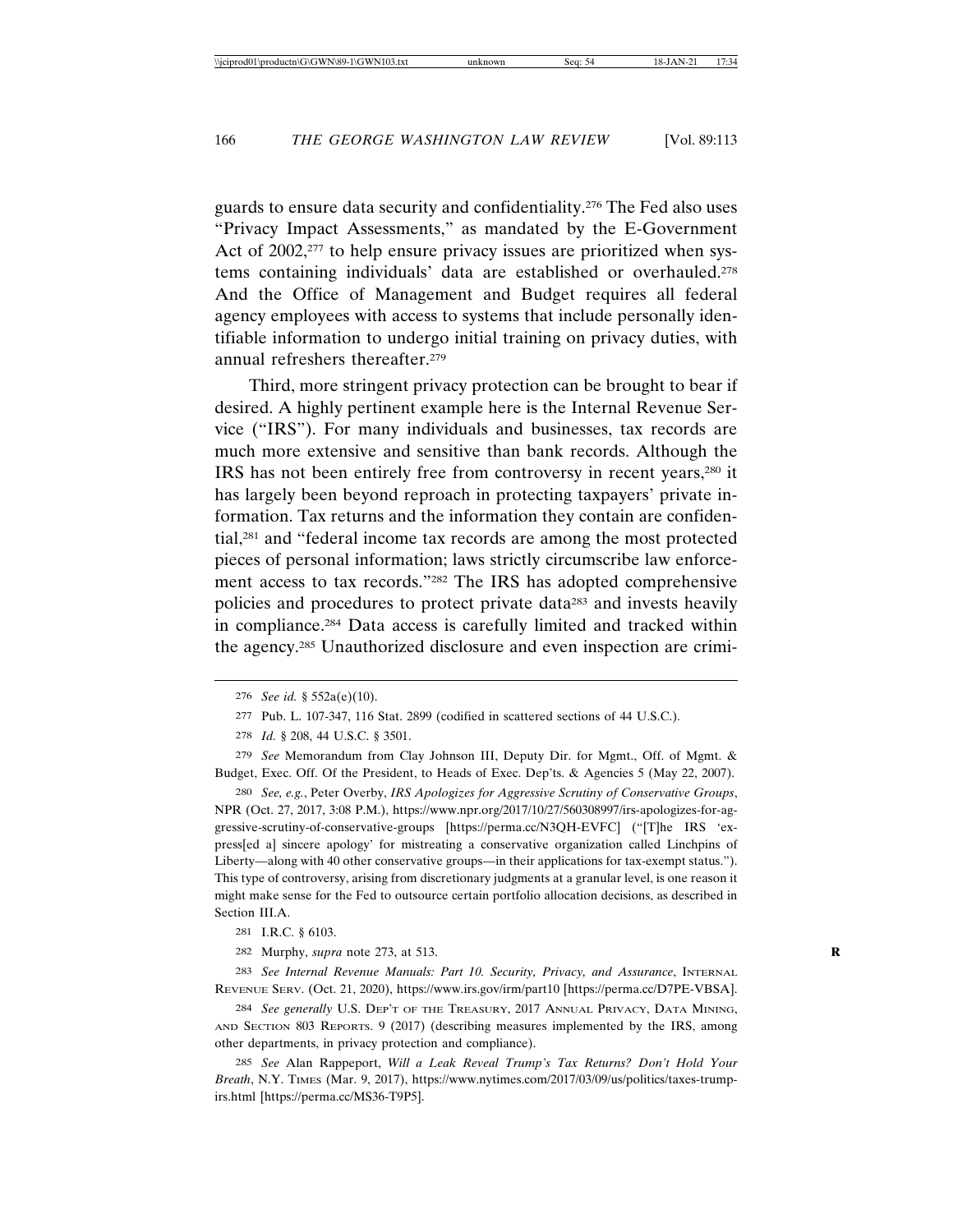guards to ensure data security and confidentiality.[276] The Fed also uses "Privacy Impact Assessments," as mandated by the E-Government Act of 2002,[277] to help ensure privacy issues are prioritized when systems containing individuals' data are established or overhauled.[278] And the Office of Management and Budget requires all federal agency employees with access to systems that include personally identifiable information to undergo initial training on privacy duties, with annual refreshers thereafter.[279]

Third, more stringent privacy protection can be brought to bear if desired. A highly pertinent example here is the Internal Revenue Service ("IRS"). For many individuals and businesses, tax records are much more extensive and sensitive than bank records. Although the IRS has not been entirely free from controversy in recent years,[280] it has largely been beyond reproach in protecting taxpayers' private information. Tax returns and the information they contain are confidential,[281] and "federal income tax records are among the most protected pieces of personal information; laws strictly circumscribe law enforcement access to tax records."[282] The IRS has adopted comprehensive policies and procedures to protect private data[283] and invests heavily in compliance.[284] Data access is carefully limited and tracked within the agency.[285] Unauthorized disclosure and even inspection are crimi-

---

276 *See id.* § 552a(e)(10).

277 Pub. L. 107-347, 116 Stat. 2899 (codified in scattered sections of 44 U.S.C.).

278 *Id.* § 208, 44 U.S.C. § 3501.

279 *See* Memorandum from Clay Johnson III, Deputy Dir. for Mgmt., Off. of Mgmt. & Budget, Exec. Off. Of the President, to Heads of Exec. Dep'ts. & Agencies 5 (May 22, 2007).

280 *See, e.g.*, Peter Overby, *IRS Apologizes for Aggressive Scrutiny of Conservative Groups*, NPR (Oct. 27, 2017, 3:08 P.M.), https://www.npr.org/2017/10/27/560308997/irs-apologizes-for-aggressive-scrutiny-of-conservative-groups [https://perma.cc/N3QH-EVFC] ("[T]he IRS 'express[ed a] sincere apology' for mistreating a conservative organization called Linchpins of Liberty—along with 40 other conservative groups—in their applications for tax-exempt status."). This type of controversy, arising from discretionary judgments at a granular level, is one reason it might make sense for the Fed to outsource certain portfolio allocation decisions, as described in Section III.A.

281 I.R.C. § 6103.

282 Murphy, *supra* note 273, at 513.

283 *See Internal Revenue Manuals: Part 10. Security, Privacy, and Assurance*, INTERNAL REVENUE SERV. (Oct. 21, 2020), https://www.irs.gov/irm/part10 [https://perma.cc/D7PE-VBSA].

284 *See generally* U.S. DEP'T OF THE TREASURY, 2017 ANNUAL PRIVACY, DATA MINING, AND SECTION 803 REPORTS. 9 (2017) (describing measures implemented by the IRS, among other departments, in privacy protection and compliance).

285 *See* Alan Rappeport, *Will a Leak Reveal Trump's Tax Returns? Don't Hold Your Breath*, N.Y. TIMES (Mar. 9, 2017), https://www.nytimes.com/2017/03/09/us/politics/taxes-trump-irs.html [https://perma.cc/MS36-T9P5].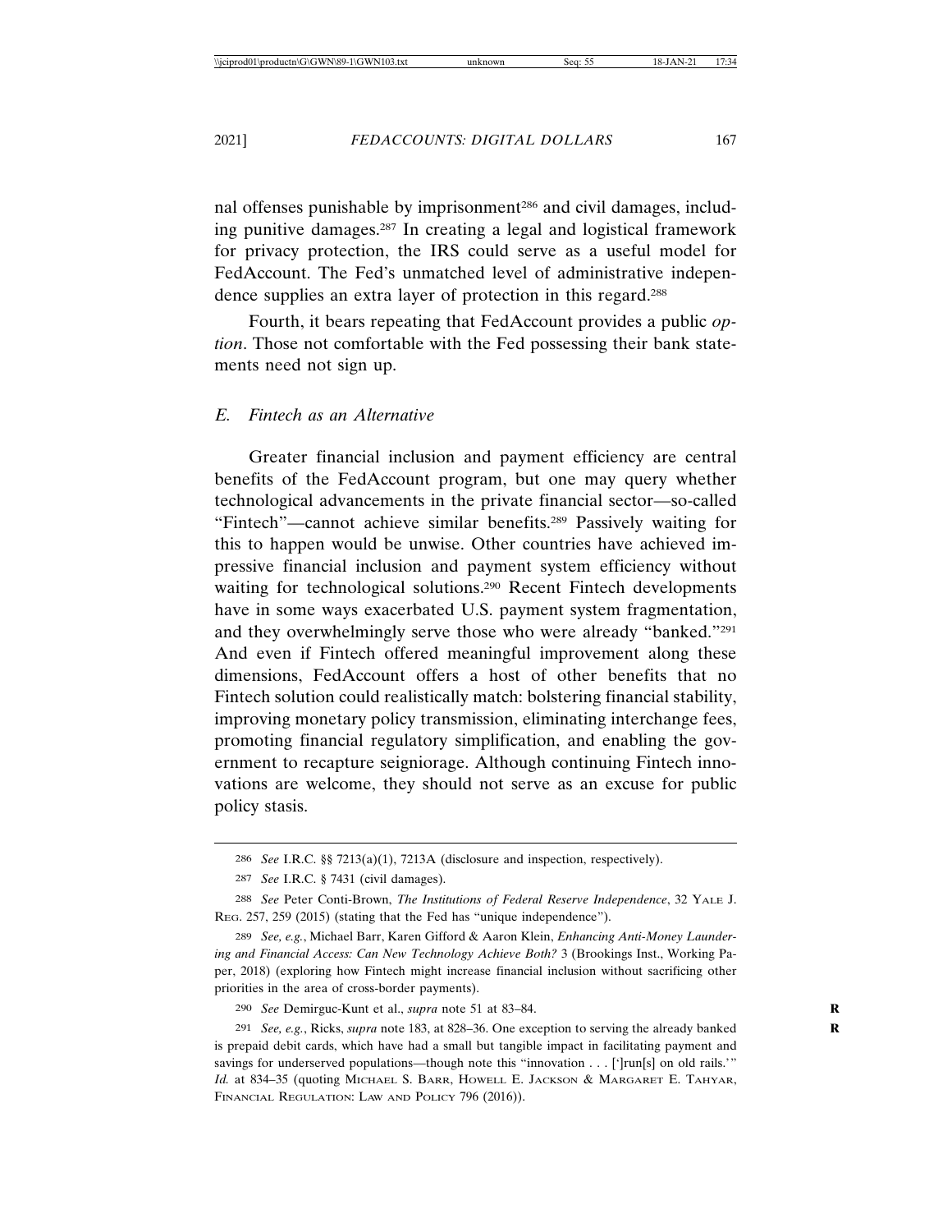nal offenses punishable by imprisonment[286] and civil damages, including punitive damages.[287] In creating a legal and logistical framework for privacy protection, the IRS could serve as a useful model for FedAccount. The Fed's unmatched level of administrative independence supplies an extra layer of protection in this regard.[288]

Fourth, it bears repeating that FedAccount provides a public *option*. Those not comfortable with the Fed possessing their bank statements need not sign up.

### *E. Fintech as an Alternative*

Greater financial inclusion and payment efficiency are central benefits of the FedAccount program, but one may query whether technological advancements in the private financial sector—so-called "Fintech"—cannot achieve similar benefits.[289] Passively waiting for this to happen would be unwise. Other countries have achieved impressive financial inclusion and payment system efficiency without waiting for technological solutions.[290] Recent Fintech developments have in some ways exacerbated U.S. payment system fragmentation, and they overwhelmingly serve those who were already "banked."[291] And even if Fintech offered meaningful improvement along these dimensions, FedAccount offers a host of other benefits that no Fintech solution could realistically match: bolstering financial stability, improving monetary policy transmission, eliminating interchange fees, promoting financial regulatory simplification, and enabling the government to recapture seigniorage. Although continuing Fintech innovations are welcome, they should not serve as an excuse for public policy stasis.

---

286 *See* I.R.C. §§ 7213(a)(1), 7213A (disclosure and inspection, respectively).

287 *See* I.R.C. § 7431 (civil damages).

288 *See* Peter Conti-Brown, *The Institutions of Federal Reserve Independence*, 32 YALE J. REG. 257, 259 (2015) (stating that the Fed has "unique independence").

289 *See, e.g.*, Michael Barr, Karen Gifford & Aaron Klein, *Enhancing Anti-Money Laundering and Financial Access: Can New Technology Achieve Both?* 3 (Brookings Inst., Working Paper, 2018) (exploring how Fintech might increase financial inclusion without sacrificing other priorities in the area of cross-border payments).

290 *See* Demirguc-Kunt et al., *supra* note 51 at 83–84.

291 *See, e.g.*, Ricks, *supra* note 183, at 828–36. One exception to serving the already banked is prepaid debit cards, which have had a small but tangible impact in facilitating payment and savings for underserved populations—though note this "innovation . . . [']run[s] on old rails.'" *Id.* at 834–35 (quoting MICHAEL S. BARR, HOWELL E. JACKSON & MARGARET E. TAHYAR, FINANCIAL REGULATION: LAW AND POLICY 796 (2016)).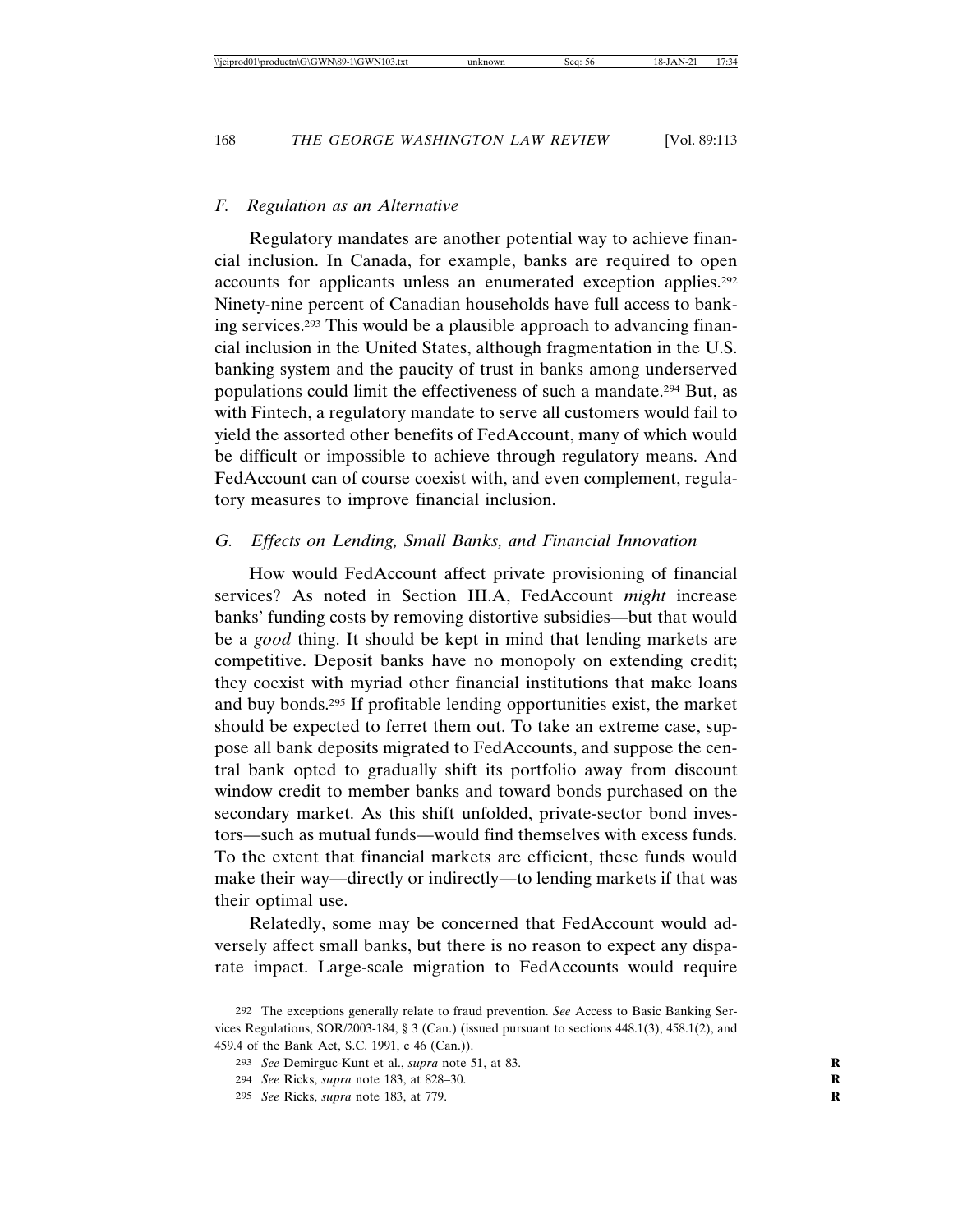### F. *Regulation as an Alternative*

Regulatory mandates are another potential way to achieve financial inclusion. In Canada, for example, banks are required to open accounts for applicants unless an enumerated exception applies.[292] Ninety-nine percent of Canadian households have full access to banking services.[293] This would be a plausible approach to advancing financial inclusion in the United States, although fragmentation in the U.S. banking system and the paucity of trust in banks among underserved populations could limit the effectiveness of such a mandate.[294] But, as with Fintech, a regulatory mandate to serve all customers would fail to yield the assorted other benefits of FedAccount, many of which would be difficult or impossible to achieve through regulatory means. And FedAccount can of course coexist with, and even complement, regulatory measures to improve financial inclusion.

### G. *Effects on Lending, Small Banks, and Financial Innovation*

How would FedAccount affect private provisioning of financial services? As noted in Section III.A, FedAccount *might* increase banks' funding costs by removing distortive subsidies—but that would be a *good* thing. It should be kept in mind that lending markets are competitive. Deposit banks have no monopoly on extending credit; they coexist with myriad other financial institutions that make loans and buy bonds.[295] If profitable lending opportunities exist, the market should be expected to ferret them out. To take an extreme case, suppose all bank deposits migrated to FedAccounts, and suppose the central bank opted to gradually shift its portfolio away from discount window credit to member banks and toward bonds purchased on the secondary market. As this shift unfolded, private-sector bond investors—such as mutual funds—would find themselves with excess funds. To the extent that financial markets are efficient, these funds would make their way—directly or indirectly—to lending markets if that was their optimal use.

Relatedly, some may be concerned that FedAccount would adversely affect small banks, but there is no reason to expect any disparate impact. Large-scale migration to FedAccounts would require

---

292 The exceptions generally relate to fraud prevention. *See* Access to Basic Banking Services Regulations, SOR/2003-184, § 3 (Can.) (issued pursuant to sections 448.1(3), 458.1(2), and 459.4 of the Bank Act, S.C. 1991, c 46 (Can.)).

293 *See* Demirguc-Kunt et al., *supra* note 51, at 83.

294 *See* Ricks, *supra* note 183, at 828–30.

295 *See* Ricks, *supra* note 183, at 779.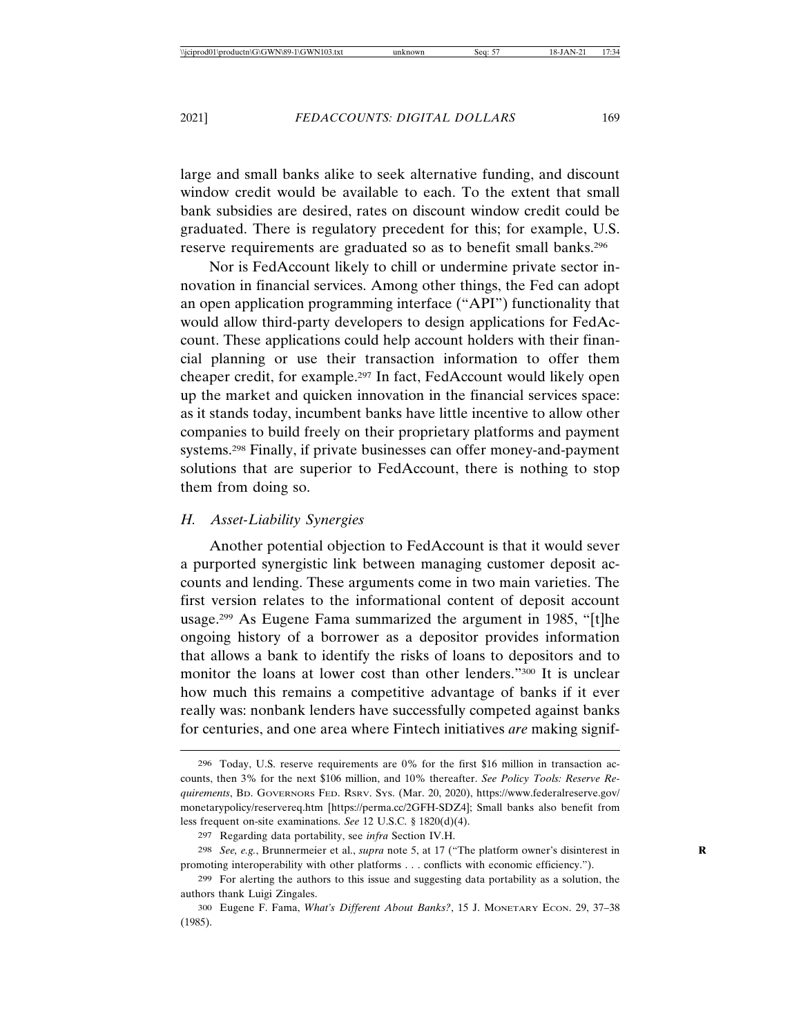large and small banks alike to seek alternative funding, and discount window credit would be available to each. To the extent that small bank subsidies are desired, rates on discount window credit could be graduated. There is regulatory precedent for this; for example, U.S. reserve requirements are graduated so as to benefit small banks.[296]

Nor is FedAccount likely to chill or undermine private sector innovation in financial services. Among other things, the Fed can adopt an open application programming interface ("API") functionality that would allow third-party developers to design applications for FedAccount. These applications could help account holders with their financial planning or use their transaction information to offer them cheaper credit, for example.[297] In fact, FedAccount would likely open up the market and quicken innovation in the financial services space: as it stands today, incumbent banks have little incentive to allow other companies to build freely on their proprietary platforms and payment systems.[298] Finally, if private businesses can offer money-and-payment solutions that are superior to FedAccount, there is nothing to stop them from doing so.

### *H. Asset-Liability Synergies*

Another potential objection to FedAccount is that it would sever a purported synergistic link between managing customer deposit accounts and lending. These arguments come in two main varieties. The first version relates to the informational content of deposit account usage.[299] As Eugene Fama summarized the argument in 1985, "[t]he ongoing history of a borrower as a depositor provides information that allows a bank to identify the risks of loans to depositors and to monitor the loans at lower cost than other lenders."[300] It is unclear how much this remains a competitive advantage of banks if it ever really was: nonbank lenders have successfully competed against banks for centuries, and one area where Fintech initiatives *are* making signif-

---

296 Today, U.S. reserve requirements are 0% for the first $16 million in transaction accounts, then 3% for the next $106 million, and 10% thereafter. *See Policy Tools: Reserve Requirements*, BD. GOVERNORS FED. RSRV. SYS. (Mar. 20, 2020), https://www.federalreserve.gov/monetarypolicy/reservereq.htm [https://perma.cc/2GFH-SDZ4]; Small banks also benefit from less frequent on-site examinations. *See* 12 U.S.C. § 1820(d)(4).

297 Regarding data portability, see *infra* Section IV.H.

298 *See, e.g.*, Brunnermeier et al., *supra* note 5, at 17 ("The platform owner's disinterest in promoting interoperability with other platforms . . . conflicts with economic efficiency.").

299 For alerting the authors to this issue and suggesting data portability as a solution, the authors thank Luigi Zingales.

300 Eugene F. Fama, *What's Different About Banks?*, 15 J. MONETARY ECON. 29, 37–38 (1985).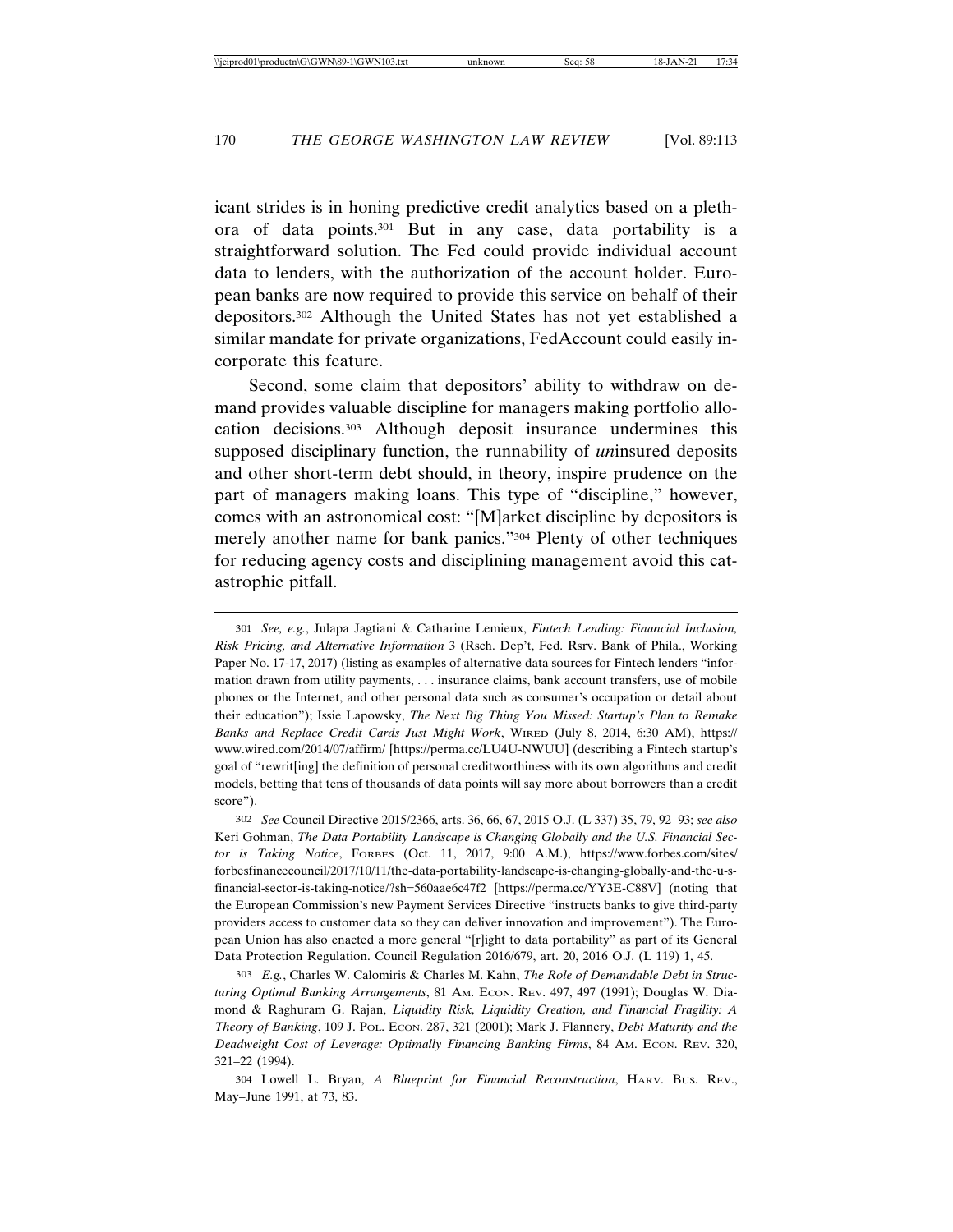icant strides is in honing predictive credit analytics based on a plethora of data points.[301] But in any case, data portability is a straightforward solution. The Fed could provide individual account data to lenders, with the authorization of the account holder. European banks are now required to provide this service on behalf of their depositors.[302] Although the United States has not yet established a similar mandate for private organizations, FedAccount could easily incorporate this feature.

Second, some claim that depositors' ability to withdraw on demand provides valuable discipline for managers making portfolio allocation decisions.[303] Although deposit insurance undermines this supposed disciplinary function, the runnability of *un*insured deposits and other short-term debt should, in theory, inspire prudence on the part of managers making loans. This type of "discipline," however, comes with an astronomical cost: "[M]arket discipline by depositors is merely another name for bank panics."[304] Plenty of other techniques for reducing agency costs and disciplining management avoid this catastrophic pitfall.

---

301 *See, e.g.*, Julapa Jagtiani & Catharine Lemieux, *Fintech Lending: Financial Inclusion, Risk Pricing, and Alternative Information* 3 (Rsch. Dep't, Fed. Rsrv. Bank of Phila., Working Paper No. 17-17, 2017) (listing as examples of alternative data sources for Fintech lenders "information drawn from utility payments, . . . insurance claims, bank account transfers, use of mobile phones or the Internet, and other personal data such as consumer's occupation or detail about their education"); Issie Lapowsky, *The Next Big Thing You Missed: Startup's Plan to Remake Banks and Replace Credit Cards Just Might Work*, WIRED (July 8, 2014, 6:30 AM), https://www.wired.com/2014/07/affirm/ [https://perma.cc/LU4U-NWUU] (describing a Fintech startup's goal of "rewrit[ing] the definition of personal creditworthiness with its own algorithms and credit models, betting that tens of thousands of data points will say more about borrowers than a credit score").

302 *See* Council Directive 2015/2366, arts. 36, 66, 67, 2015 O.J. (L 337) 35, 79, 92–93; *see also* Keri Gohman, *The Data Portability Landscape is Changing Globally and the U.S. Financial Sector is Taking Notice*, FORBES (Oct. 11, 2017, 9:00 A.M.), https://www.forbes.com/sites/forbesfinancecouncil/2017/10/11/the-data-portability-landscape-is-changing-globally-and-the-u-s-financial-sector-is-taking-notice/?sh=560aae6c47f2 [https://perma.cc/YY3E-C88V] (noting that the European Commission's new Payment Services Directive "instructs banks to give third-party providers access to customer data so they can deliver innovation and improvement"). The European Union has also enacted a more general "[r]ight to data portability" as part of its General Data Protection Regulation. Council Regulation 2016/679, art. 20, 2016 O.J. (L 119) 1, 45.

303 *E.g.*, Charles W. Calomiris & Charles M. Kahn, *The Role of Demandable Debt in Structuring Optimal Banking Arrangements*, 81 AM. ECON. REV. 497, 497 (1991); Douglas W. Diamond & Raghuram G. Rajan, *Liquidity Risk, Liquidity Creation, and Financial Fragility: A Theory of Banking*, 109 J. POL. ECON. 287, 321 (2001); Mark J. Flannery, *Debt Maturity and the Deadweight Cost of Leverage: Optimally Financing Banking Firms*, 84 AM. ECON. REV. 320, 321–22 (1994).

304 Lowell L. Bryan, *A Blueprint for Financial Reconstruction*, HARV. BUS. REV., May–June 1991, at 73, 83.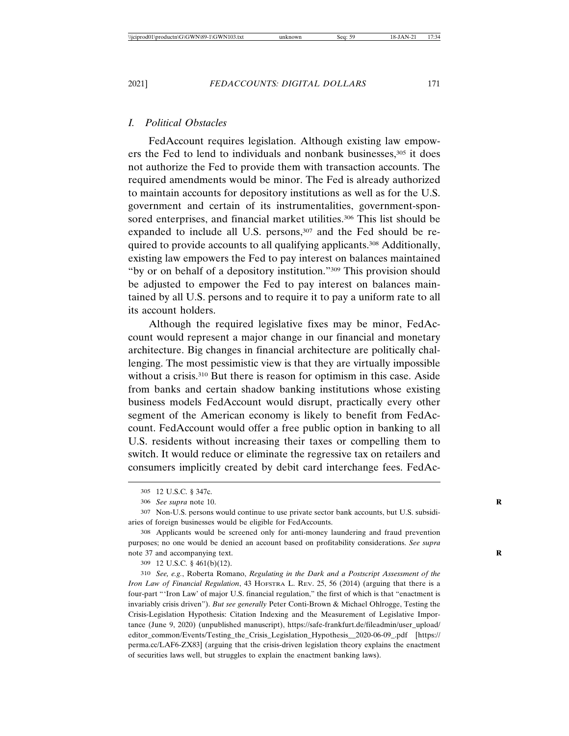### *I. Political Obstacles*

FedAccount requires legislation. Although existing law empowers the Fed to lend to individuals and nonbank businesses,[305] it does not authorize the Fed to provide them with transaction accounts. The required amendments would be minor. The Fed is already authorized to maintain accounts for depository institutions as well as for the U.S. government and certain of its instrumentalities, government-sponsored enterprises, and financial market utilities.[306] This list should be expanded to include all U.S. persons,[307] and the Fed should be required to provide accounts to all qualifying applicants.[308] Additionally, existing law empowers the Fed to pay interest on balances maintained "by or on behalf of a depository institution."[309] This provision should be adjusted to empower the Fed to pay interest on balances maintained by all U.S. persons and to require it to pay a uniform rate to all its account holders.

Although the required legislative fixes may be minor, FedAccount would represent a major change in our financial and monetary architecture. Big changes in financial architecture are politically challenging. The most pessimistic view is that they are virtually impossible without a crisis.[310] But there is reason for optimism in this case. Aside from banks and certain shadow banking institutions whose existing business models FedAccount would disrupt, practically every other segment of the American economy is likely to benefit from FedAccount. FedAccount would offer a free public option in banking to all U.S. residents without increasing their taxes or compelling them to switch. It would reduce or eliminate the regressive tax on retailers and consumers implicitly created by debit card interchange fees. FedAc-

---

305 12 U.S.C. § 347c.

306 *See supra* note 10.

307 Non-U.S. persons would continue to use private sector bank accounts, but U.S. subsidiaries of foreign businesses would be eligible for FedAccounts.

308 Applicants would be screened only for anti-money laundering and fraud prevention purposes; no one would be denied an account based on profitability considerations. *See supra* note 37 and accompanying text.

309 12 U.S.C. § 461(b)(12).

310 *See, e.g.*, Roberta Romano, *Regulating in the Dark and a Postscript Assessment of the Iron Law of Financial Regulation*, 43 HOFSTRA L. REV. 25, 56 (2014) (arguing that there is a four-part "'Iron Law' of major U.S. financial regulation," the first of which is that "enactment is invariably crisis driven"). *But see generally* Peter Conti-Brown & Michael Ohlrogge, Testing the Crisis-Legislation Hypothesis: Citation Indexing and the Measurement of Legislative Importance (June 9, 2020) (unpublished manuscript), https://safe-frankfurt.de/fileadmin/user_upload/editor_common/Events/Testing_the_Crisis_Legislation_Hypothesis__2020-06-09_.pdf [https://perma.cc/LAF6-ZX83] (arguing that the crisis-driven legislation theory explains the enactment of securities laws well, but struggles to explain the enactment banking laws).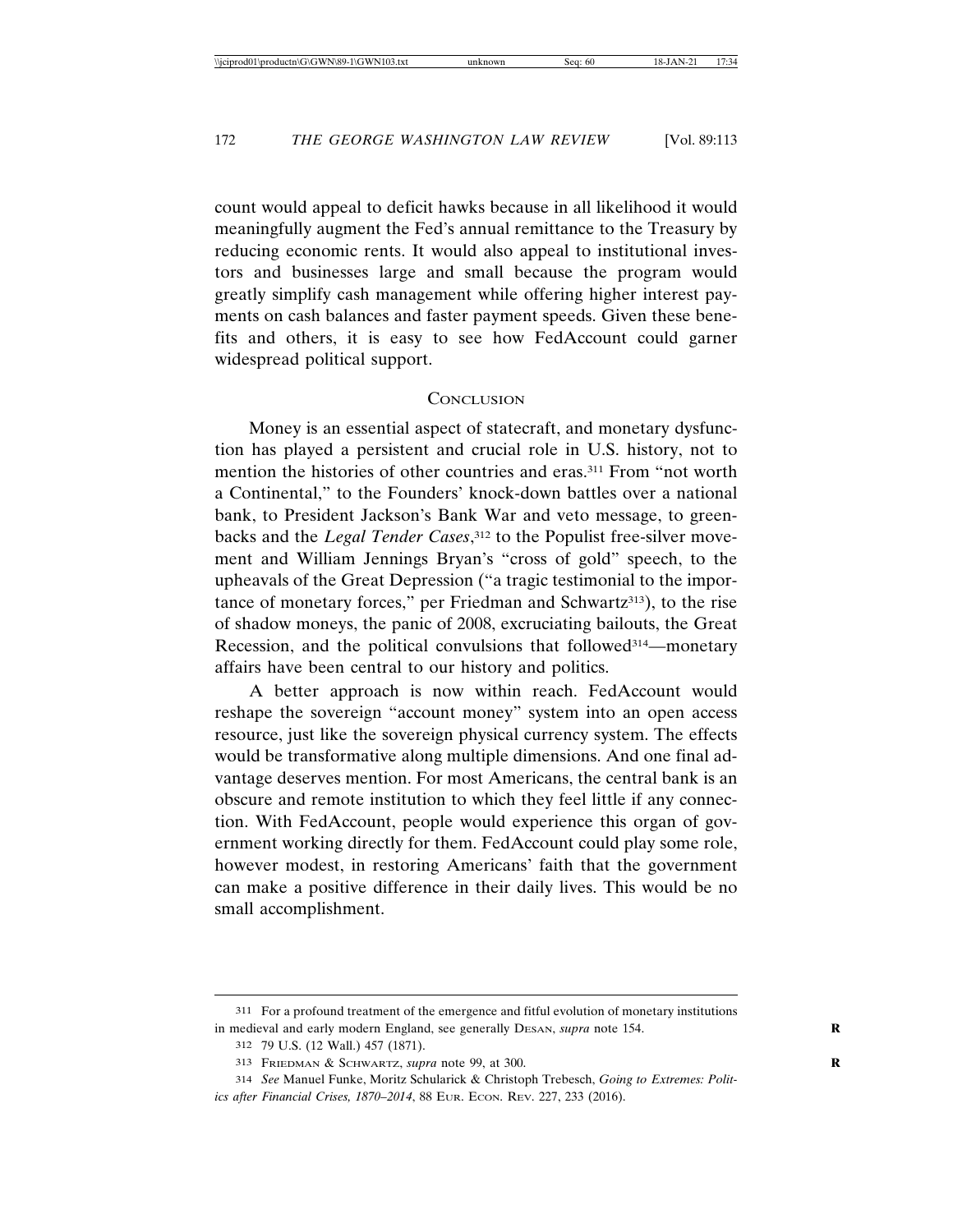count would appeal to deficit hawks because in all likelihood it would meaningfully augment the Fed's annual remittance to the Treasury by reducing economic rents. It would also appeal to institutional investors and businesses large and small because the program would greatly simplify cash management while offering higher interest payments on cash balances and faster payment speeds. Given these benefits and others, it is easy to see how FedAccount could garner widespread political support.

## Conclusion

Money is an essential aspect of statecraft, and monetary dysfunction has played a persistent and crucial role in U.S. history, not to mention the histories of other countries and eras.[311] From "not worth a Continental," to the Founders' knock-down battles over a national bank, to President Jackson's Bank War and veto message, to greenbacks and the *Legal Tender Cases*,[312] to the Populist free-silver movement and William Jennings Bryan's "cross of gold" speech, to the upheavals of the Great Depression ("a tragic testimonial to the importance of monetary forces," per Friedman and Schwartz[313]), to the rise of shadow moneys, the panic of 2008, excruciating bailouts, the Great Recession, and the political convulsions that followed[314]—monetary affairs have been central to our history and politics.

A better approach is now within reach. FedAccount would reshape the sovereign "account money" system into an open access resource, just like the sovereign physical currency system. The effects would be transformative along multiple dimensions. And one final advantage deserves mention. For most Americans, the central bank is an obscure and remote institution to which they feel little if any connection. With FedAccount, people would experience this organ of government working directly for them. FedAccount could play some role, however modest, in restoring Americans' faith that the government can make a positive difference in their daily lives. This would be no small accomplishment.

---

311 For a profound treatment of the emergence and fitful evolution of monetary institutions in medieval and early modern England, see generally Desan, *supra* note 154.

312 79 U.S. (12 Wall.) 457 (1871).

313 Friedman & Schwartz, *supra* note 99, at 300.

314 *See* Manuel Funke, Moritz Schularick & Christoph Trebesch, *Going to Extremes: Politics after Financial Crises, 1870–2014*, 88 Eur. Econ. Rev. 227, 233 (2016).